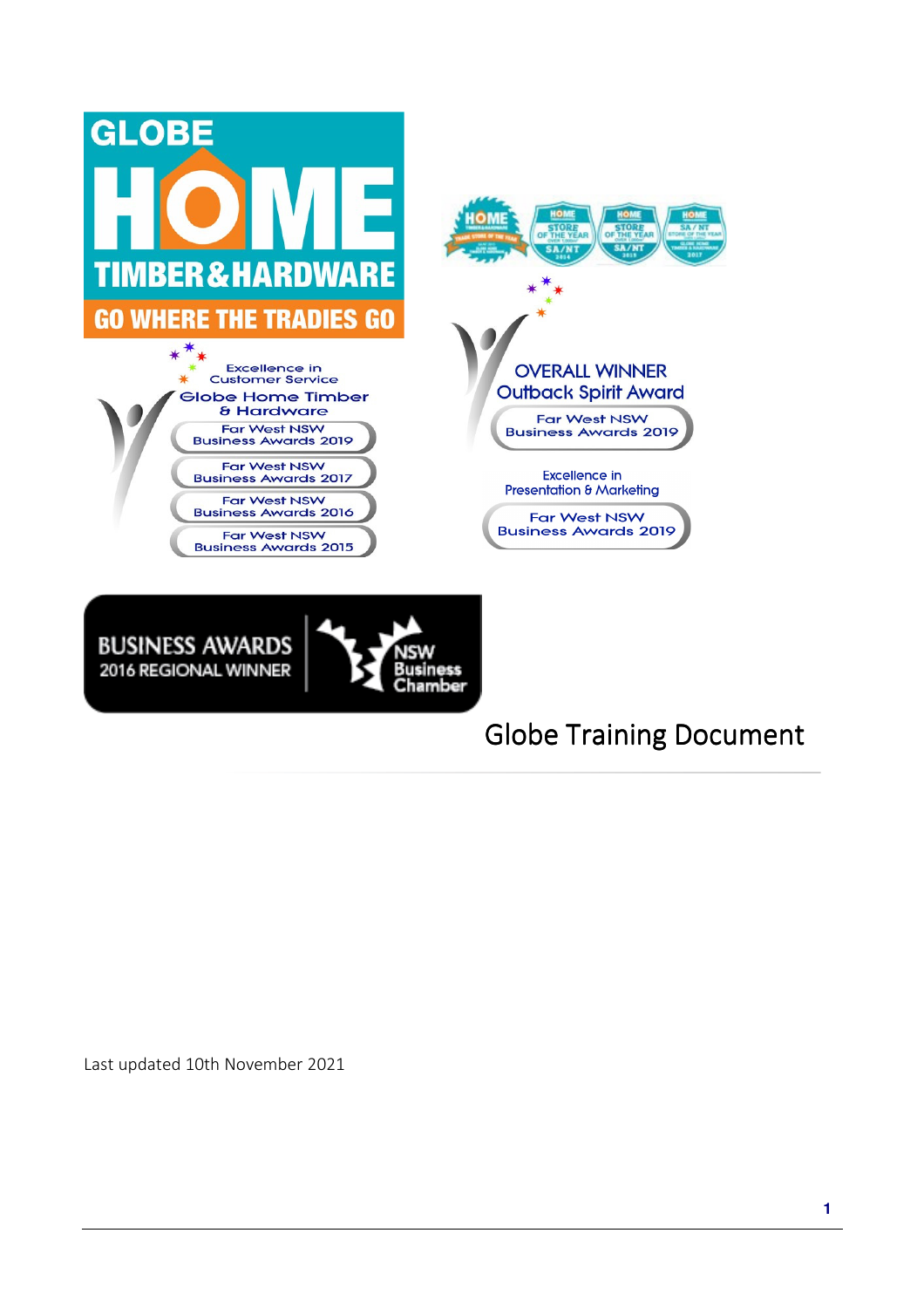GLOBE

HOME

TIMBER & HARDWARE

GO WHERE THE TRADIES GO

Excellence in Customer Service
Globe Home Timber & Hardware
Far West NSW Business Awards 2019
Far West NSW Business Awards 2017
Far West NSW Business Awards 2016
Far West NSW Business Awards 2015

OVERALL WINNER
Outback Spirit Award
Far West NSW Business Awards 2019

Excellence in Presentation & Marketing
Far West NSW Business Awards 2019

BUSINESS AWARDS
2016 REGIONAL WINNER
NSW Business Chamber

# Globe Training Document

Last updated 10th November 2021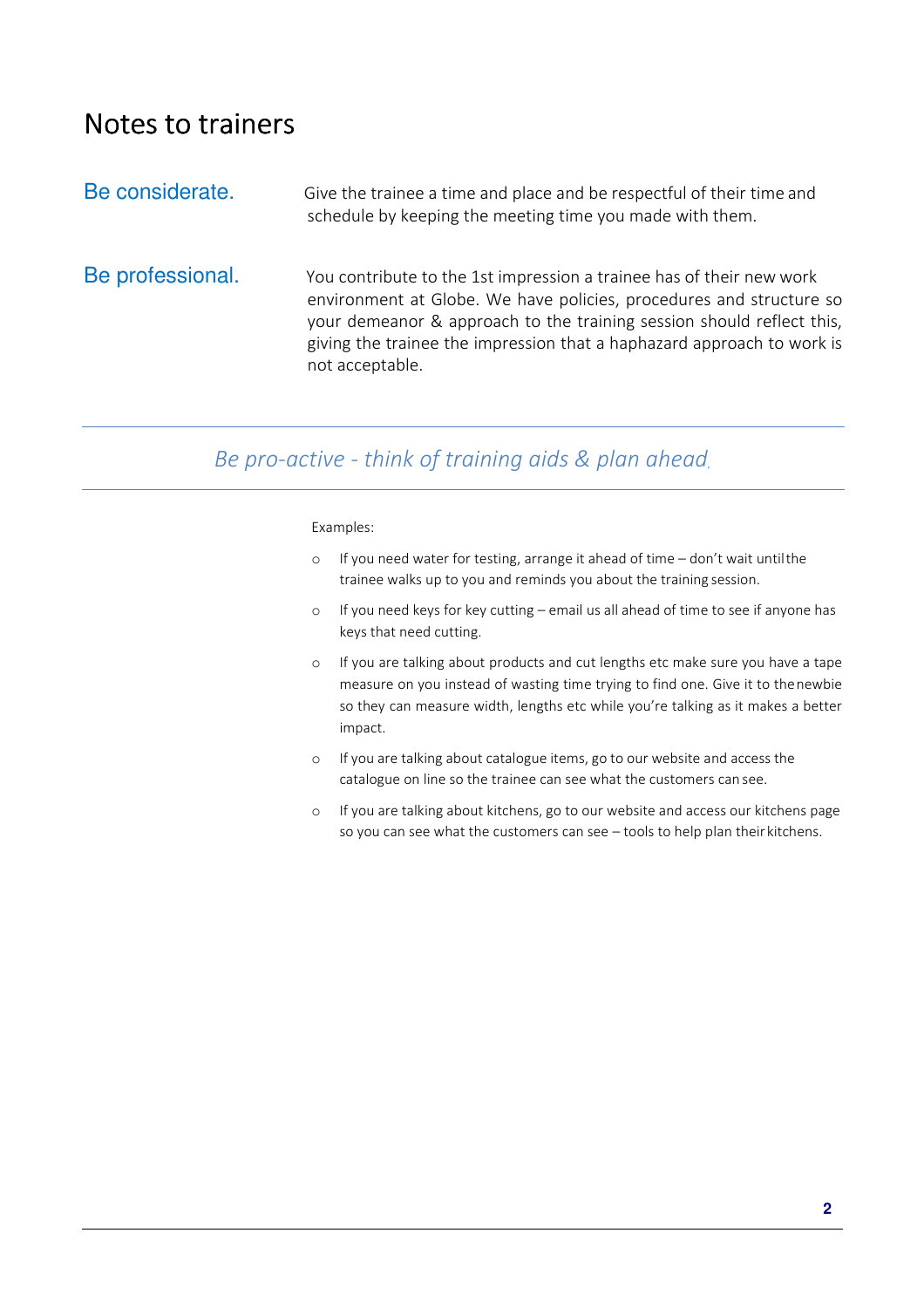# Notes to trainers

**Be considerate.** Give the trainee a time and place and be respectful of their time and schedule by keeping the meeting time you made with them.

**Be professional.** You contribute to the 1st impression a trainee has of their new work environment at Globe. We have policies, procedures and structure so your demeanor & approach to the training session should reflect this, giving the trainee the impression that a haphazard approach to work is not acceptable.

---

## *Be pro-active - think of training aids & plan ahead.*

---

Examples:

- If you need water for testing, arrange it ahead of time – don't wait until the trainee walks up to you and reminds you about the training session.
- If you need keys for key cutting – email us all ahead of time to see if anyone has keys that need cutting.
- If you are talking about products and cut lengths etc make sure you have a tape measure on you instead of wasting time trying to find one. Give it to the newbie so they can measure width, lengths etc while you're talking as it makes a better impact.
- If you are talking about catalogue items, go to our website and access the catalogue on line so the trainee can see what the customers can see.
- If you are talking about kitchens, go to our website and access our kitchens page so you can see what the customers can see – tools to help plan their kitchens.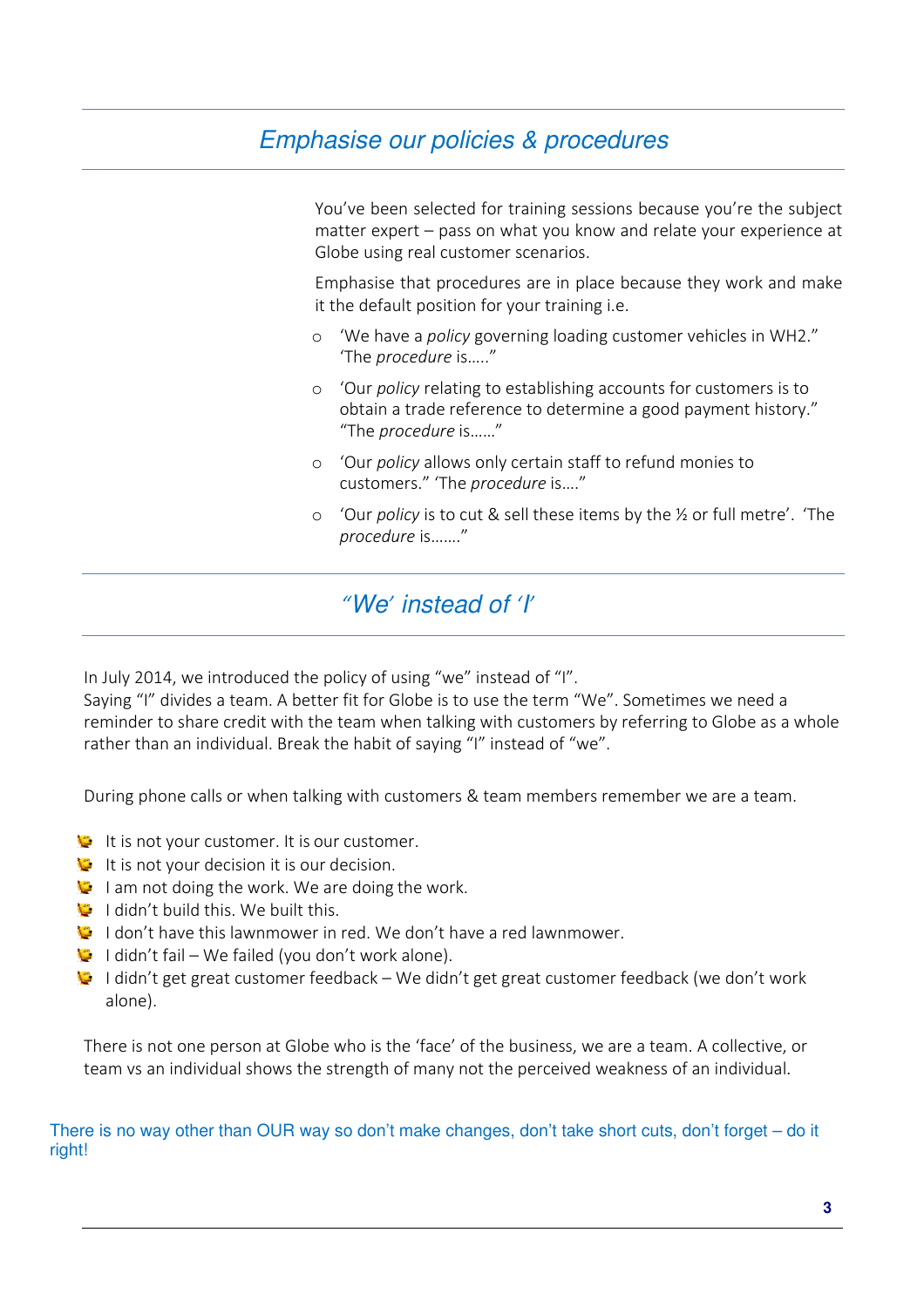## *Emphasise our policies & procedures*

You've been selected for training sessions because you're the subject matter expert – pass on what you know and relate your experience at Globe using real customer scenarios.

Emphasise that procedures are in place because they work and make it the default position for your training i.e.

- 'We have a *policy* governing loading customer vehicles in WH2." 'The *procedure* is….."
- 'Our *policy* relating to establishing accounts for customers is to obtain a trade reference to determine a good payment history." "The *procedure* is……"
- 'Our *policy* allows only certain staff to refund monies to customers." 'The *procedure* is…."
- 'Our *policy* is to cut & sell these items by the ½ or full metre'. 'The *procedure* is……."

## *"We' instead of 'I'*

In July 2014, we introduced the policy of using "we" instead of "I".
Saying "I" divides a team. A better fit for Globe is to use the term "We". Sometimes we need a reminder to share credit with the team when talking with customers by referring to Globe as a whole rather than an individual. Break the habit of saying "I" instead of "we".

During phone calls or when talking with customers & team members remember we are a team.

- It is not your customer. It is our customer.
- It is not your decision it is our decision.
- I am not doing the work. We are doing the work.
- I didn't build this. We built this.
- I don't have this lawnmower in red. We don't have a red lawnmower.
- I didn't fail – We failed (you don't work alone).
- I didn't get great customer feedback – We didn't get great customer feedback (we don't work alone).

There is not one person at Globe who is the 'face' of the business, we are a team. A collective, or team vs an individual shows the strength of many not the perceived weakness of an individual.

There is no way other than OUR way so don't make changes, don't take short cuts, don't forget – do it right!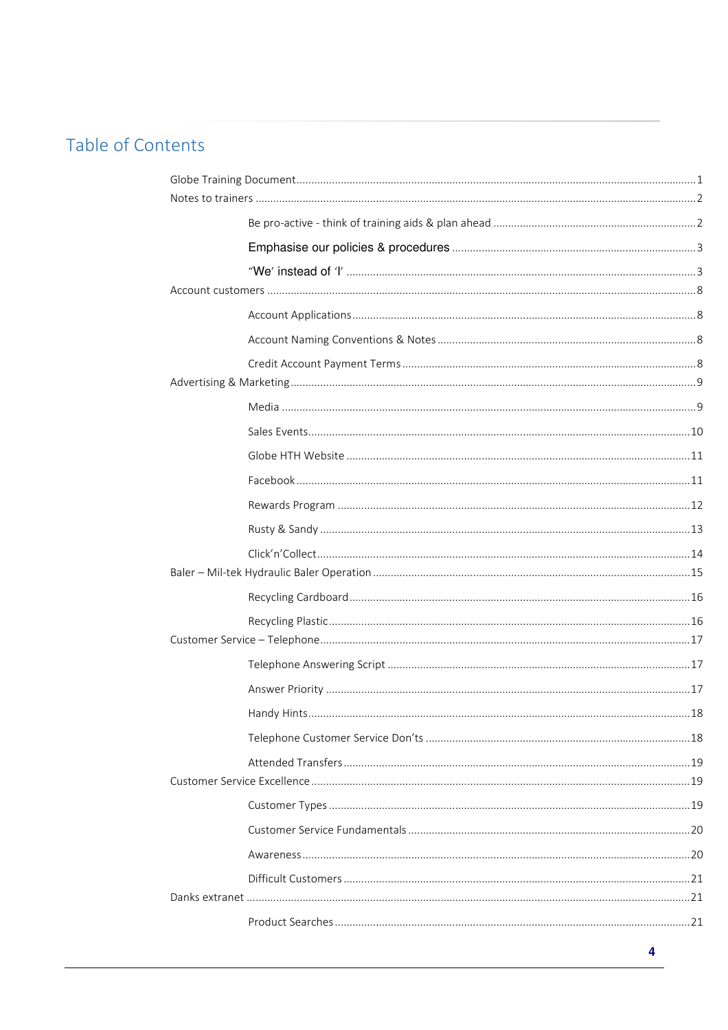# Table of Contents

- Globe Training Document ..... 1
- Notes to trainers ..... 2
  - Be pro-active - think of training aids & plan ahead ..... 2
  - Emphasise our policies & procedures ..... 3
  - "We' instead of 'I' ..... 3
- Account customers ..... 8
  - Account Applications ..... 8
  - Account Naming Conventions & Notes ..... 8
  - Credit Account Payment Terms ..... 8
- Advertising & Marketing ..... 9
  - Media ..... 9
  - Sales Events ..... 10
  - Globe HTH Website ..... 11
  - Facebook ..... 11
  - Rewards Program ..... 12
  - Rusty & Sandy ..... 13
  - Click'n'Collect ..... 14
- Baler – Mil-tek Hydraulic Baler Operation ..... 15
  - Recycling Cardboard ..... 16
  - Recycling Plastic ..... 16
- Customer Service – Telephone ..... 17
  - Telephone Answering Script ..... 17
  - Answer Priority ..... 17
  - Handy Hints ..... 18
  - Telephone Customer Service Don'ts ..... 18
  - Attended Transfers ..... 19
- Customer Service Excellence ..... 19
  - Customer Types ..... 19
  - Customer Service Fundamentals ..... 20
  - Awareness ..... 20
  - Difficult Customers ..... 21
- Danks extranet ..... 21
  - Product Searches ..... 21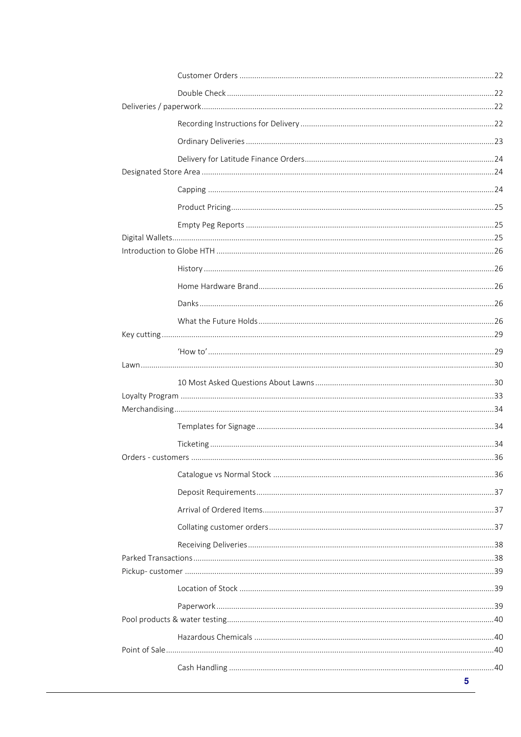- Customer Orders ........ 22
- Double Check ........ 22

Deliveries / paperwork ........ 22

- Recording Instructions for Delivery ........ 22
- Ordinary Deliveries ........ 23
- Delivery for Latitude Finance Orders ........ 24

Designated Store Area ........ 24

- Capping ........ 24
- Product Pricing ........ 25
- Empty Peg Reports ........ 25

Digital Wallets ........ 25

Introduction to Globe HTH ........ 26

- History ........ 26
- Home Hardware Brand ........ 26
- Danks ........ 26
- What the Future Holds ........ 26

Key cutting ........ 29

- 'How to' ........ 29

Lawn ........ 30

- 10 Most Asked Questions About Lawns ........ 30

Loyalty Program ........ 33

Merchandising ........ 34

- Templates for Signage ........ 34
- Ticketing ........ 34

Orders - customers ........ 36

- Catalogue vs Normal Stock ........ 36
- Deposit Requirements ........ 37
- Arrival of Ordered Items ........ 37
- Collating customer orders ........ 37
- Receiving Deliveries ........ 38

Parked Transactions ........ 38

Pickup- customer ........ 39

- Location of Stock ........ 39
- Paperwork ........ 39

Pool products & water testing ........ 40

- Hazardous Chemicals ........ 40

Point of Sale ........ 40

- Cash Handling ........ 40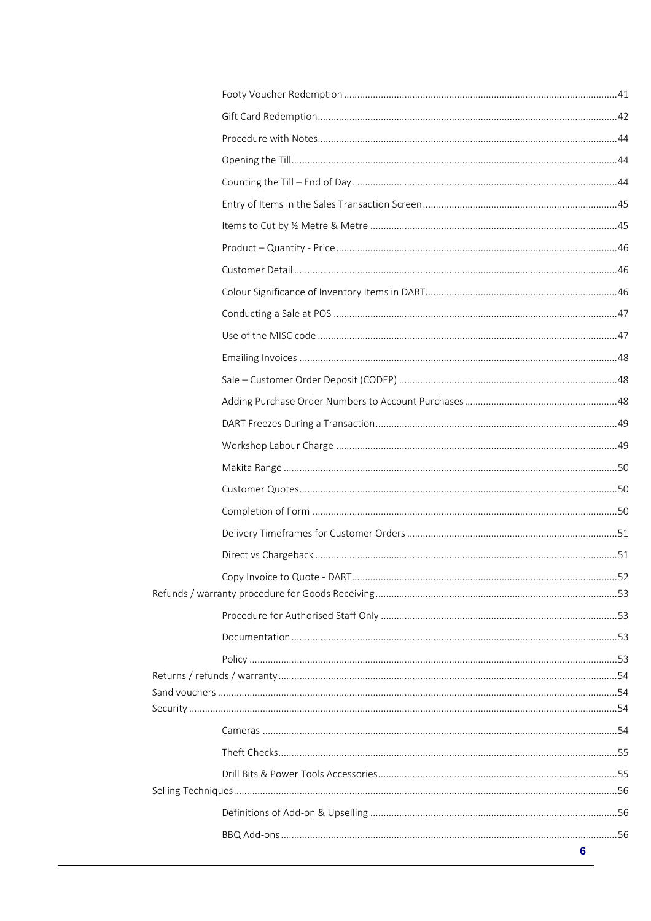- Footy Voucher Redemption ....... 41
- Gift Card Redemption ....... 42
- Procedure with Notes ....... 44
- Opening the Till ....... 44
- Counting the Till – End of Day ....... 44
- Entry of Items in the Sales Transaction Screen ....... 45
- Items to Cut by ½ Metre & Metre ....... 45
- Product – Quantity - Price ....... 46
- Customer Detail ....... 46
- Colour Significance of Inventory Items in DART ....... 46
- Conducting a Sale at POS ....... 47
- Use of the MISC code ....... 47
- Emailing Invoices ....... 48
- Sale – Customer Order Deposit (CODEP) ....... 48
- Adding Purchase Order Numbers to Account Purchases ....... 48
- DART Freezes During a Transaction ....... 49
- Workshop Labour Charge ....... 49
- Makita Range ....... 50
- Customer Quotes ....... 50
- Completion of Form ....... 50
- Delivery Timeframes for Customer Orders ....... 51
- Direct vs Chargeback ....... 51
- Copy Invoice to Quote - DART ....... 52

Refunds / warranty procedure for Goods Receiving ....... 53

- Procedure for Authorised Staff Only ....... 53
- Documentation ....... 53
- Policy ....... 53

Returns / refunds / warranty ....... 54

Sand vouchers ....... 54

Security ....... 54

- Cameras ....... 54
- Theft Checks ....... 55
- Drill Bits & Power Tools Accessories ....... 55

Selling Techniques ....... 56

- Definitions of Add-on & Upselling ....... 56
- BBQ Add-ons ....... 56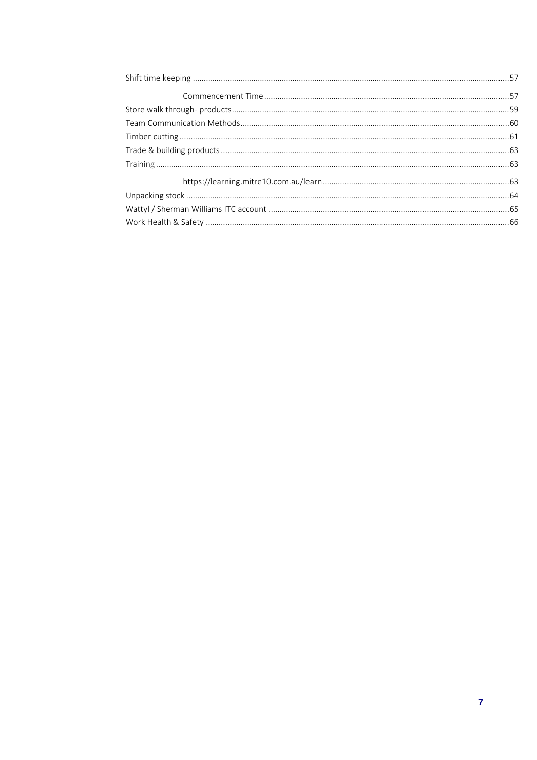Shift time keeping ......................................................................................................................................57

Commencement Time .............................................................................................................57

Store walk through- products...........................................................................................................59

Team Communication Methods........................................................................................................60

Timber cutting ....................................................................................................................................61

Trade & building products .................................................................................................................63

Training ..............................................................................................................................................63

https://learning.mitre10.com.au/learn ..................................................................................63

Unpacking stock .................................................................................................................................64

Wattyl / Sherman Williams ITC account ............................................................................................65

Work Health & Safety ........................................................................................................................66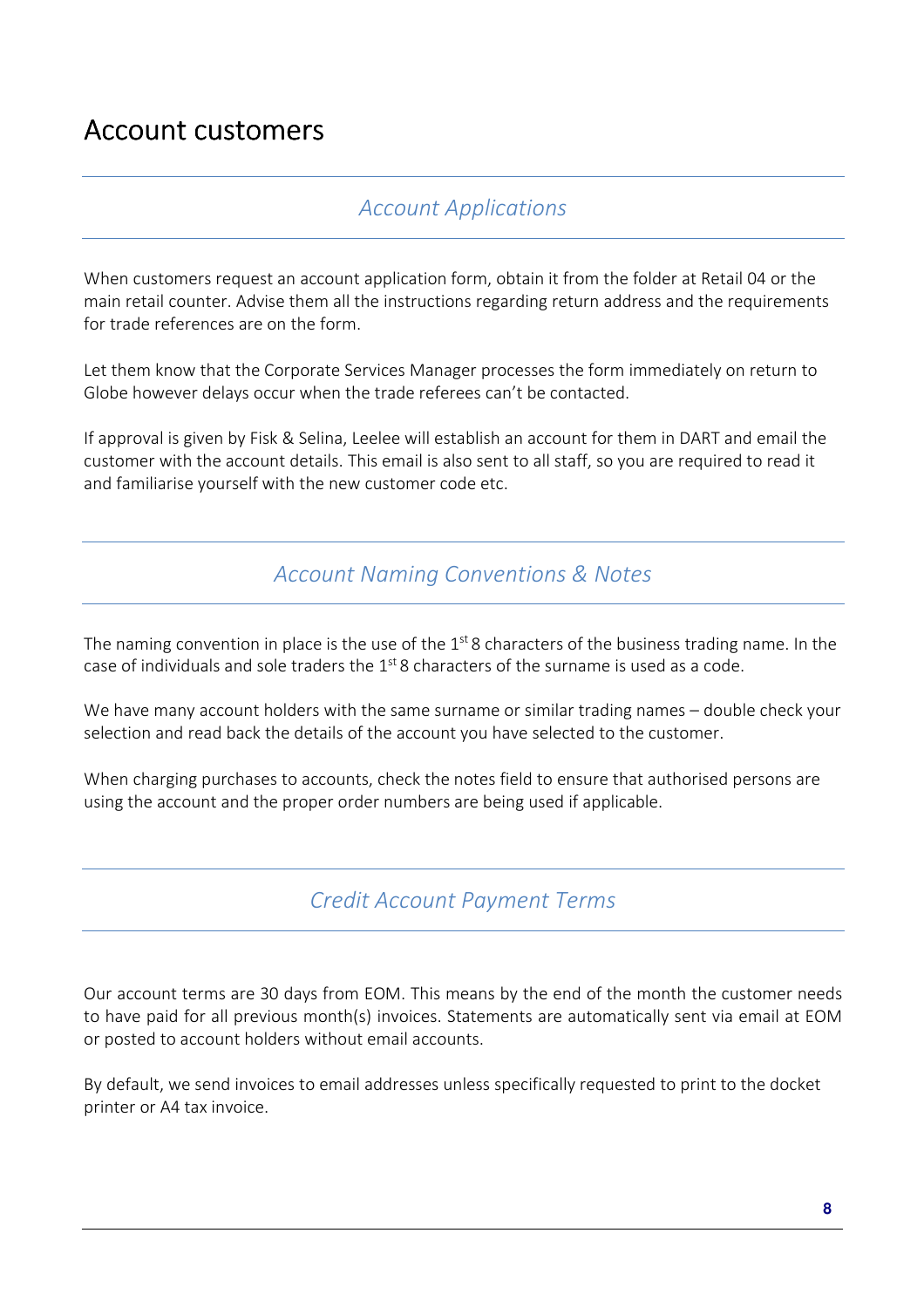# Account customers

## *Account Applications*

When customers request an account application form, obtain it from the folder at Retail 04 or the main retail counter. Advise them all the instructions regarding return address and the requirements for trade references are on the form.

Let them know that the Corporate Services Manager processes the form immediately on return to Globe however delays occur when the trade referees can't be contacted.

If approval is given by Fisk & Selina, Leelee will establish an account for them in DART and email the customer with the account details. This email is also sent to all staff, so you are required to read it and familiarise yourself with the new customer code etc.

## *Account Naming Conventions & Notes*

The naming convention in place is the use of the 1st 8 characters of the business trading name. In the case of individuals and sole traders the 1st 8 characters of the surname is used as a code.

We have many account holders with the same surname or similar trading names – double check your selection and read back the details of the account you have selected to the customer.

When charging purchases to accounts, check the notes field to ensure that authorised persons are using the account and the proper order numbers are being used if applicable.

## *Credit Account Payment Terms*

Our account terms are 30 days from EOM. This means by the end of the month the customer needs to have paid for all previous month(s) invoices. Statements are automatically sent via email at EOM or posted to account holders without email accounts.

By default, we send invoices to email addresses unless specifically requested to print to the docket printer or A4 tax invoice.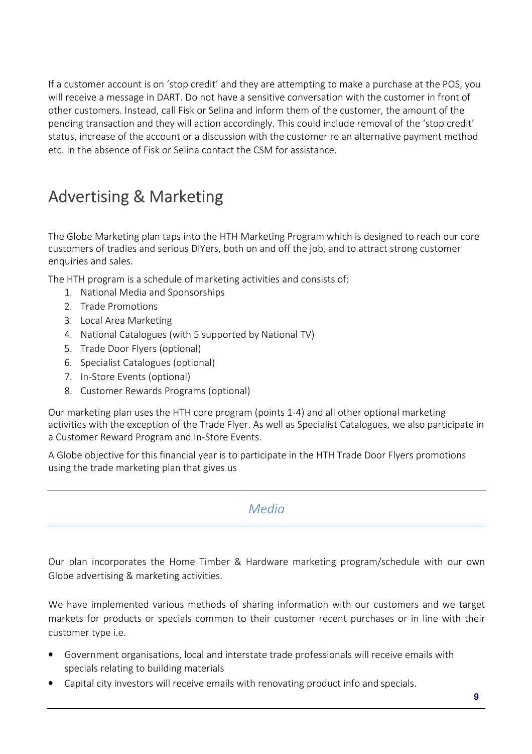If a customer account is on 'stop credit' and they are attempting to make a purchase at the POS, you will receive a message in DART. Do not have a sensitive conversation with the customer in front of other customers. Instead, call Fisk or Selina and inform them of the customer, the amount of the pending transaction and they will action accordingly. This could include removal of the 'stop credit' status, increase of the account or a discussion with the customer re an alternative payment method etc. In the absence of Fisk or Selina contact the CSM for assistance.

# Advertising & Marketing

The Globe Marketing plan taps into the HTH Marketing Program which is designed to reach our core customers of tradies and serious DIYers, both on and off the job, and to attract strong customer enquiries and sales.

The HTH program is a schedule of marketing activities and consists of:

1. National Media and Sponsorships
2. Trade Promotions
3. Local Area Marketing
4. National Catalogues (with 5 supported by National TV)
5. Trade Door Flyers (optional)
6. Specialist Catalogues (optional)
7. In-Store Events (optional)
8. Customer Rewards Programs (optional)

Our marketing plan uses the HTH core program (points 1-4) and all other optional marketing activities with the exception of the Trade Flyer. As well as Specialist Catalogues, we also participate in a Customer Reward Program and In-Store Events.

A Globe objective for this financial year is to participate in the HTH Trade Door Flyers promotions using the trade marketing plan that gives us

## *Media*

Our plan incorporates the Home Timber & Hardware marketing program/schedule with our own Globe advertising & marketing activities.

We have implemented various methods of sharing information with our customers and we target markets for products or specials common to their customer recent purchases or in line with their customer type i.e.

- Government organisations, local and interstate trade professionals will receive emails with specials relating to building materials
- Capital city investors will receive emails with renovating product info and specials.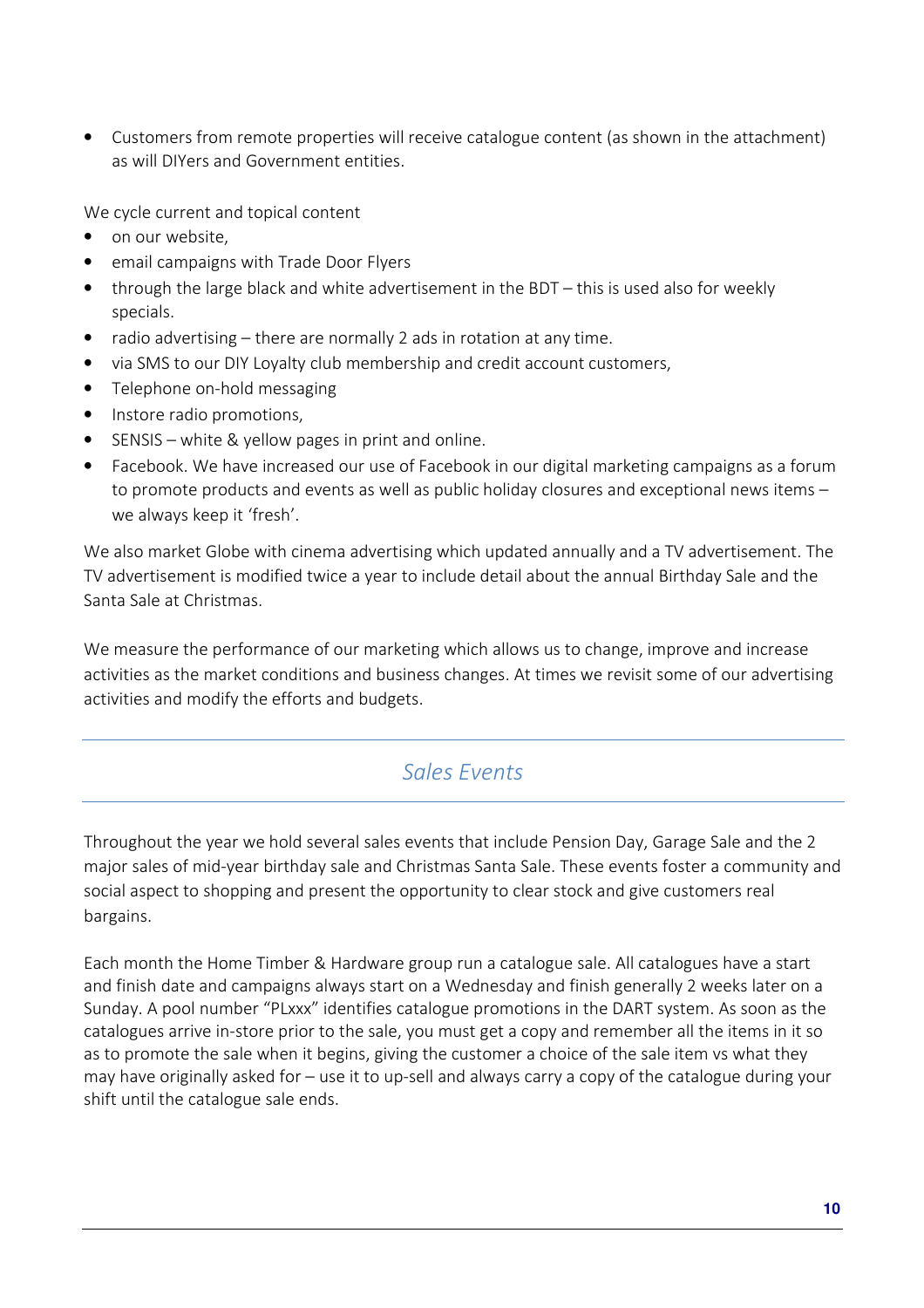- Customers from remote properties will receive catalogue content (as shown in the attachment) as will DIYers and Government entities.

We cycle current and topical content

- on our website,
- email campaigns with Trade Door Flyers
- through the large black and white advertisement in the BDT – this is used also for weekly specials.
- radio advertising – there are normally 2 ads in rotation at any time.
- via SMS to our DIY Loyalty club membership and credit account customers,
- Telephone on-hold messaging
- Instore radio promotions,
- SENSIS – white & yellow pages in print and online.
- Facebook. We have increased our use of Facebook in our digital marketing campaigns as a forum to promote products and events as well as public holiday closures and exceptional news items – we always keep it 'fresh'.

We also market Globe with cinema advertising which updated annually and a TV advertisement. The TV advertisement is modified twice a year to include detail about the annual Birthday Sale and the Santa Sale at Christmas.

We measure the performance of our marketing which allows us to change, improve and increase activities as the market conditions and business changes. At times we revisit some of our advertising activities and modify the efforts and budgets.

## *Sales Events*

Throughout the year we hold several sales events that include Pension Day, Garage Sale and the 2 major sales of mid-year birthday sale and Christmas Santa Sale. These events foster a community and social aspect to shopping and present the opportunity to clear stock and give customers real bargains.

Each month the Home Timber & Hardware group run a catalogue sale. All catalogues have a start and finish date and campaigns always start on a Wednesday and finish generally 2 weeks later on a Sunday. A pool number "PLxxx" identifies catalogue promotions in the DART system. As soon as the catalogues arrive in-store prior to the sale, you must get a copy and remember all the items in it so as to promote the sale when it begins, giving the customer a choice of the sale item vs what they may have originally asked for – use it to up-sell and always carry a copy of the catalogue during your shift until the catalogue sale ends.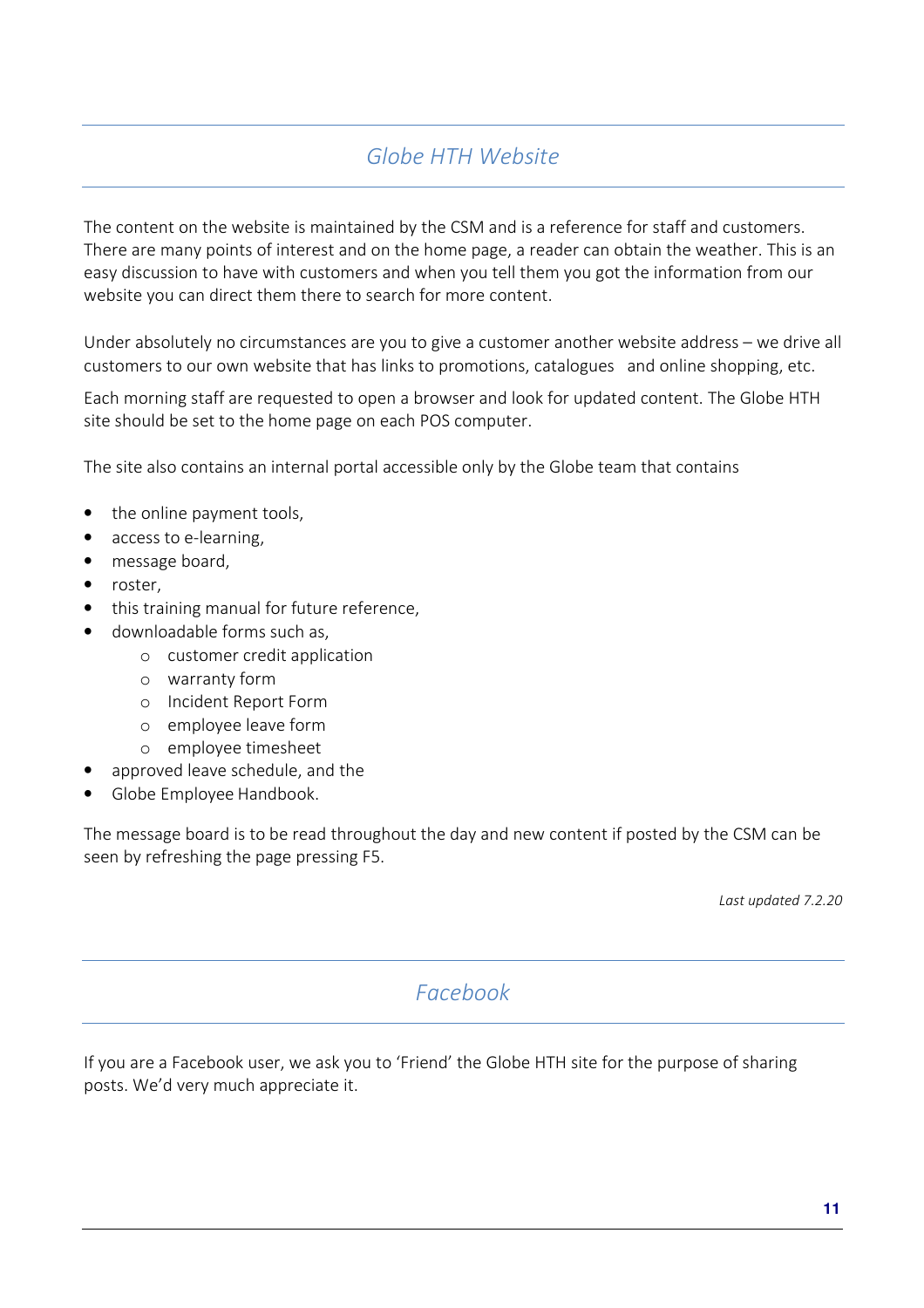## *Globe HTH Website*

The content on the website is maintained by the CSM and is a reference for staff and customers. There are many points of interest and on the home page, a reader can obtain the weather. This is an easy discussion to have with customers and when you tell them you got the information from our website you can direct them there to search for more content.

Under absolutely no circumstances are you to give a customer another website address – we drive all customers to our own website that has links to promotions, catalogues and online shopping, etc.

Each morning staff are requested to open a browser and look for updated content. The Globe HTH site should be set to the home page on each POS computer.

The site also contains an internal portal accessible only by the Globe team that contains

- the online payment tools,
- access to e-learning,
- message board,
- roster,
- this training manual for future reference,
- downloadable forms such as,
    - customer credit application
    - warranty form
    - Incident Report Form
    - employee leave form
    - employee timesheet
- approved leave schedule, and the
- Globe Employee Handbook.

The message board is to be read throughout the day and new content if posted by the CSM can be seen by refreshing the page pressing F5.

*Last updated 7.2.20*

## *Facebook*

If you are a Facebook user, we ask you to 'Friend' the Globe HTH site for the purpose of sharing posts. We'd very much appreciate it.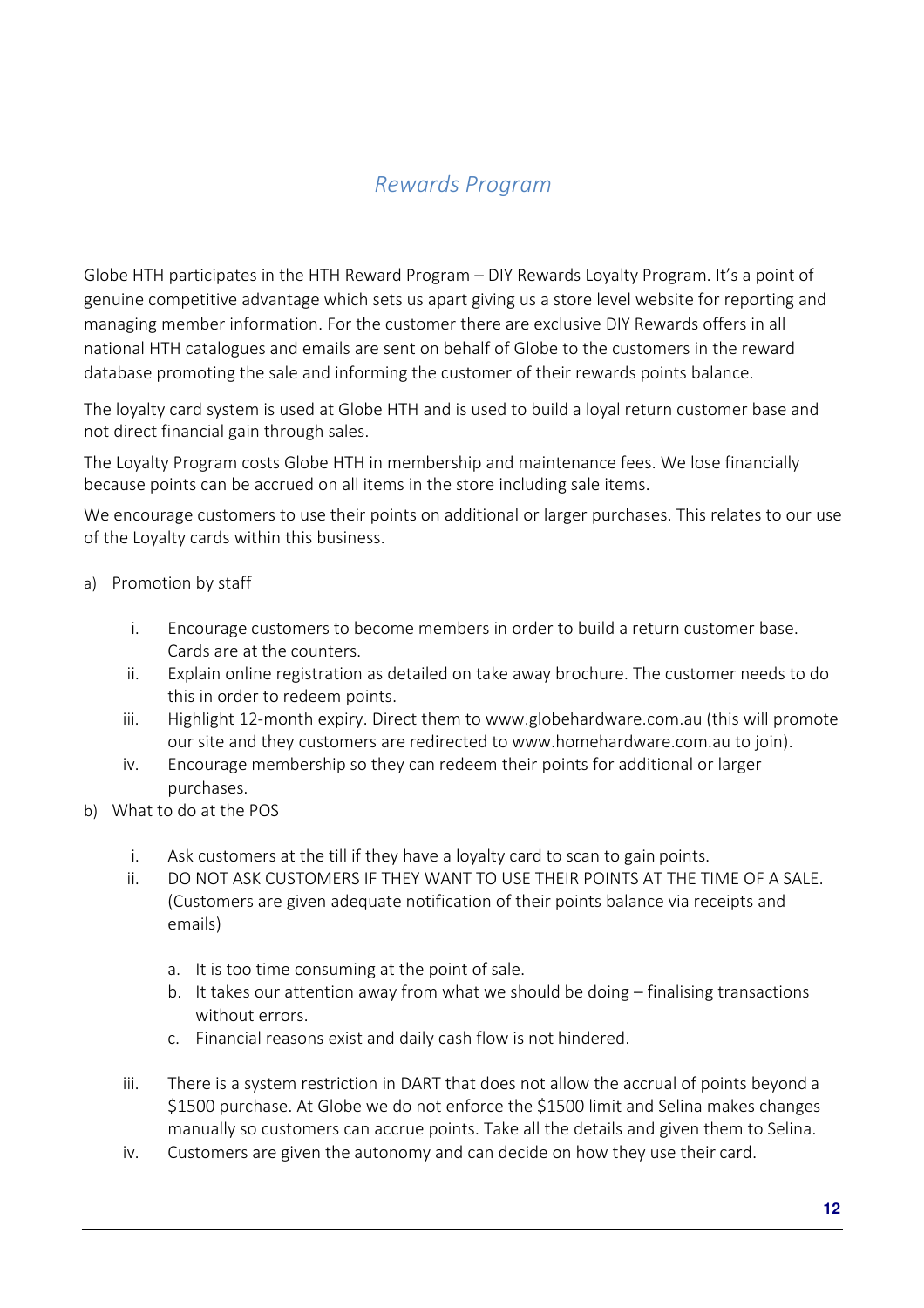## *Rewards Program*

Globe HTH participates in the HTH Reward Program – DIY Rewards Loyalty Program. It's a point of genuine competitive advantage which sets us apart giving us a store level website for reporting and managing member information. For the customer there are exclusive DIY Rewards offers in all national HTH catalogues and emails are sent on behalf of Globe to the customers in the reward database promoting the sale and informing the customer of their rewards points balance.

The loyalty card system is used at Globe HTH and is used to build a loyal return customer base and not direct financial gain through sales.

The Loyalty Program costs Globe HTH in membership and maintenance fees. We lose financially because points can be accrued on all items in the store including sale items.

We encourage customers to use their points on additional or larger purchases. This relates to our use of the Loyalty cards within this business.

a) Promotion by staff

    i. Encourage customers to become members in order to build a return customer base. Cards are at the counters.
    ii. Explain online registration as detailed on take away brochure. The customer needs to do this in order to redeem points.
    iii. Highlight 12-month expiry. Direct them to www.globehardware.com.au (this will promote our site and they customers are redirected to www.homehardware.com.au to join).
    iv. Encourage membership so they can redeem their points for additional or larger purchases.

b) What to do at the POS

    i. Ask customers at the till if they have a loyalty card to scan to gain points.
    ii. DO NOT ASK CUSTOMERS IF THEY WANT TO USE THEIR POINTS AT THE TIME OF A SALE. (Customers are given adequate notification of their points balance via receipts and emails)

        a. It is too time consuming at the point of sale.
        b. It takes our attention away from what we should be doing – finalising transactions without errors.
        c. Financial reasons exist and daily cash flow is not hindered.

    iii. There is a system restriction in DART that does not allow the accrual of points beyond a $1500 purchase. At Globe we do not enforce the $1500 limit and Selina makes changes manually so customers can accrue points. Take all the details and given them to Selina.
    iv. Customers are given the autonomy and can decide on how they use their card.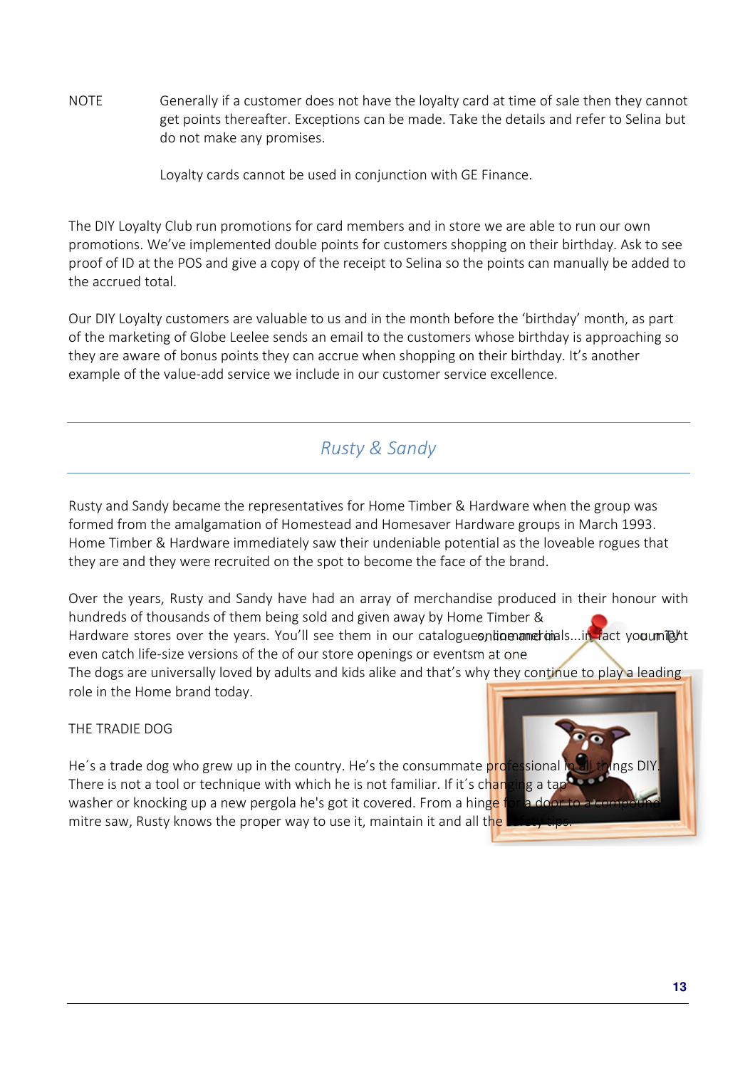NOTE Generally if a customer does not have the loyalty card at time of sale then they cannot get points thereafter. Exceptions can be made. Take the details and refer to Selina but do not make any promises.

Loyalty cards cannot be used in conjunction with GE Finance.

The DIY Loyalty Club run promotions for card members and in store we are able to run our own promotions. We've implemented double points for customers shopping on their birthday. Ask to see proof of ID at the POS and give a copy of the receipt to Selina so the points can manually be added to the accrued total.

Our DIY Loyalty customers are valuable to us and in the month before the 'birthday' month, as part of the marketing of Globe Leelee sends an email to the customers whose birthday is approaching so they are aware of bonus points they can accrue when shopping on their birthday. It's another example of the value-add service we include in our customer service excellence.

## Rusty & Sandy

Rusty and Sandy became the representatives for Home Timber & Hardware when the group was formed from the amalgamation of Homestead and Homesaver Hardware groups in March 1993. Home Timber & Hardware immediately saw their undeniable potential as the loveable rogues that they are and they were recruited on the spot to become the face of the brand.

Over the years, Rusty and Sandy have had an array of merchandise produced in their honour with hundreds of thousands of them being sold and given away by Home Timber & Hardware stores over the years. You'll see them in our catalogues, on our commercials...in fact you might even catch life-size versions of them at one of our store openings or events. The dogs are universally loved by adults and kids alike and that's why they continue to play a leading role in the Home brand today.

THE TRADIE DOG

He´s a trade dog who grew up in the country. He's the consummate professional in all things DIY. There is not a tool or technique with which he is not familiar. If it´s changing a tap washer or knocking up a new pergola he's got it covered. From a hinge for a door to a compound mitre saw, Rusty knows the proper way to use it, maintain it and all the safety tips.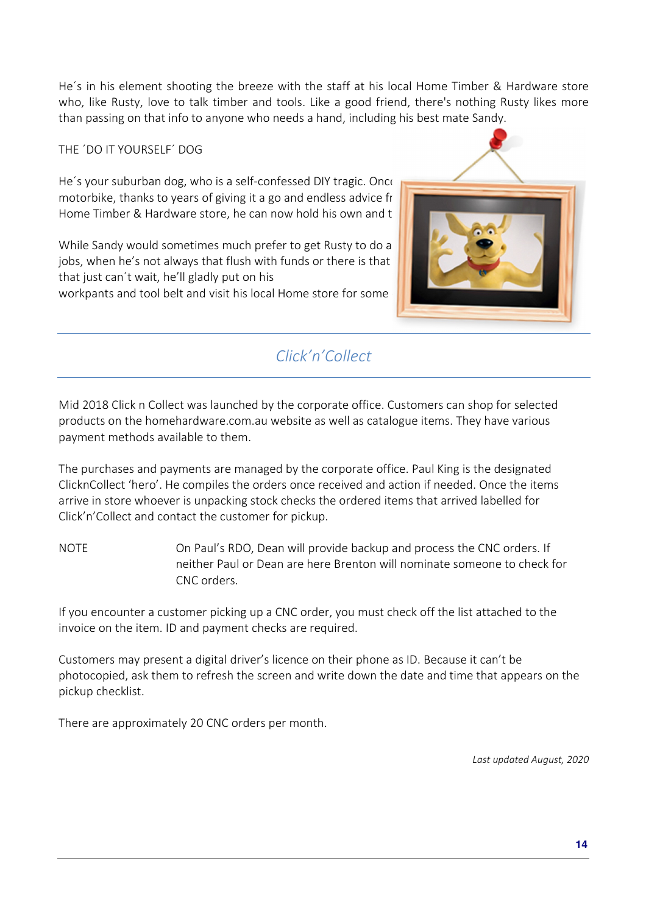He´s in his element shooting the breeze with the staff at his local Home Timber & Hardware store who, like Rusty, love to talk timber and tools. Like a good friend, there's nothing Rusty likes more than passing on that info to anyone who needs a hand, including his best mate Sandy.

THE ´DO IT YOURSELF´ DOG

He´s your suburban dog, who is a self-confessed DIY tragic. Once motorbike, thanks to years of giving it a go and endless advice fr Home Timber & Hardware store, he can now hold his own and t

While Sandy would sometimes much prefer to get Rusty to do a jobs, when he's not always that flush with funds or there is that that just can´t wait, he'll gladly put on his workpants and tool belt and visit his local Home store for some

---

## *Click'n'Collect*

---

Mid 2018 Click n Collect was launched by the corporate office. Customers can shop for selected products on the homehardware.com.au website as well as catalogue items. They have various payment methods available to them.

The purchases and payments are managed by the corporate office. Paul King is the designated ClicknCollect 'hero'. He compiles the orders once received and action if needed. Once the items arrive in store whoever is unpacking stock checks the ordered items that arrived labelled for Click'n'Collect and contact the customer for pickup.

NOTE        On Paul's RDO, Dean will provide backup and process the CNC orders. If neither Paul or Dean are here Brenton will nominate someone to check for CNC orders.

If you encounter a customer picking up a CNC order, you must check off the list attached to the invoice on the item. ID and payment checks are required.

Customers may present a digital driver's licence on their phone as ID. Because it can't be photocopied, ask them to refresh the screen and write down the date and time that appears on the pickup checklist.

There are approximately 20 CNC orders per month.

*Last updated August, 2020*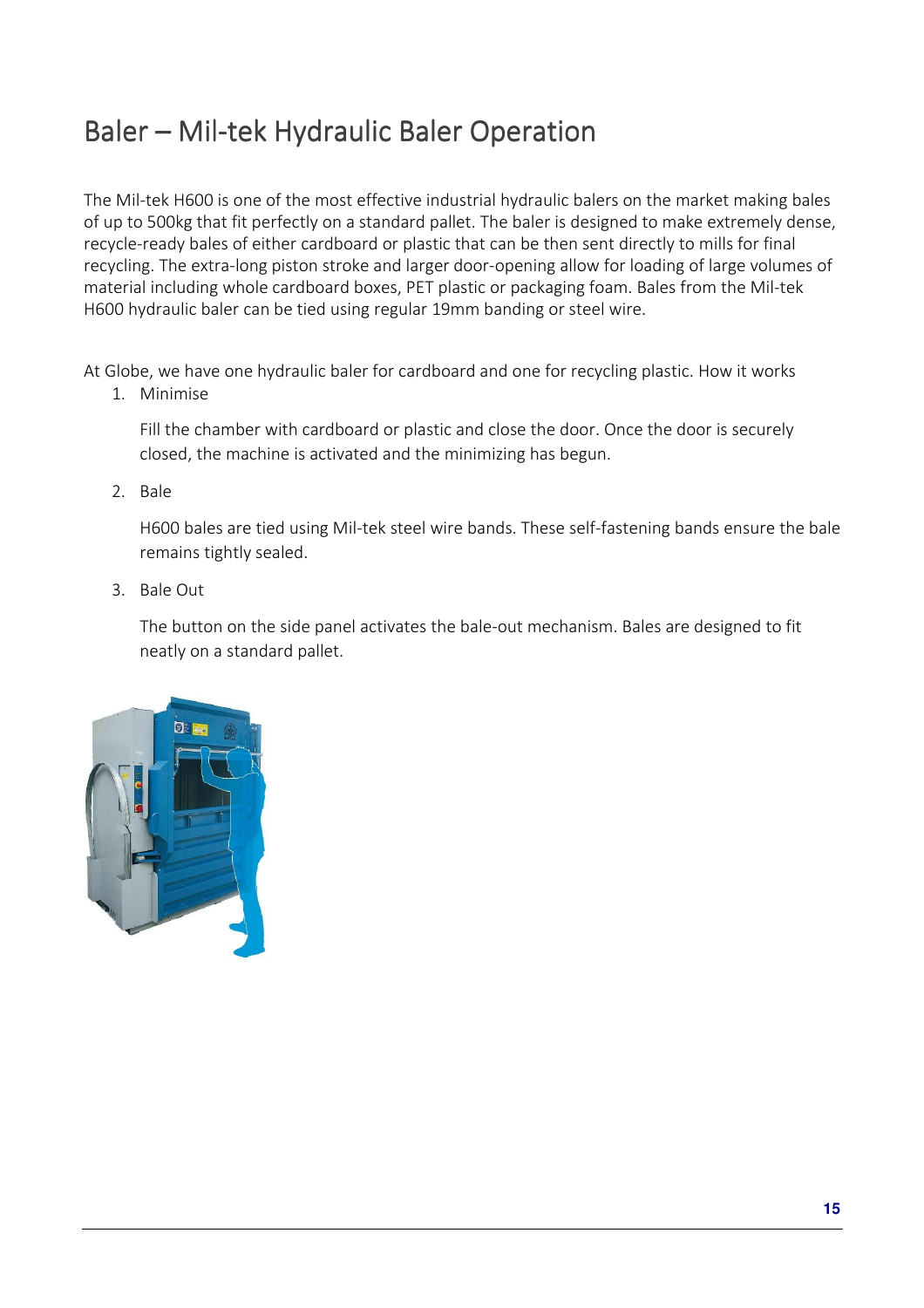# Baler – Mil-tek Hydraulic Baler Operation

The Mil-tek H600 is one of the most effective industrial hydraulic balers on the market making bales of up to 500kg that fit perfectly on a standard pallet. The baler is designed to make extremely dense, recycle-ready bales of either cardboard or plastic that can be then sent directly to mills for final recycling. The extra-long piston stroke and larger door-opening allow for loading of large volumes of material including whole cardboard boxes, PET plastic or packaging foam. Bales from the Mil-tek H600 hydraulic baler can be tied using regular 19mm banding or steel wire.

At Globe, we have one hydraulic baler for cardboard and one for recycling plastic. How it works

1. Minimise

   Fill the chamber with cardboard or plastic and close the door. Once the door is securely closed, the machine is activated and the minimizing has begun.

2. Bale

   H600 bales are tied using Mil-tek steel wire bands. These self-fastening bands ensure the bale remains tightly sealed.

3. Bale Out

   The button on the side panel activates the bale-out mechanism. Bales are designed to fit neatly on a standard pallet.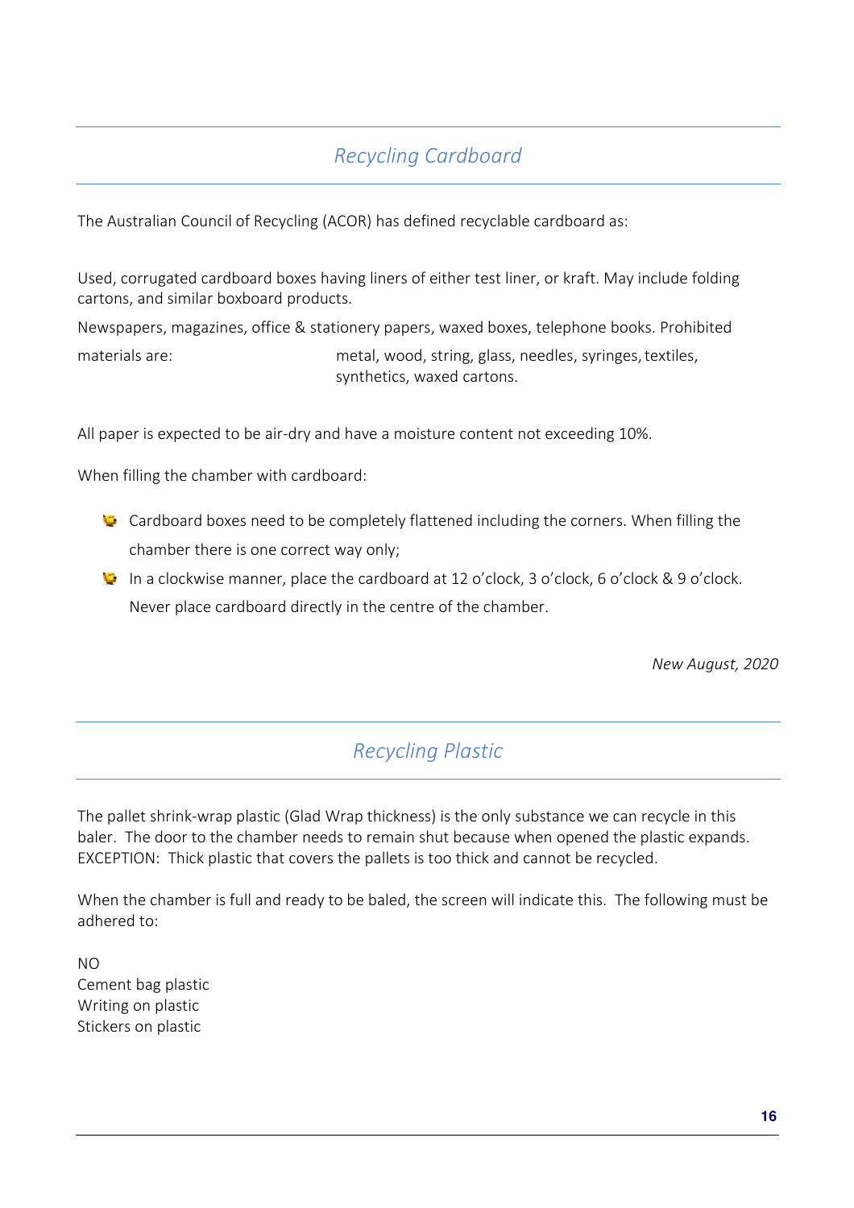## *Recycling Cardboard*

The Australian Council of Recycling (ACOR) has defined recyclable cardboard as:

Used, corrugated cardboard boxes having liners of either test liner, or kraft. May include folding cartons, and similar boxboard products.

Newspapers, magazines, office & stationery papers, waxed boxes, telephone books. Prohibited materials are: metal, wood, string, glass, needles, syringes, textiles, synthetics, waxed cartons.

All paper is expected to be air-dry and have a moisture content not exceeding 10%.

When filling the chamber with cardboard:

- Cardboard boxes need to be completely flattened including the corners. When filling the chamber there is one correct way only;
- In a clockwise manner, place the cardboard at 12 o'clock, 3 o'clock, 6 o'clock & 9 o'clock. Never place cardboard directly in the centre of the chamber.

*New August, 2020*

## *Recycling Plastic*

The pallet shrink-wrap plastic (Glad Wrap thickness) is the only substance we can recycle in this baler. The door to the chamber needs to remain shut because when opened the plastic expands. EXCEPTION: Thick plastic that covers the pallets is too thick and cannot be recycled.

When the chamber is full and ready to be baled, the screen will indicate this. The following must be adhered to:

NO
Cement bag plastic
Writing on plastic
Stickers on plastic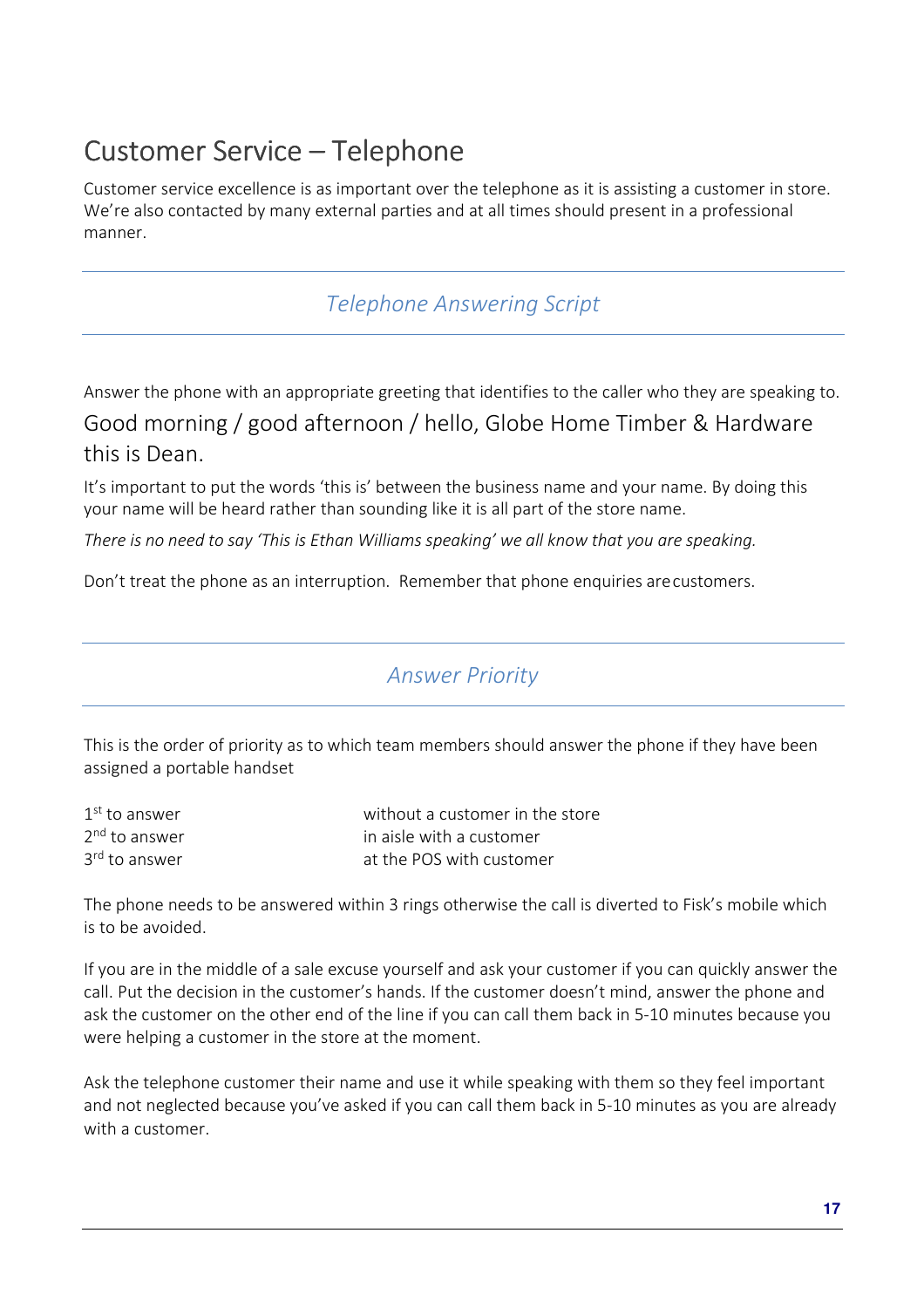# Customer Service – Telephone

Customer service excellence is as important over the telephone as it is assisting a customer in store. We're also contacted by many external parties and at all times should present in a professional manner.

## *Telephone Answering Script*

Answer the phone with an appropriate greeting that identifies to the caller who they are speaking to.

Good morning / good afternoon / hello, Globe Home Timber & Hardware this is Dean.

It's important to put the words 'this is' between the business name and your name. By doing this your name will be heard rather than sounding like it is all part of the store name.

*There is no need to say 'This is Ethan Williams speaking' we all know that you are speaking.*

Don't treat the phone as an interruption. Remember that phone enquiries are customers.

## *Answer Priority*

This is the order of priority as to which team members should answer the phone if they have been assigned a portable handset

| | |
|---|---|
| 1st to answer | without a customer in the store |
| 2nd to answer | in aisle with a customer |
| 3rd to answer | at the POS with customer |

The phone needs to be answered within 3 rings otherwise the call is diverted to Fisk's mobile which is to be avoided.

If you are in the middle of a sale excuse yourself and ask your customer if you can quickly answer the call. Put the decision in the customer's hands. If the customer doesn't mind, answer the phone and ask the customer on the other end of the line if you can call them back in 5-10 minutes because you were helping a customer in the store at the moment.

Ask the telephone customer their name and use it while speaking with them so they feel important and not neglected because you've asked if you can call them back in 5-10 minutes as you are already with a customer.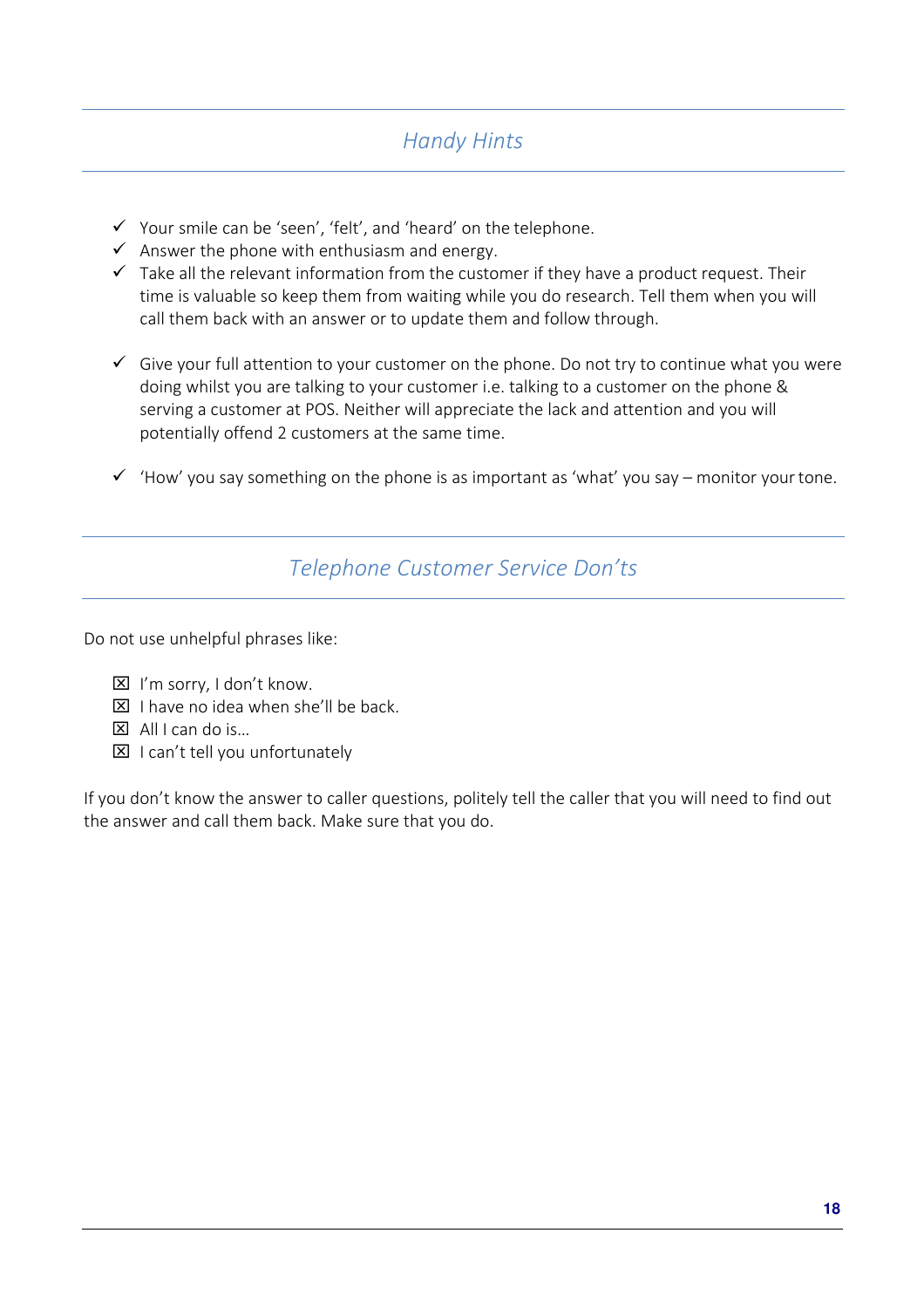## *Handy Hints*

- ✓ Your smile can be 'seen', 'felt', and 'heard' on the telephone.
- ✓ Answer the phone with enthusiasm and energy.
- ✓ Take all the relevant information from the customer if they have a product request. Their time is valuable so keep them from waiting while you do research. Tell them when you will call them back with an answer or to update them and follow through.
- ✓ Give your full attention to your customer on the phone. Do not try to continue what you were doing whilst you are talking to your customer i.e. talking to a customer on the phone & serving a customer at POS. Neither will appreciate the lack and attention and you will potentially offend 2 customers at the same time.
- ✓ 'How' you say something on the phone is as important as 'what' you say – monitor your tone.

## *Telephone Customer Service Don'ts*

Do not use unhelpful phrases like:

- ☒ I'm sorry, I don't know.
- ☒ I have no idea when she'll be back.
- ☒ All I can do is…
- ☒ I can't tell you unfortunately

If you don't know the answer to caller questions, politely tell the caller that you will need to find out the answer and call them back. Make sure that you do.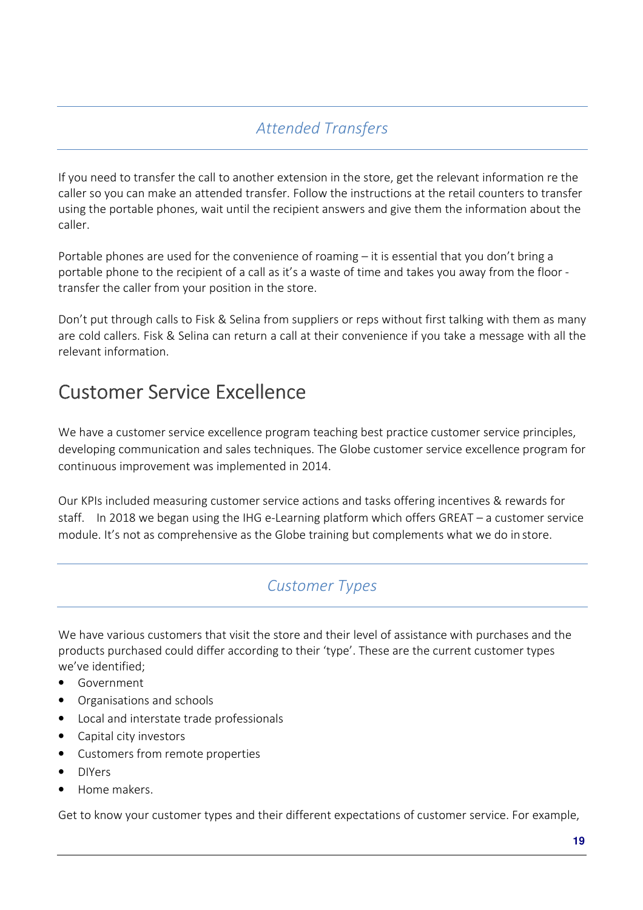### *Attended Transfers*

If you need to transfer the call to another extension in the store, get the relevant information re the caller so you can make an attended transfer. Follow the instructions at the retail counters to transfer using the portable phones, wait until the recipient answers and give them the information about the caller.

Portable phones are used for the convenience of roaming – it is essential that you don't bring a portable phone to the recipient of a call as it's a waste of time and takes you away from the floor - transfer the caller from your position in the store.

Don't put through calls to Fisk & Selina from suppliers or reps without first talking with them as many are cold callers. Fisk & Selina can return a call at their convenience if you take a message with all the relevant information.

## Customer Service Excellence

We have a customer service excellence program teaching best practice customer service principles, developing communication and sales techniques. The Globe customer service excellence program for continuous improvement was implemented in 2014.

Our KPIs included measuring customer service actions and tasks offering incentives & rewards for staff. In 2018 we began using the IHG e-Learning platform which offers GREAT – a customer service module. It's not as comprehensive as the Globe training but complements what we do in store.

### *Customer Types*

We have various customers that visit the store and their level of assistance with purchases and the products purchased could differ according to their 'type'. These are the current customer types we've identified;

- Government
- Organisations and schools
- Local and interstate trade professionals
- Capital city investors
- Customers from remote properties
- DIYers
- Home makers.

Get to know your customer types and their different expectations of customer service. For example,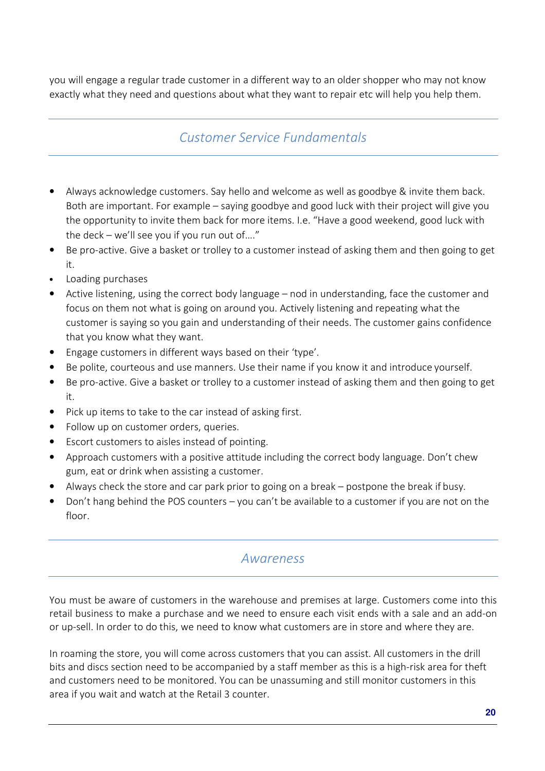you will engage a regular trade customer in a different way to an older shopper who may not know exactly what they need and questions about what they want to repair etc will help you help them.

## *Customer Service Fundamentals*

- Always acknowledge customers. Say hello and welcome as well as goodbye & invite them back. Both are important. For example – saying goodbye and good luck with their project will give you the opportunity to invite them back for more items. I.e. "Have a good weekend, good luck with the deck – we'll see you if you run out of…."
- Be pro-active. Give a basket or trolley to a customer instead of asking them and then going to get it.
- Loading purchases
- Active listening, using the correct body language – nod in understanding, face the customer and focus on them not what is going on around you. Actively listening and repeating what the customer is saying so you gain and understanding of their needs. The customer gains confidence that you know what they want.
- Engage customers in different ways based on their 'type'.
- Be polite, courteous and use manners. Use their name if you know it and introduce yourself.
- Be pro-active. Give a basket or trolley to a customer instead of asking them and then going to get it.
- Pick up items to take to the car instead of asking first.
- Follow up on customer orders, queries.
- Escort customers to aisles instead of pointing.
- Approach customers with a positive attitude including the correct body language. Don't chew gum, eat or drink when assisting a customer.
- Always check the store and car park prior to going on a break – postpone the break if busy.
- Don't hang behind the POS counters – you can't be available to a customer if you are not on the floor.

## *Awareness*

You must be aware of customers in the warehouse and premises at large. Customers come into this retail business to make a purchase and we need to ensure each visit ends with a sale and an add-on or up-sell. In order to do this, we need to know what customers are in store and where they are.

In roaming the store, you will come across customers that you can assist. All customers in the drill bits and discs section need to be accompanied by a staff member as this is a high-risk area for theft and customers need to be monitored. You can be unassuming and still monitor customers in this area if you wait and watch at the Retail 3 counter.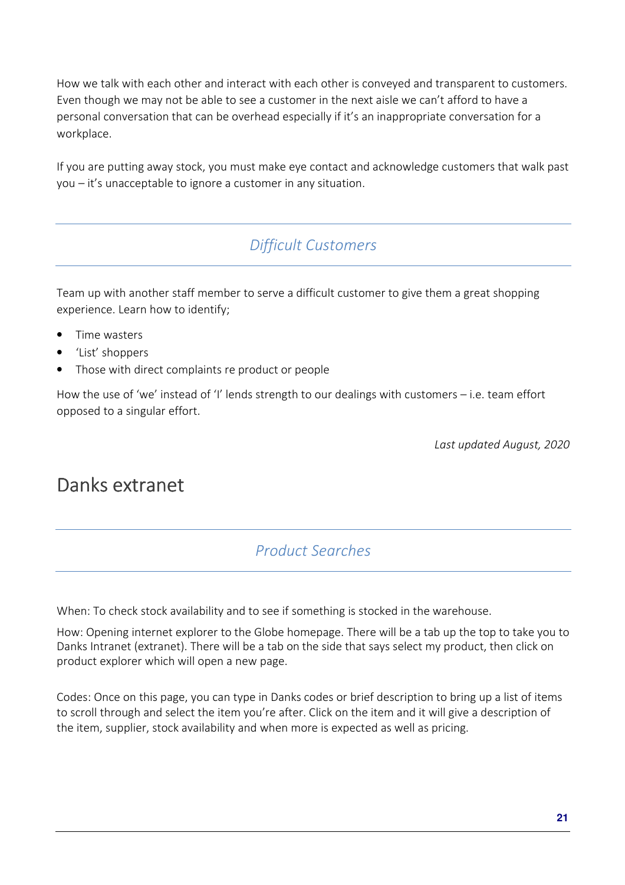How we talk with each other and interact with each other is conveyed and transparent to customers. Even though we may not be able to see a customer in the next aisle we can't afford to have a personal conversation that can be overhead especially if it's an inappropriate conversation for a workplace.

If you are putting away stock, you must make eye contact and acknowledge customers that walk past you – it's unacceptable to ignore a customer in any situation.

### *Difficult Customers*

Team up with another staff member to serve a difficult customer to give them a great shopping experience. Learn how to identify;

- Time wasters
- 'List' shoppers
- Those with direct complaints re product or people

How the use of 'we' instead of 'I' lends strength to our dealings with customers – i.e. team effort opposed to a singular effort.

*Last updated August, 2020*

## Danks extranet

### *Product Searches*

When: To check stock availability and to see if something is stocked in the warehouse.

How: Opening internet explorer to the Globe homepage. There will be a tab up the top to take you to Danks Intranet (extranet). There will be a tab on the side that says select my product, then click on product explorer which will open a new page.

Codes: Once on this page, you can type in Danks codes or brief description to bring up a list of items to scroll through and select the item you're after. Click on the item and it will give a description of the item, supplier, stock availability and when more is expected as well as pricing.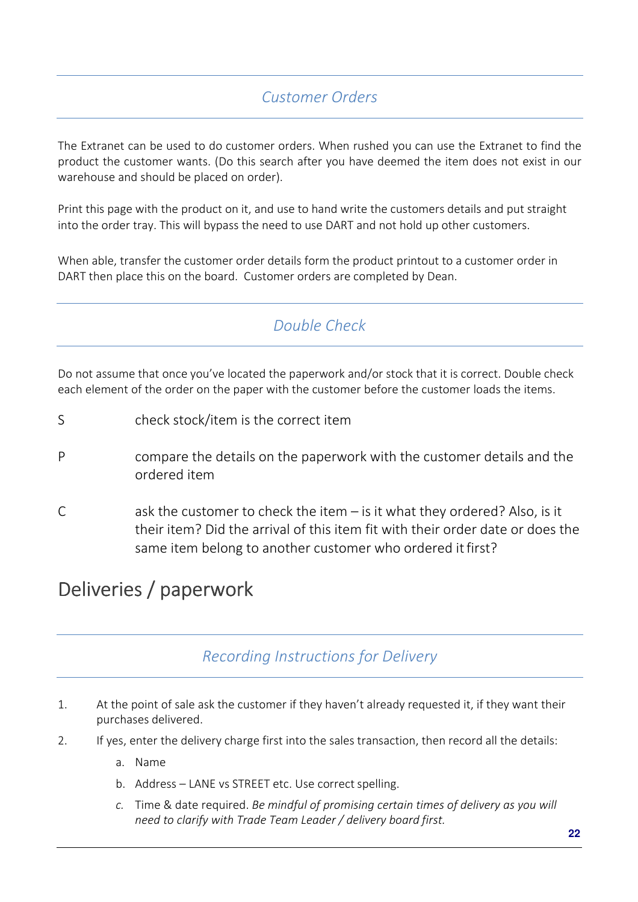### *Customer Orders*

The Extranet can be used to do customer orders. When rushed you can use the Extranet to find the product the customer wants. (Do this search after you have deemed the item does not exist in our warehouse and should be placed on order).

Print this page with the product on it, and use to hand write the customers details and put straight into the order tray. This will bypass the need to use DART and not hold up other customers.

When able, transfer the customer order details form the product printout to a customer order in DART then place this on the board. Customer orders are completed by Dean.

### *Double Check*

Do not assume that once you've located the paperwork and/or stock that it is correct. Double check each element of the order on the paper with the customer before the customer loads the items.

S check stock/item is the correct item

P compare the details on the paperwork with the customer details and the ordered item

C ask the customer to check the item – is it what they ordered? Also, is it their item? Did the arrival of this item fit with their order date or does the same item belong to another customer who ordered it first?

## Deliveries / paperwork

### *Recording Instructions for Delivery*

1. At the point of sale ask the customer if they haven't already requested it, if they want their purchases delivered.
2. If yes, enter the delivery charge first into the sales transaction, then record all the details:
   a. Name
   b. Address – LANE vs STREET etc. Use correct spelling.
   c. Time & date required. *Be mindful of promising certain times of delivery as you will need to clarify with Trade Team Leader / delivery board first.*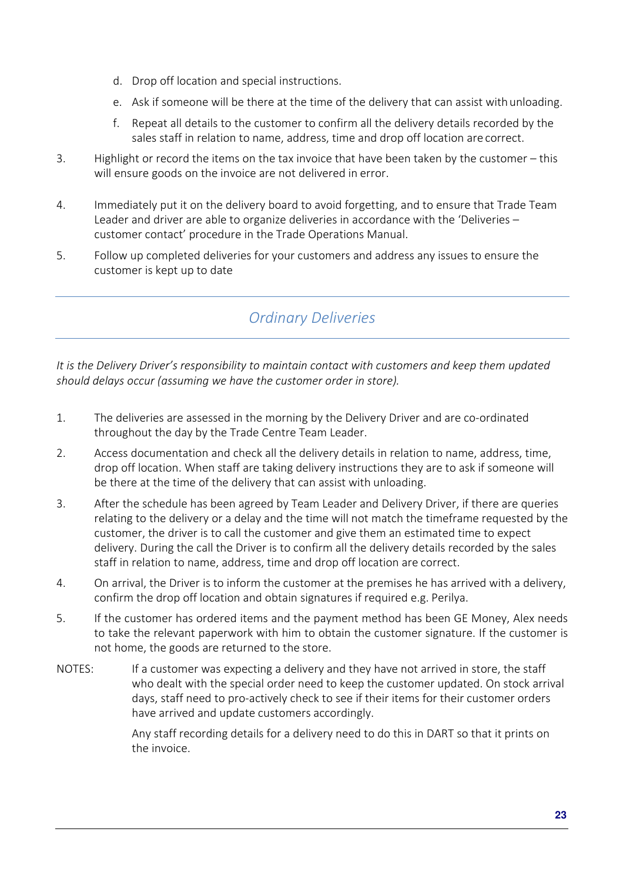d. Drop off location and special instructions.
   e. Ask if someone will be there at the time of the delivery that can assist with unloading.
   f. Repeat all details to the customer to confirm all the delivery details recorded by the sales staff in relation to name, address, time and drop off location are correct.

3. Highlight or record the items on the tax invoice that have been taken by the customer – this will ensure goods on the invoice are not delivered in error.

4. Immediately put it on the delivery board to avoid forgetting, and to ensure that Trade Team Leader and driver are able to organize deliveries in accordance with the 'Deliveries – customer contact' procedure in the Trade Operations Manual.

5. Follow up completed deliveries for your customers and address any issues to ensure the customer is kept up to date

## *Ordinary Deliveries*

*It is the Delivery Driver's responsibility to maintain contact with customers and keep them updated should delays occur (assuming we have the customer order in store).*

1. The deliveries are assessed in the morning by the Delivery Driver and are co-ordinated throughout the day by the Trade Centre Team Leader.

2. Access documentation and check all the delivery details in relation to name, address, time, drop off location. When staff are taking delivery instructions they are to ask if someone will be there at the time of the delivery that can assist with unloading.

3. After the schedule has been agreed by Team Leader and Delivery Driver, if there are queries relating to the delivery or a delay and the time will not match the timeframe requested by the customer, the driver is to call the customer and give them an estimated time to expect delivery. During the call the Driver is to confirm all the delivery details recorded by the sales staff in relation to name, address, time and drop off location are correct.

4. On arrival, the Driver is to inform the customer at the premises he has arrived with a delivery, confirm the drop off location and obtain signatures if required e.g. Perilya.

5. If the customer has ordered items and the payment method has been GE Money, Alex needs to take the relevant paperwork with him to obtain the customer signature. If the customer is not home, the goods are returned to the store.

NOTES: If a customer was expecting a delivery and they have not arrived in store, the staff who dealt with the special order need to keep the customer updated. On stock arrival days, staff need to pro-actively check to see if their items for their customer orders have arrived and update customers accordingly.

Any staff recording details for a delivery need to do this in DART so that it prints on the invoice.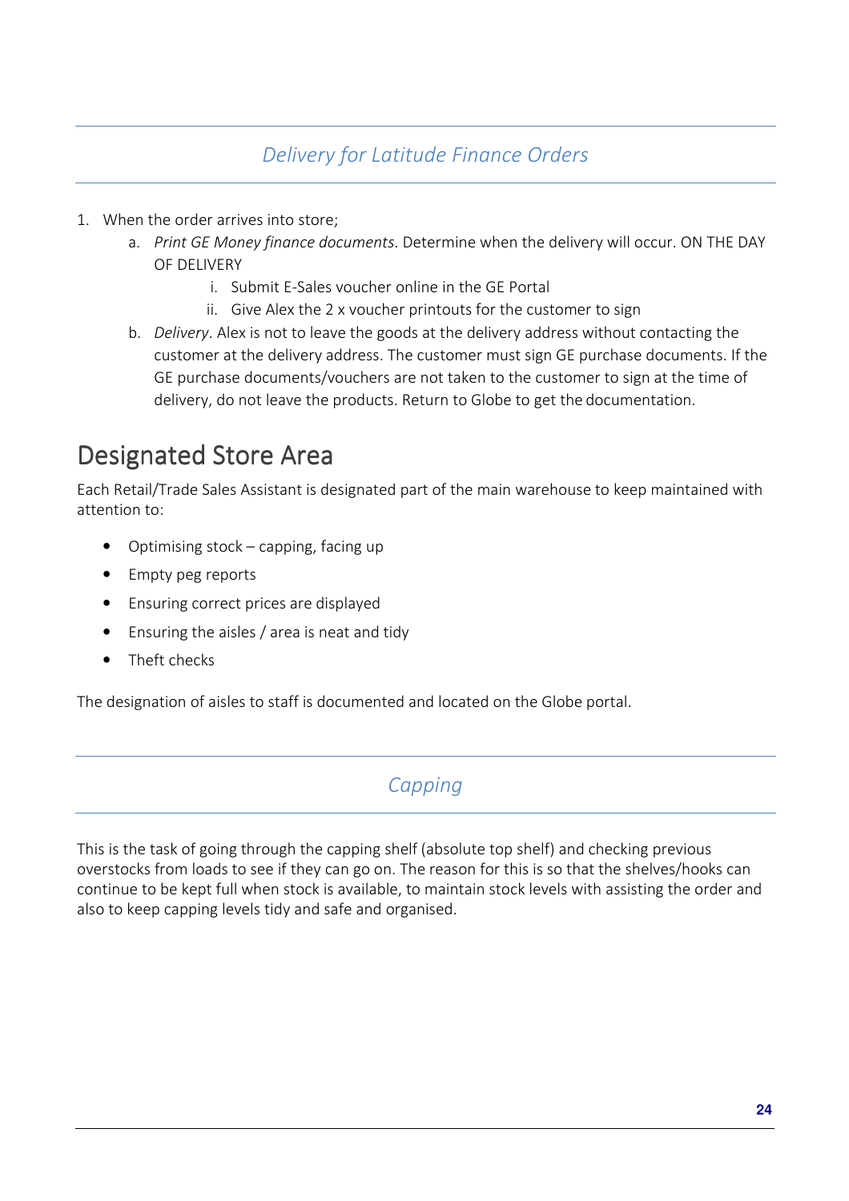### *Delivery for Latitude Finance Orders*

1. When the order arrives into store;
   a. *Print GE Money finance documents*. Determine when the delivery will occur. ON THE DAY OF DELIVERY
      i. Submit E-Sales voucher online in the GE Portal
      ii. Give Alex the 2 x voucher printouts for the customer to sign
   b. *Delivery*. Alex is not to leave the goods at the delivery address without contacting the customer at the delivery address. The customer must sign GE purchase documents. If the GE purchase documents/vouchers are not taken to the customer to sign at the time of delivery, do not leave the products. Return to Globe to get the documentation.

## Designated Store Area

Each Retail/Trade Sales Assistant is designated part of the main warehouse to keep maintained with attention to:

- Optimising stock – capping, facing up
- Empty peg reports
- Ensuring correct prices are displayed
- Ensuring the aisles / area is neat and tidy
- Theft checks

The designation of aisles to staff is documented and located on the Globe portal.

### *Capping*

This is the task of going through the capping shelf (absolute top shelf) and checking previous overstocks from loads to see if they can go on. The reason for this is so that the shelves/hooks can continue to be kept full when stock is available, to maintain stock levels with assisting the order and also to keep capping levels tidy and safe and organised.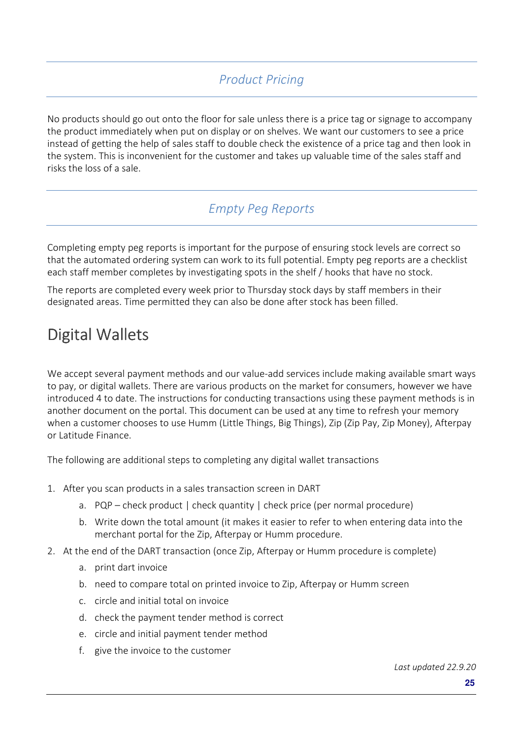## *Product Pricing*

No products should go out onto the floor for sale unless there is a price tag or signage to accompany the product immediately when put on display or on shelves. We want our customers to see a price instead of getting the help of sales staff to double check the existence of a price tag and then look in the system. This is inconvenient for the customer and takes up valuable time of the sales staff and risks the loss of a sale.

## *Empty Peg Reports*

Completing empty peg reports is important for the purpose of ensuring stock levels are correct so that the automated ordering system can work to its full potential. Empty peg reports are a checklist each staff member completes by investigating spots in the shelf / hooks that have no stock.

The reports are completed every week prior to Thursday stock days by staff members in their designated areas. Time permitted they can also be done after stock has been filled.

# Digital Wallets

We accept several payment methods and our value-add services include making available smart ways to pay, or digital wallets. There are various products on the market for consumers, however we have introduced 4 to date. The instructions for conducting transactions using these payment methods is in another document on the portal. This document can be used at any time to refresh your memory when a customer chooses to use Humm (Little Things, Big Things), Zip (Zip Pay, Zip Money), Afterpay or Latitude Finance.

The following are additional steps to completing any digital wallet transactions

1. After you scan products in a sales transaction screen in DART
    a. PQP – check product | check quantity | check price (per normal procedure)
    b. Write down the total amount (it makes it easier to refer to when entering data into the merchant portal for the Zip, Afterpay or Humm procedure.
2. At the end of the DART transaction (once Zip, Afterpay or Humm procedure is complete)
    a. print dart invoice
    b. need to compare total on printed invoice to Zip, Afterpay or Humm screen
    c. circle and initial total on invoice
    d. check the payment tender method is correct
    e. circle and initial payment tender method
    f. give the invoice to the customer

*Last updated 22.9.20*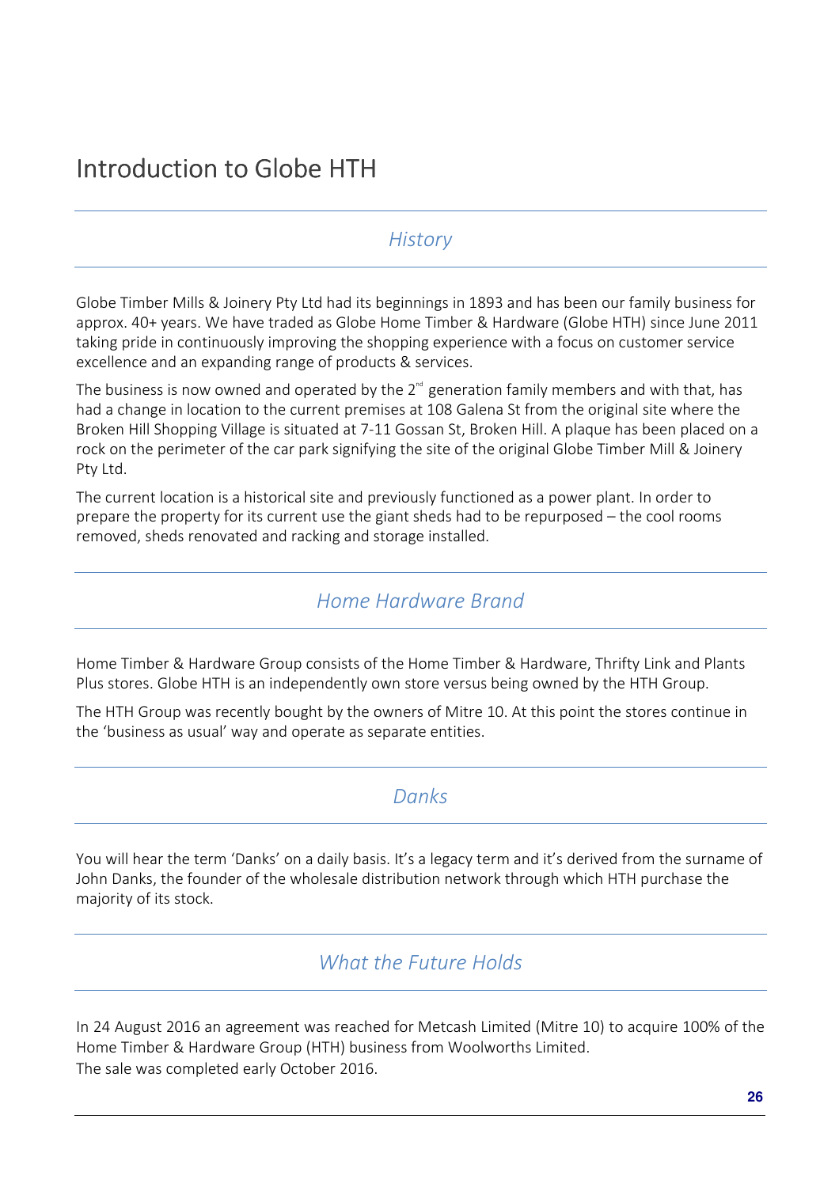# Introduction to Globe HTH

## *History*

Globe Timber Mills & Joinery Pty Ltd had its beginnings in 1893 and has been our family business for approx. 40+ years. We have traded as Globe Home Timber & Hardware (Globe HTH) since June 2011 taking pride in continuously improving the shopping experience with a focus on customer service excellence and an expanding range of products & services.

The business is now owned and operated by the 2nd generation family members and with that, has had a change in location to the current premises at 108 Galena St from the original site where the Broken Hill Shopping Village is situated at 7-11 Gossan St, Broken Hill. A plaque has been placed on a rock on the perimeter of the car park signifying the site of the original Globe Timber Mill & Joinery Pty Ltd.

The current location is a historical site and previously functioned as a power plant. In order to prepare the property for its current use the giant sheds had to be repurposed – the cool rooms removed, sheds renovated and racking and storage installed.

## *Home Hardware Brand*

Home Timber & Hardware Group consists of the Home Timber & Hardware, Thrifty Link and Plants Plus stores. Globe HTH is an independently own store versus being owned by the HTH Group.

The HTH Group was recently bought by the owners of Mitre 10. At this point the stores continue in the 'business as usual' way and operate as separate entities.

## *Danks*

You will hear the term 'Danks' on a daily basis. It's a legacy term and it's derived from the surname of John Danks, the founder of the wholesale distribution network through which HTH purchase the majority of its stock.

## *What the Future Holds*

In 24 August 2016 an agreement was reached for Metcash Limited (Mitre 10) to acquire 100% of the Home Timber & Hardware Group (HTH) business from Woolworths Limited.
The sale was completed early October 2016.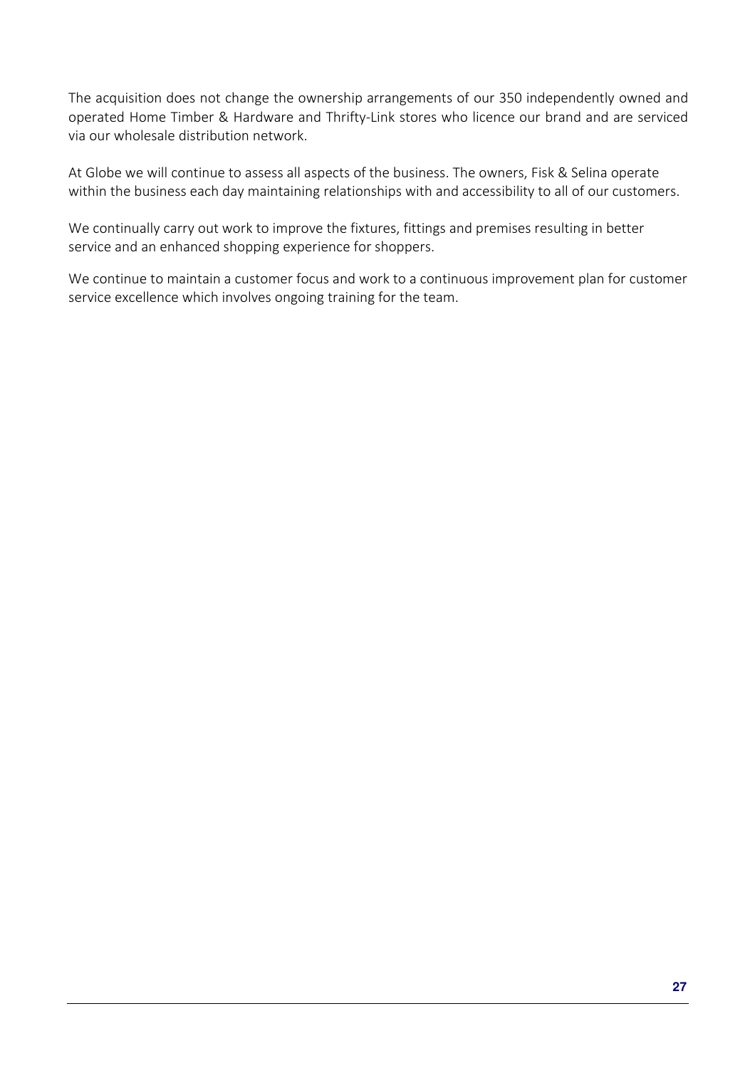The acquisition does not change the ownership arrangements of our 350 independently owned and operated Home Timber & Hardware and Thrifty-Link stores who licence our brand and are serviced via our wholesale distribution network.

At Globe we will continue to assess all aspects of the business. The owners, Fisk & Selina operate within the business each day maintaining relationships with and accessibility to all of our customers.

We continually carry out work to improve the fixtures, fittings and premises resulting in better service and an enhanced shopping experience for shoppers.

We continue to maintain a customer focus and work to a continuous improvement plan for customer service excellence which involves ongoing training for the team.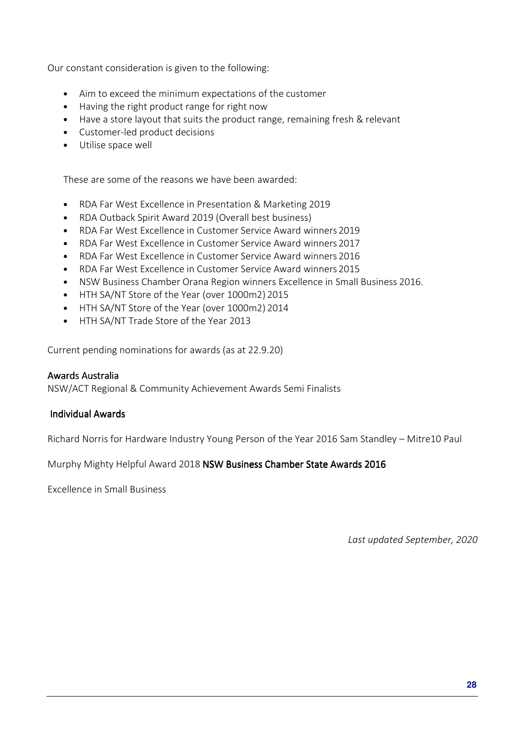Our constant consideration is given to the following:

- Aim to exceed the minimum expectations of the customer
- Having the right product range for right now
- Have a store layout that suits the product range, remaining fresh & relevant
- Customer-led product decisions
- Utilise space well

These are some of the reasons we have been awarded:

- RDA Far West Excellence in Presentation & Marketing 2019
- RDA Outback Spirit Award 2019 (Overall best business)
- RDA Far West Excellence in Customer Service Award winners 2019
- RDA Far West Excellence in Customer Service Award winners 2017
- RDA Far West Excellence in Customer Service Award winners 2016
- RDA Far West Excellence in Customer Service Award winners 2015
- NSW Business Chamber Orana Region winners Excellence in Small Business 2016.
- HTH SA/NT Store of the Year (over 1000m2) 2015
- HTH SA/NT Store of the Year (over 1000m2) 2014
- HTH SA/NT Trade Store of the Year 2013

Current pending nominations for awards (as at 22.9.20)

### Awards Australia

NSW/ACT Regional & Community Achievement Awards Semi Finalists

### Individual Awards

Richard Norris for Hardware Industry Young Person of the Year 2016 Sam Standley – Mitre10 Paul

Murphy Mighty Helpful Award 2018 **NSW Business Chamber State Awards 2016**

Excellence in Small Business

*Last updated September, 2020*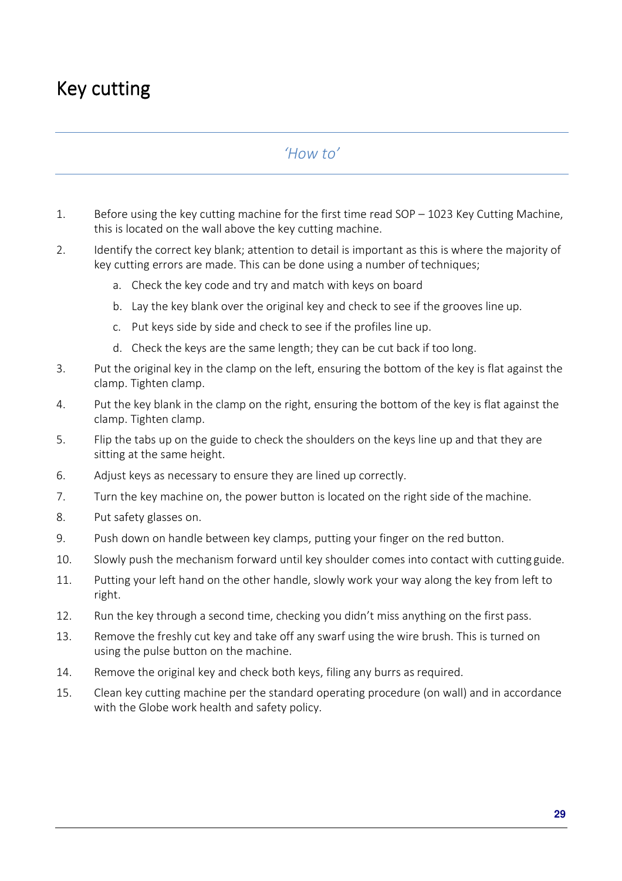# Key cutting

## *'How to'*

1. Before using the key cutting machine for the first time read SOP – 1023 Key Cutting Machine, this is located on the wall above the key cutting machine.
2. Identify the correct key blank; attention to detail is important as this is where the majority of key cutting errors are made. This can be done using a number of techniques;
   a. Check the key code and try and match with keys on board
   b. Lay the key blank over the original key and check to see if the grooves line up.
   c. Put keys side by side and check to see if the profiles line up.
   d. Check the keys are the same length; they can be cut back if too long.
3. Put the original key in the clamp on the left, ensuring the bottom of the key is flat against the clamp. Tighten clamp.
4. Put the key blank in the clamp on the right, ensuring the bottom of the key is flat against the clamp. Tighten clamp.
5. Flip the tabs up on the guide to check the shoulders on the keys line up and that they are sitting at the same height.
6. Adjust keys as necessary to ensure they are lined up correctly.
7. Turn the key machine on, the power button is located on the right side of the machine.
8. Put safety glasses on.
9. Push down on handle between key clamps, putting your finger on the red button.
10. Slowly push the mechanism forward until key shoulder comes into contact with cutting guide.
11. Putting your left hand on the other handle, slowly work your way along the key from left to right.
12. Run the key through a second time, checking you didn't miss anything on the first pass.
13. Remove the freshly cut key and take off any swarf using the wire brush. This is turned on using the pulse button on the machine.
14. Remove the original key and check both keys, filing any burrs as required.
15. Clean key cutting machine per the standard operating procedure (on wall) and in accordance with the Globe work health and safety policy.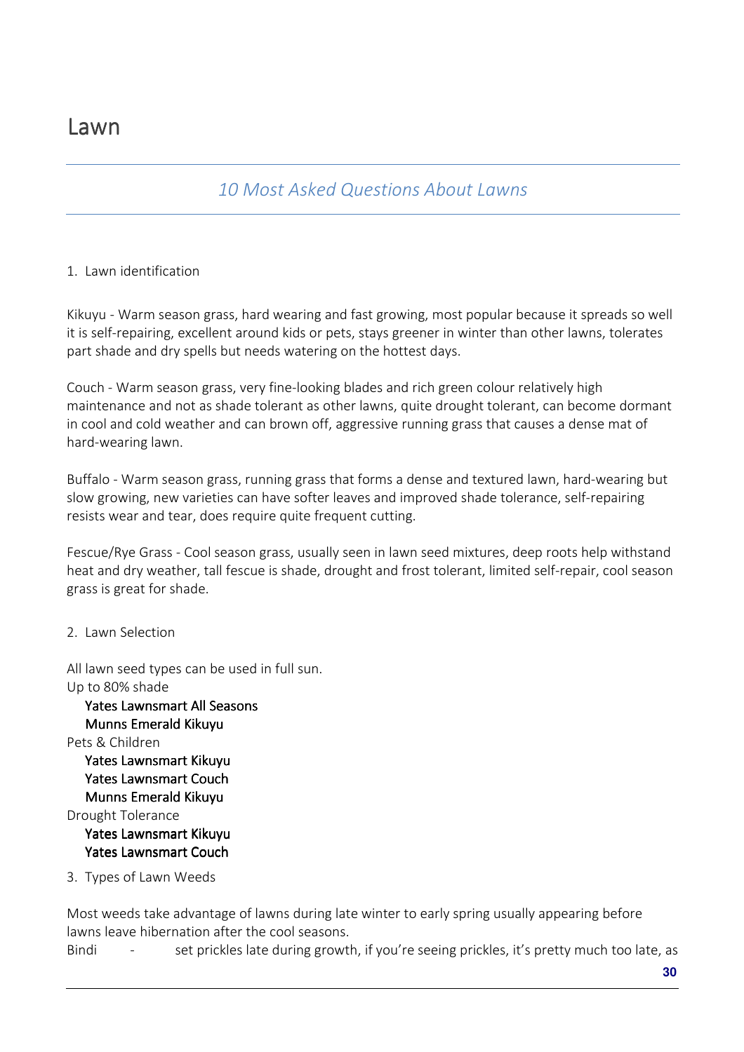# Lawn

## *10 Most Asked Questions About Lawns*

1. Lawn identification

Kikuyu - Warm season grass, hard wearing and fast growing, most popular because it spreads so well it is self-repairing, excellent around kids or pets, stays greener in winter than other lawns, tolerates part shade and dry spells but needs watering on the hottest days.

Couch - Warm season grass, very fine-looking blades and rich green colour relatively high maintenance and not as shade tolerant as other lawns, quite drought tolerant, can become dormant in cool and cold weather and can brown off, aggressive running grass that causes a dense mat of hard-wearing lawn.

Buffalo - Warm season grass, running grass that forms a dense and textured lawn, hard-wearing but slow growing, new varieties can have softer leaves and improved shade tolerance, self-repairing resists wear and tear, does require quite frequent cutting.

Fescue/Rye Grass - Cool season grass, usually seen in lawn seed mixtures, deep roots help withstand heat and dry weather, tall fescue is shade, drought and frost tolerant, limited self-repair, cool season grass is great for shade.

2. Lawn Selection

All lawn seed types can be used in full sun.

Up to 80% shade
- Yates Lawnsmart All Seasons
- Munns Emerald Kikuyu

Pets & Children
- Yates Lawnsmart Kikuyu
- Yates Lawnsmart Couch
- Munns Emerald Kikuyu

Drought Tolerance
- Yates Lawnsmart Kikuyu
- Yates Lawnsmart Couch

3. Types of Lawn Weeds

Most weeds take advantage of lawns during late winter to early spring usually appearing before lawns leave hibernation after the cool seasons.

Bindi - set prickles late during growth, if you're seeing prickles, it's pretty much too late, as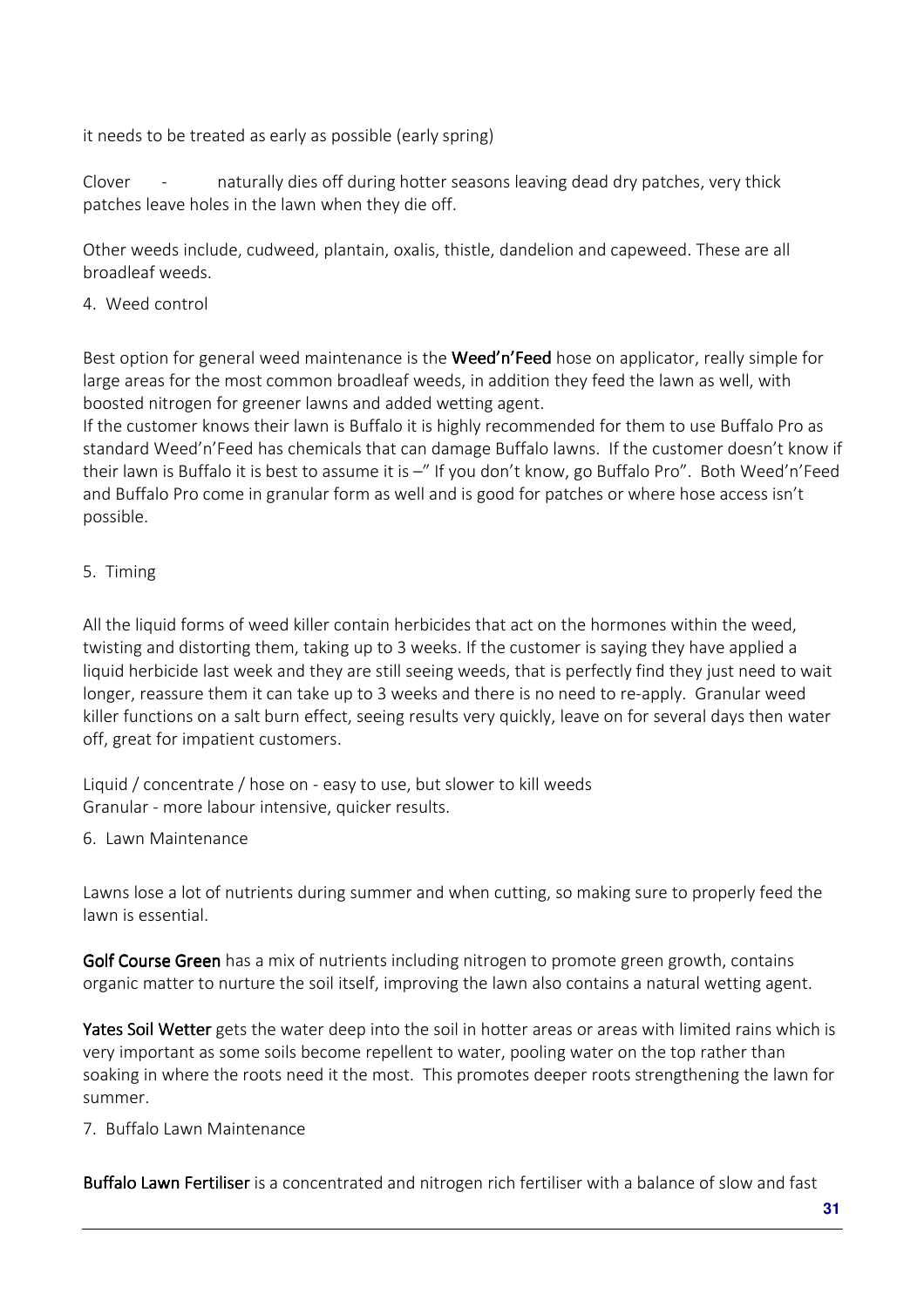it needs to be treated as early as possible (early spring)

Clover - naturally dies off during hotter seasons leaving dead dry patches, very thick patches leave holes in the lawn when they die off.

Other weeds include, cudweed, plantain, oxalis, thistle, dandelion and capeweed. These are all broadleaf weeds.

4. Weed control

Best option for general weed maintenance is the **Weed'n'Feed** hose on applicator, really simple for large areas for the most common broadleaf weeds, in addition they feed the lawn as well, with boosted nitrogen for greener lawns and added wetting agent.

If the customer knows their lawn is Buffalo it is highly recommended for them to use Buffalo Pro as standard Weed'n'Feed has chemicals that can damage Buffalo lawns. If the customer doesn't know if their lawn is Buffalo it is best to assume it is –" If you don't know, go Buffalo Pro". Both Weed'n'Feed and Buffalo Pro come in granular form as well and is good for patches or where hose access isn't possible.

5. Timing

All the liquid forms of weed killer contain herbicides that act on the hormones within the weed, twisting and distorting them, taking up to 3 weeks. If the customer is saying they have applied a liquid herbicide last week and they are still seeing weeds, that is perfectly find they just need to wait longer, reassure them it can take up to 3 weeks and there is no need to re-apply. Granular weed killer functions on a salt burn effect, seeing results very quickly, leave on for several days then water off, great for impatient customers.

Liquid / concentrate / hose on - easy to use, but slower to kill weeds
Granular - more labour intensive, quicker results.

6. Lawn Maintenance

Lawns lose a lot of nutrients during summer and when cutting, so making sure to properly feed the lawn is essential.

**Golf Course Green** has a mix of nutrients including nitrogen to promote green growth, contains organic matter to nurture the soil itself, improving the lawn also contains a natural wetting agent.

**Yates Soil Wetter** gets the water deep into the soil in hotter areas or areas with limited rains which is very important as some soils become repellent to water, pooling water on the top rather than soaking in where the roots need it the most. This promotes deeper roots strengthening the lawn for summer.

7. Buffalo Lawn Maintenance

**Buffalo Lawn Fertiliser** is a concentrated and nitrogen rich fertiliser with a balance of slow and fast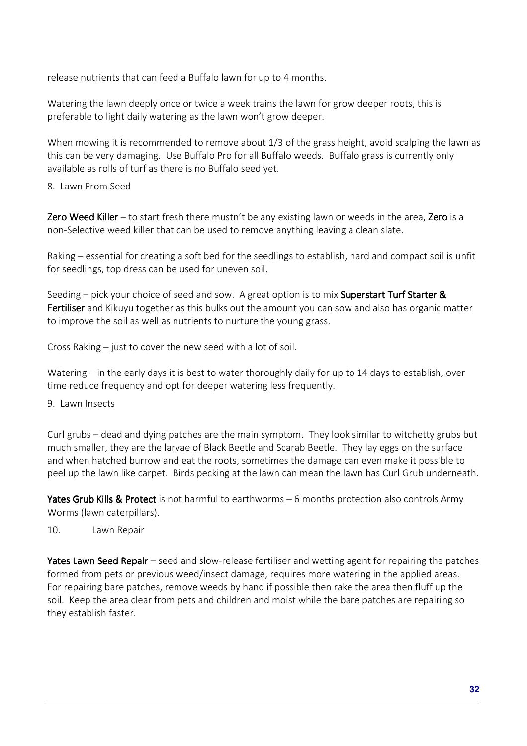release nutrients that can feed a Buffalo lawn for up to 4 months.

Watering the lawn deeply once or twice a week trains the lawn for grow deeper roots, this is preferable to light daily watering as the lawn won't grow deeper.

When mowing it is recommended to remove about 1/3 of the grass height, avoid scalping the lawn as this can be very damaging. Use Buffalo Pro for all Buffalo weeds. Buffalo grass is currently only available as rolls of turf as there is no Buffalo seed yet.

8. Lawn From Seed

**Zero Weed Killer** – to start fresh there mustn't be any existing lawn or weeds in the area, **Zero** is a non-Selective weed killer that can be used to remove anything leaving a clean slate.

Raking – essential for creating a soft bed for the seedlings to establish, hard and compact soil is unfit for seedlings, top dress can be used for uneven soil.

Seeding – pick your choice of seed and sow. A great option is to mix **Superstart Turf Starter & Fertiliser** and Kikuyu together as this bulks out the amount you can sow and also has organic matter to improve the soil as well as nutrients to nurture the young grass.

Cross Raking – just to cover the new seed with a lot of soil.

Watering – in the early days it is best to water thoroughly daily for up to 14 days to establish, over time reduce frequency and opt for deeper watering less frequently.

9. Lawn Insects

Curl grubs – dead and dying patches are the main symptom. They look similar to witchetty grubs but much smaller, they are the larvae of Black Beetle and Scarab Beetle. They lay eggs on the surface and when hatched burrow and eat the roots, sometimes the damage can even make it possible to peel up the lawn like carpet. Birds pecking at the lawn can mean the lawn has Curl Grub underneath.

**Yates Grub Kills & Protect** is not harmful to earthworms – 6 months protection also controls Army Worms (lawn caterpillars).

10. Lawn Repair

**Yates Lawn Seed Repair** – seed and slow-release fertiliser and wetting agent for repairing the patches formed from pets or previous weed/insect damage, requires more watering in the applied areas. For repairing bare patches, remove weeds by hand if possible then rake the area then fluff up the soil. Keep the area clear from pets and children and moist while the bare patches are repairing so they establish faster.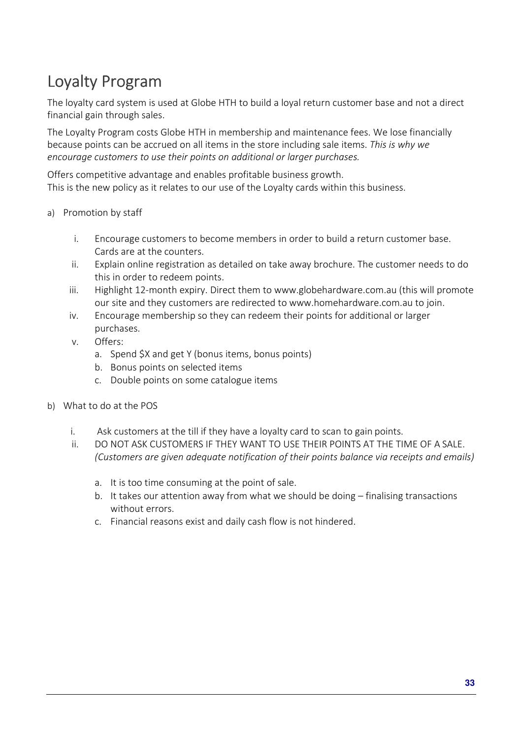# Loyalty Program

The loyalty card system is used at Globe HTH to build a loyal return customer base and not a direct financial gain through sales.

The Loyalty Program costs Globe HTH in membership and maintenance fees. We lose financially because points can be accrued on all items in the store including sale items. *This is why we encourage customers to use their points on additional or larger purchases.*

Offers competitive advantage and enables profitable business growth.
This is the new policy as it relates to our use of the Loyalty cards within this business.

a) Promotion by staff

   i. Encourage customers to become members in order to build a return customer base. Cards are at the counters.
   ii. Explain online registration as detailed on take away brochure. The customer needs to do this in order to redeem points.
   iii. Highlight 12-month expiry. Direct them to www.globehardware.com.au (this will promote our site and they customers are redirected to www.homehardware.com.au to join.
   iv. Encourage membership so they can redeem their points for additional or larger purchases.
   v. Offers:
      a. Spend $X and get Y (bonus items, bonus points)
      b. Bonus points on selected items
      c. Double points on some catalogue items

b) What to do at the POS

   i. Ask customers at the till if they have a loyalty card to scan to gain points.
   ii. DO NOT ASK CUSTOMERS IF THEY WANT TO USE THEIR POINTS AT THE TIME OF A SALE. *(Customers are given adequate notification of their points balance via receipts and emails)*

      a. It is too time consuming at the point of sale.
      b. It takes our attention away from what we should be doing – finalising transactions without errors.
      c. Financial reasons exist and daily cash flow is not hindered.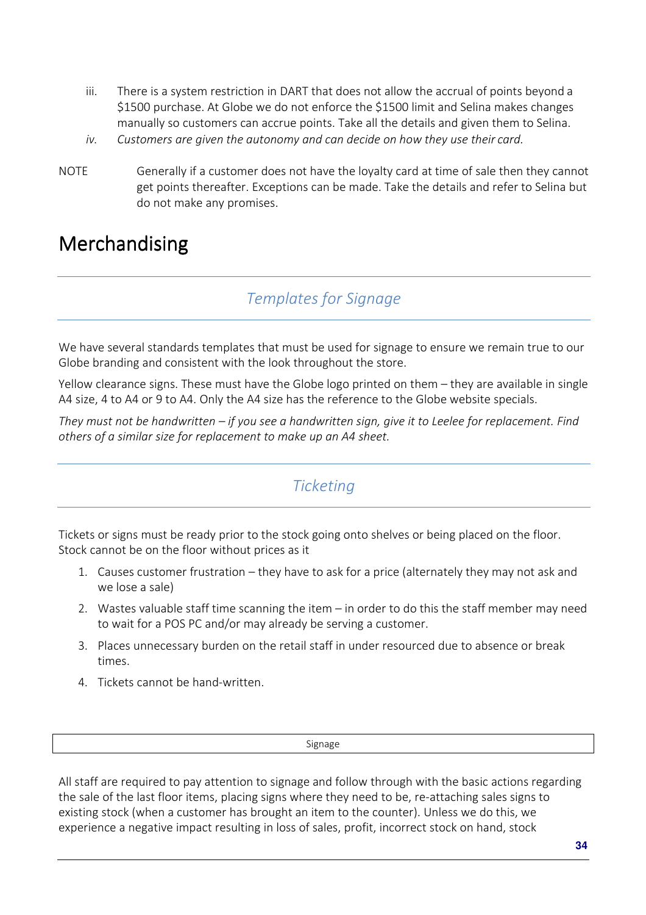iii. There is a system restriction in DART that does not allow the accrual of points beyond a $1500 purchase. At Globe we do not enforce the $1500 limit and Selina makes changes manually so customers can accrue points. Take all the details and given them to Selina.

*iv. Customers are given the autonomy and can decide on how they use their card.*

NOTE Generally if a customer does not have the loyalty card at time of sale then they cannot get points thereafter. Exceptions can be made. Take the details and refer to Selina but do not make any promises.

# Merchandising

## *Templates for Signage*

We have several standards templates that must be used for signage to ensure we remain true to our Globe branding and consistent with the look throughout the store.

Yellow clearance signs. These must have the Globe logo printed on them – they are available in single A4 size, 4 to A4 or 9 to A4. Only the A4 size has the reference to the Globe website specials.

*They must not be handwritten – if you see a handwritten sign, give it to Leelee for replacement. Find others of a similar size for replacement to make up an A4 sheet.*

## *Ticketing*

Tickets or signs must be ready prior to the stock going onto shelves or being placed on the floor. Stock cannot be on the floor without prices as it

1. Causes customer frustration – they have to ask for a price (alternately they may not ask and we lose a sale)
2. Wastes valuable staff time scanning the item – in order to do this the staff member may need to wait for a POS PC and/or may already be serving a customer.
3. Places unnecessary burden on the retail staff in under resourced due to absence or break times.
4. Tickets cannot be hand-written.

### Signage

All staff are required to pay attention to signage and follow through with the basic actions regarding the sale of the last floor items, placing signs where they need to be, re-attaching sales signs to existing stock (when a customer has brought an item to the counter). Unless we do this, we experience a negative impact resulting in loss of sales, profit, incorrect stock on hand, stock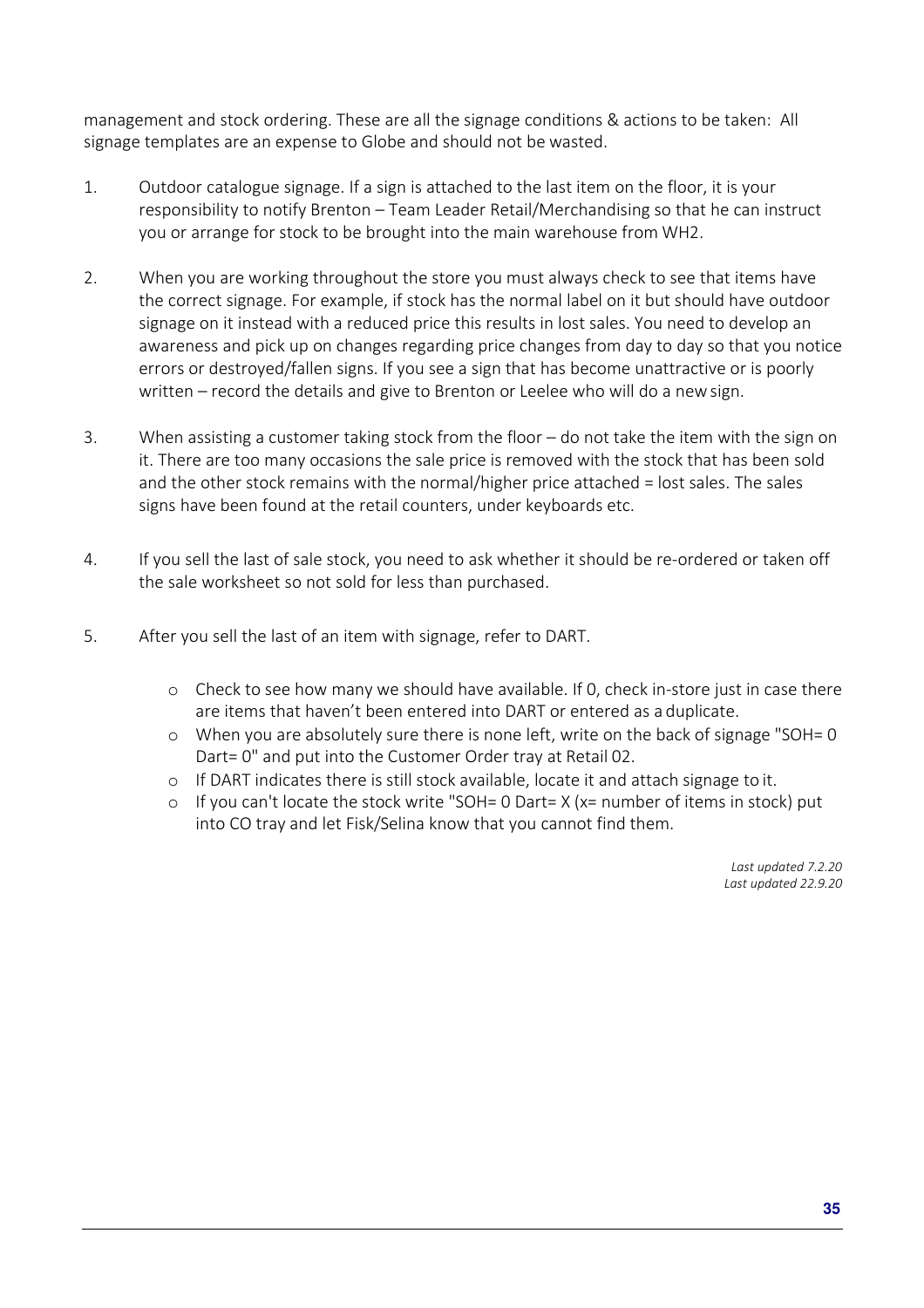management and stock ordering. These are all the signage conditions & actions to be taken:  All signage templates are an expense to Globe and should not be wasted.

1. Outdoor catalogue signage. If a sign is attached to the last item on the floor, it is your responsibility to notify Brenton – Team Leader Retail/Merchandising so that he can instruct you or arrange for stock to be brought into the main warehouse from WH2.

2. When you are working throughout the store you must always check to see that items have the correct signage. For example, if stock has the normal label on it but should have outdoor signage on it instead with a reduced price this results in lost sales. You need to develop an awareness and pick up on changes regarding price changes from day to day so that you notice errors or destroyed/fallen signs. If you see a sign that has become unattractive or is poorly written – record the details and give to Brenton or Leelee who will do a new sign.

3. When assisting a customer taking stock from the floor – do not take the item with the sign on it. There are too many occasions the sale price is removed with the stock that has been sold and the other stock remains with the normal/higher price attached = lost sales. The sales signs have been found at the retail counters, under keyboards etc.

4. If you sell the last of sale stock, you need to ask whether it should be re-ordered or taken off the sale worksheet so not sold for less than purchased.

5. After you sell the last of an item with signage, refer to DART.

   - Check to see how many we should have available. If 0, check in-store just in case there are items that haven't been entered into DART or entered as a duplicate.
   - When you are absolutely sure there is none left, write on the back of signage "SOH= 0 Dart= 0" and put into the Customer Order tray at Retail 02.
   - If DART indicates there is still stock available, locate it and attach signage to it.
   - If you can't locate the stock write "SOH= 0 Dart= X (x= number of items in stock) put into CO tray and let Fisk/Selina know that you cannot find them.

*Last updated 7.2.20*
*Last updated 22.9.20*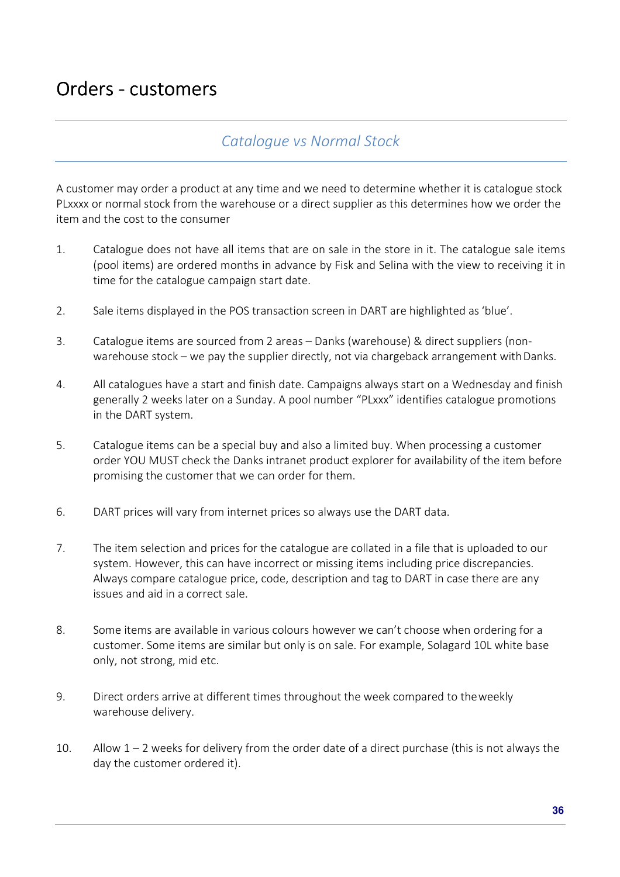# Orders - customers

## *Catalogue vs Normal Stock*

A customer may order a product at any time and we need to determine whether it is catalogue stock PLxxxx or normal stock from the warehouse or a direct supplier as this determines how we order the item and the cost to the consumer

1. Catalogue does not have all items that are on sale in the store in it. The catalogue sale items (pool items) are ordered months in advance by Fisk and Selina with the view to receiving it in time for the catalogue campaign start date.

2. Sale items displayed in the POS transaction screen in DART are highlighted as 'blue'.

3. Catalogue items are sourced from 2 areas – Danks (warehouse) & direct suppliers (non-warehouse stock – we pay the supplier directly, not via chargeback arrangement with Danks.

4. All catalogues have a start and finish date. Campaigns always start on a Wednesday and finish generally 2 weeks later on a Sunday. A pool number "PLxxx" identifies catalogue promotions in the DART system.

5. Catalogue items can be a special buy and also a limited buy. When processing a customer order YOU MUST check the Danks intranet product explorer for availability of the item before promising the customer that we can order for them.

6. DART prices will vary from internet prices so always use the DART data.

7. The item selection and prices for the catalogue are collated in a file that is uploaded to our system. However, this can have incorrect or missing items including price discrepancies. Always compare catalogue price, code, description and tag to DART in case there are any issues and aid in a correct sale.

8. Some items are available in various colours however we can't choose when ordering for a customer. Some items are similar but only is on sale. For example, Solagard 10L white base only, not strong, mid etc.

9. Direct orders arrive at different times throughout the week compared to the weekly warehouse delivery.

10. Allow 1 – 2 weeks for delivery from the order date of a direct purchase (this is not always the day the customer ordered it).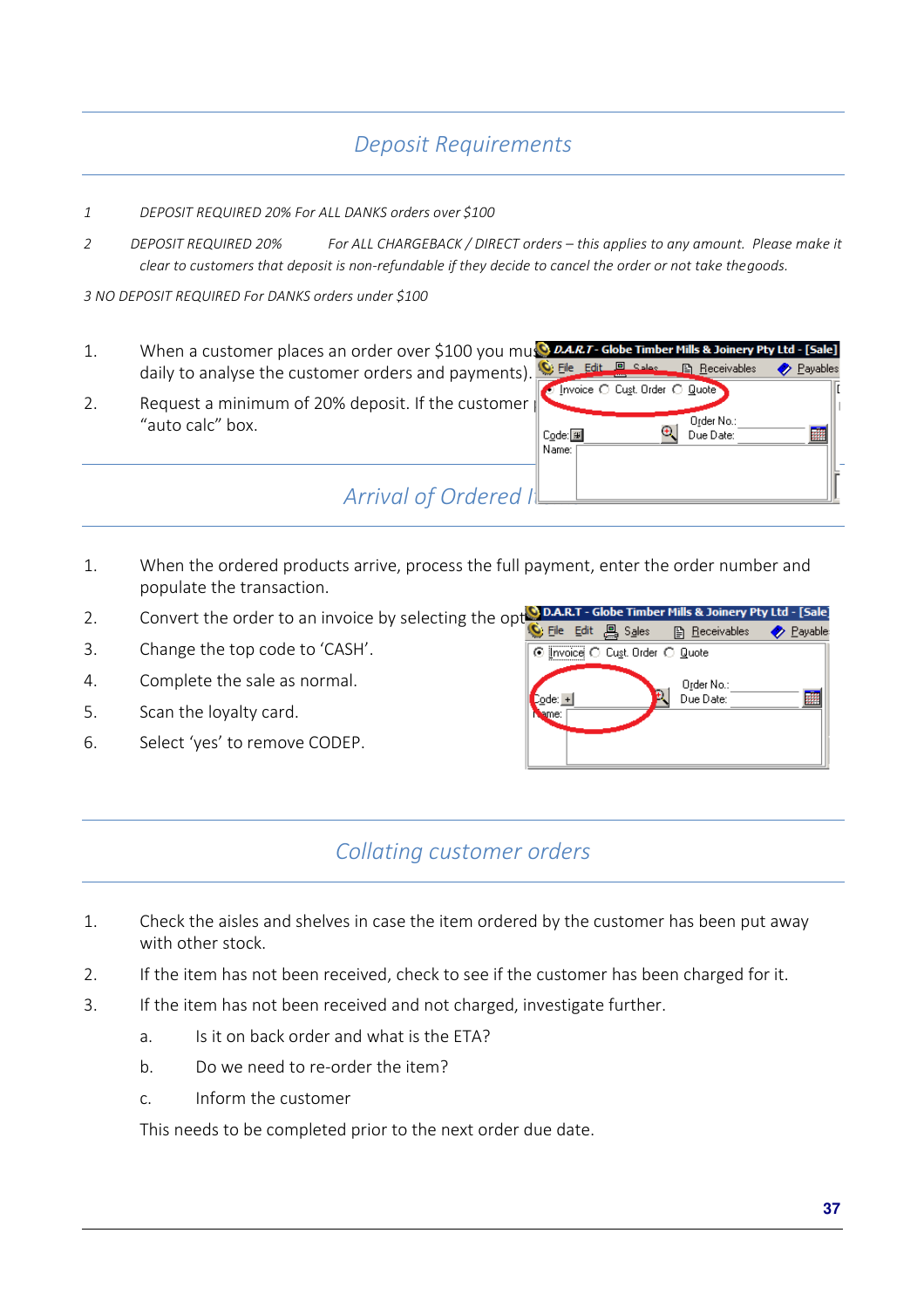## Deposit Requirements

1. *DEPOSIT REQUIRED 20% For ALL DANKS orders over $100*

2. *DEPOSIT REQUIRED 20% For ALL CHARGEBACK / DIRECT orders – this applies to any amount. Please make it clear to customers that deposit is non-refundable if they decide to cancel the order or not take the goods.*

3. *NO DEPOSIT REQUIRED For DANKS orders under $100*

1. When a customer places an order over $100 you mu daily to analyse the customer orders and payments).
2. Request a minimum of 20% deposit. If the customer "auto calc" box.

## Arrival of Ordered I

1. When the ordered products arrive, process the full payment, enter the order number and populate the transaction.
2. Convert the order to an invoice by selecting the opt
3. Change the top code to 'CASH'.
4. Complete the sale as normal.
5. Scan the loyalty card.
6. Select 'yes' to remove CODEP.

## Collating customer orders

1. Check the aisles and shelves in case the item ordered by the customer has been put away with other stock.
2. If the item has not been received, check to see if the customer has been charged for it.
3. If the item has not been received and not charged, investigate further.
   a. Is it on back order and what is the ETA?
   b. Do we need to re-order the item?
   c. Inform the customer

   This needs to be completed prior to the next order due date.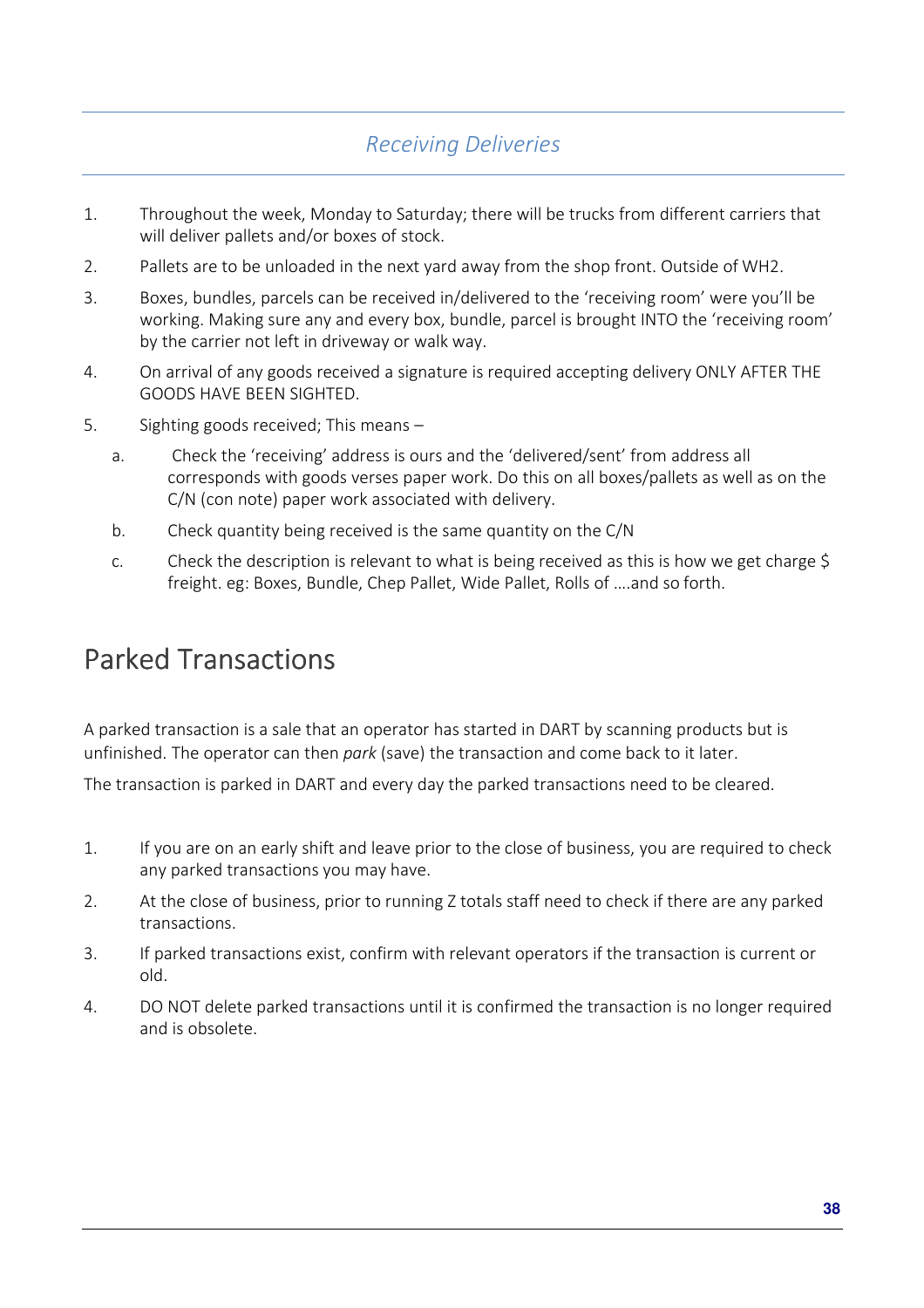## *Receiving Deliveries*

1. Throughout the week, Monday to Saturday; there will be trucks from different carriers that will deliver pallets and/or boxes of stock.
2. Pallets are to be unloaded in the next yard away from the shop front. Outside of WH2.
3. Boxes, bundles, parcels can be received in/delivered to the 'receiving room' were you'll be working. Making sure any and every box, bundle, parcel is brought INTO the 'receiving room' by the carrier not left in driveway or walk way.
4. On arrival of any goods received a signature is required accepting delivery ONLY AFTER THE GOODS HAVE BEEN SIGHTED.
5. Sighting goods received; This means –
   a. Check the 'receiving' address is ours and the 'delivered/sent' from address all corresponds with goods verses paper work. Do this on all boxes/pallets as well as on the C/N (con note) paper work associated with delivery.
   b. Check quantity being received is the same quantity on the C/N
   c. Check the description is relevant to what is being received as this is how we get charge $ freight. eg: Boxes, Bundle, Chep Pallet, Wide Pallet, Rolls of ….and so forth.

# Parked Transactions

A parked transaction is a sale that an operator has started in DART by scanning products but is unfinished. The operator can then *park* (save) the transaction and come back to it later.

The transaction is parked in DART and every day the parked transactions need to be cleared.

1. If you are on an early shift and leave prior to the close of business, you are required to check any parked transactions you may have.
2. At the close of business, prior to running Z totals staff need to check if there are any parked transactions.
3. If parked transactions exist, confirm with relevant operators if the transaction is current or old.
4. DO NOT delete parked transactions until it is confirmed the transaction is no longer required and is obsolete.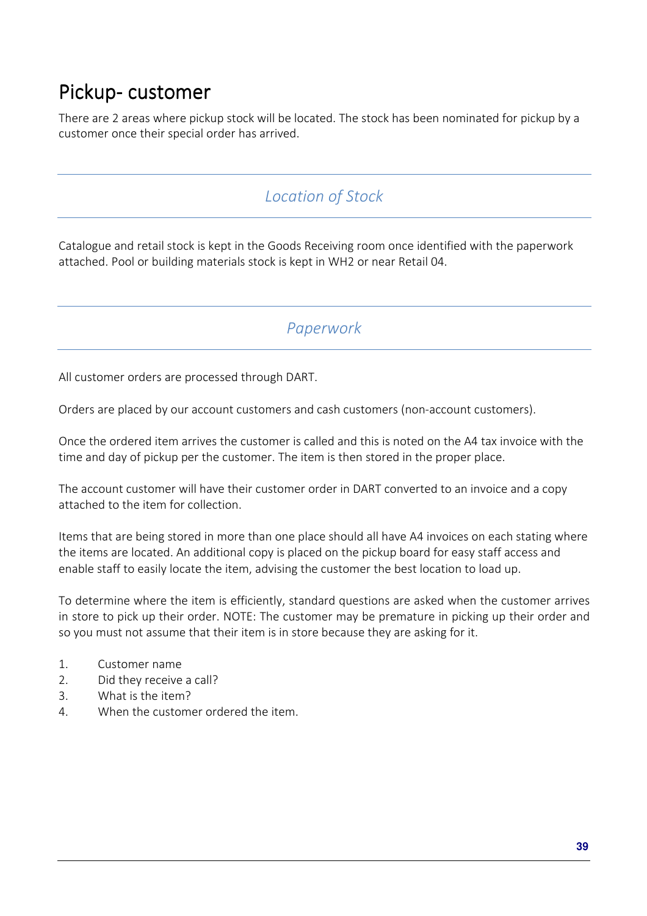# Pickup- customer

There are 2 areas where pickup stock will be located. The stock has been nominated for pickup by a customer once their special order has arrived.

## *Location of Stock*

Catalogue and retail stock is kept in the Goods Receiving room once identified with the paperwork attached. Pool or building materials stock is kept in WH2 or near Retail 04.

## *Paperwork*

All customer orders are processed through DART.

Orders are placed by our account customers and cash customers (non-account customers).

Once the ordered item arrives the customer is called and this is noted on the A4 tax invoice with the time and day of pickup per the customer. The item is then stored in the proper place.

The account customer will have their customer order in DART converted to an invoice and a copy attached to the item for collection.

Items that are being stored in more than one place should all have A4 invoices on each stating where the items are located. An additional copy is placed on the pickup board for easy staff access and enable staff to easily locate the item, advising the customer the best location to load up.

To determine where the item is efficiently, standard questions are asked when the customer arrives in store to pick up their order. NOTE: The customer may be premature in picking up their order and so you must not assume that their item is in store because they are asking for it.

1. Customer name
2. Did they receive a call?
3. What is the item?
4. When the customer ordered the item.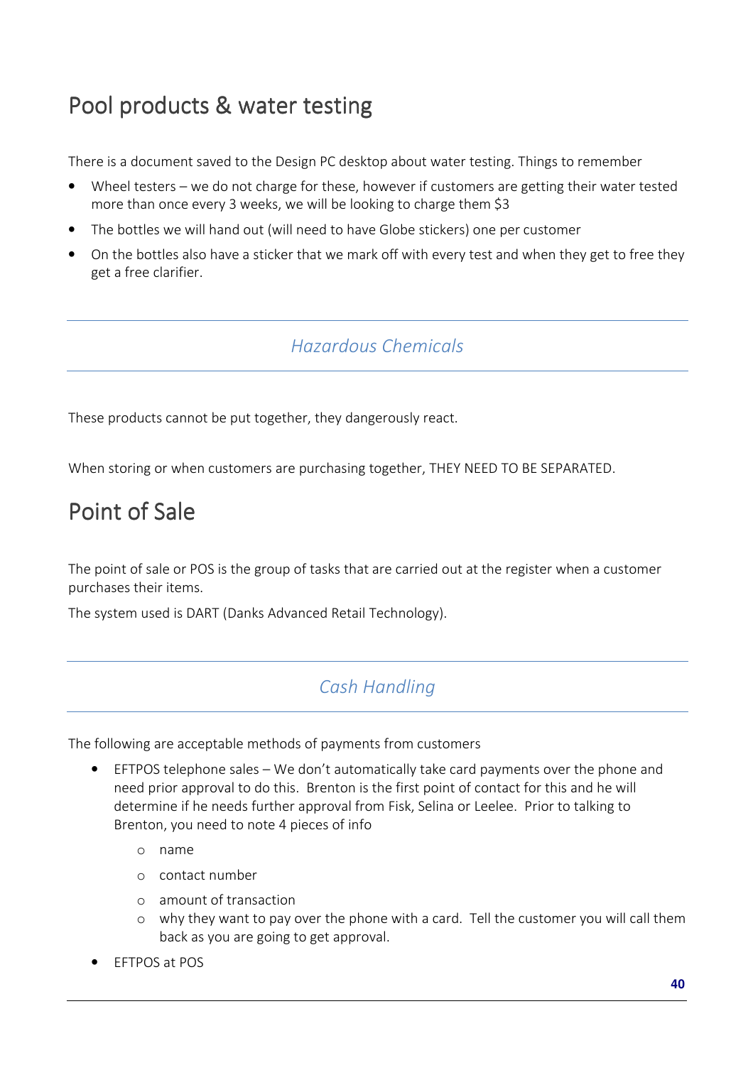# Pool products & water testing

There is a document saved to the Design PC desktop about water testing. Things to remember

- Wheel testers – we do not charge for these, however if customers are getting their water tested more than once every 3 weeks, we will be looking to charge them $3
- The bottles we will hand out (will need to have Globe stickers) one per customer
- On the bottles also have a sticker that we mark off with every test and when they get to free they get a free clarifier.

## *Hazardous Chemicals*

These products cannot be put together, they dangerously react.

When storing or when customers are purchasing together, THEY NEED TO BE SEPARATED.

# Point of Sale

The point of sale or POS is the group of tasks that are carried out at the register when a customer purchases their items.

The system used is DART (Danks Advanced Retail Technology).

## *Cash Handling*

The following are acceptable methods of payments from customers

- EFTPOS telephone sales – We don't automatically take card payments over the phone and need prior approval to do this. Brenton is the first point of contact for this and he will determine if he needs further approval from Fisk, Selina or Leelee. Prior to talking to Brenton, you need to note 4 pieces of info
    - name
    - contact number
    - amount of transaction
    - why they want to pay over the phone with a card. Tell the customer you will call them back as you are going to get approval.
- EFTPOS at POS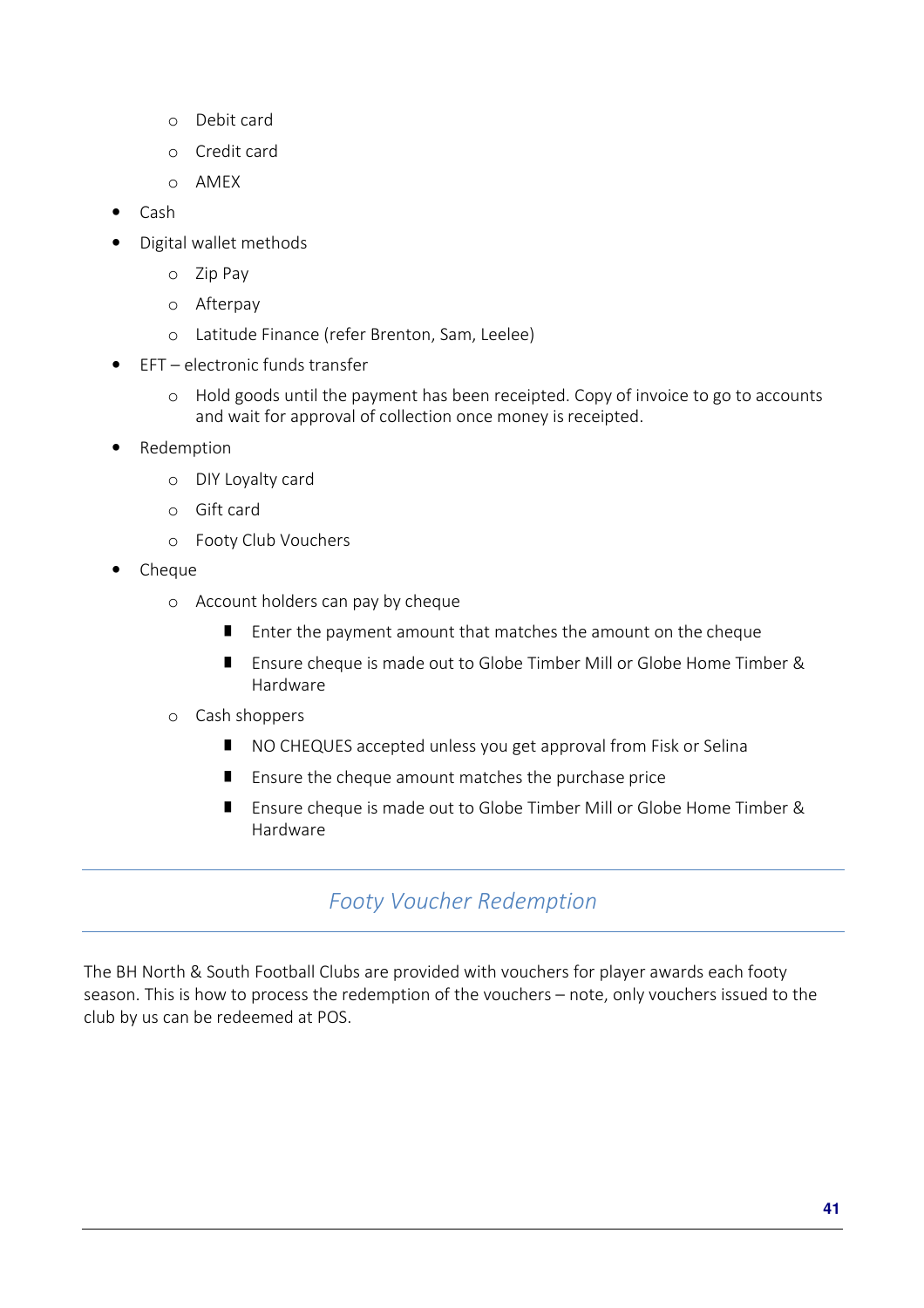- Debit card
    - Credit card
    - AMEX
- Cash
- Digital wallet methods
    - Zip Pay
    - Afterpay
    - Latitude Finance (refer Brenton, Sam, Leelee)
- EFT – electronic funds transfer
    - Hold goods until the payment has been receipted. Copy of invoice to go to accounts and wait for approval of collection once money is receipted.
- Redemption
    - DIY Loyalty card
    - Gift card
    - Footy Club Vouchers
- Cheque
    - Account holders can pay by cheque
        - Enter the payment amount that matches the amount on the cheque
        - Ensure cheque is made out to Globe Timber Mill or Globe Home Timber & Hardware
    - Cash shoppers
        - NO CHEQUES accepted unless you get approval from Fisk or Selina
        - Ensure the cheque amount matches the purchase price
        - Ensure cheque is made out to Globe Timber Mill or Globe Home Timber & Hardware

## Footy Voucher Redemption

The BH North & South Football Clubs are provided with vouchers for player awards each footy season. This is how to process the redemption of the vouchers – note, only vouchers issued to the club by us can be redeemed at POS.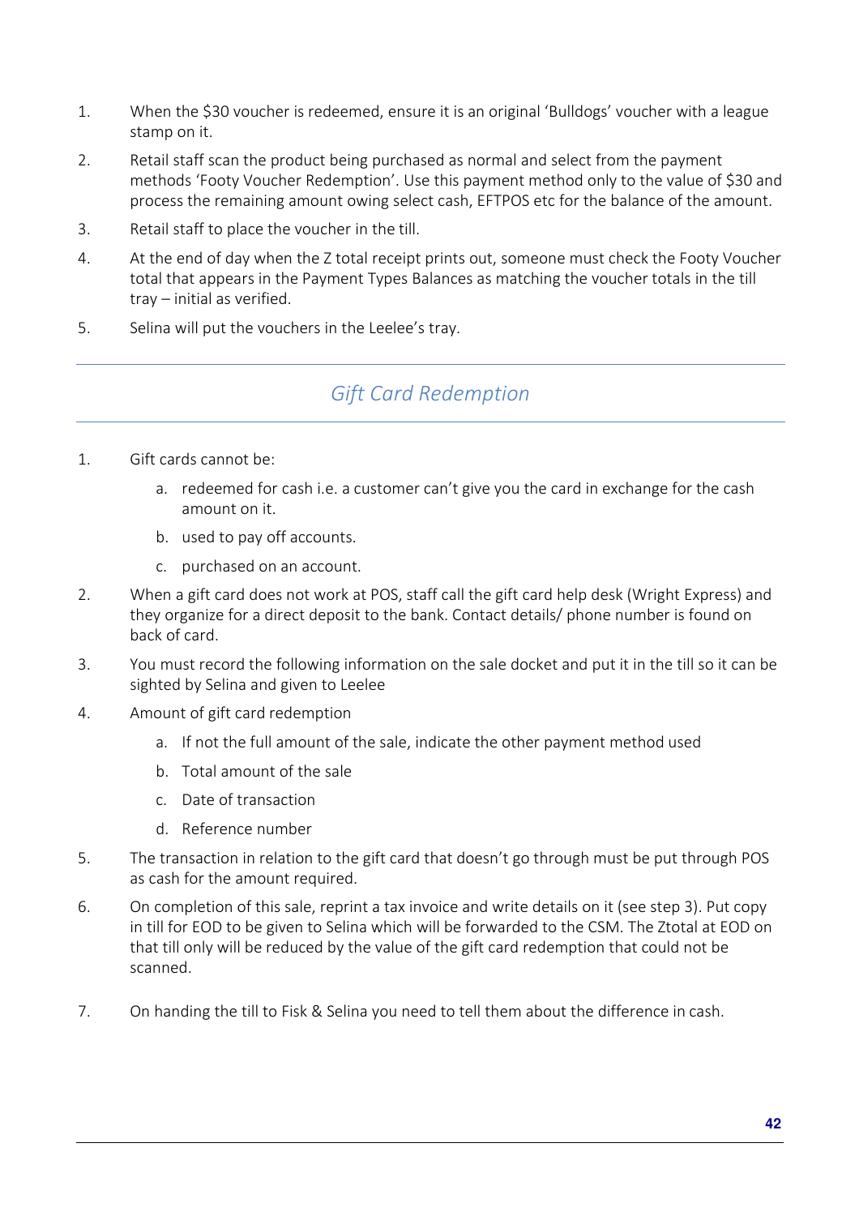1. When the $30 voucher is redeemed, ensure it is an original 'Bulldogs' voucher with a league stamp on it.
2. Retail staff scan the product being purchased as normal and select from the payment methods 'Footy Voucher Redemption'. Use this payment method only to the value of $30 and process the remaining amount owing select cash, EFTPOS etc for the balance of the amount.
3. Retail staff to place the voucher in the till.
4. At the end of day when the Z total receipt prints out, someone must check the Footy Voucher total that appears in the Payment Types Balances as matching the voucher totals in the till tray – initial as verified.
5. Selina will put the vouchers in the Leelee's tray.

## *Gift Card Redemption*

1. Gift cards cannot be:
   a. redeemed for cash i.e. a customer can't give you the card in exchange for the cash amount on it.
   b. used to pay off accounts.
   c. purchased on an account.
2. When a gift card does not work at POS, staff call the gift card help desk (Wright Express) and they organize for a direct deposit to the bank. Contact details/ phone number is found on back of card.
3. You must record the following information on the sale docket and put it in the till so it can be sighted by Selina and given to Leelee
4. Amount of gift card redemption
   a. If not the full amount of the sale, indicate the other payment method used
   b. Total amount of the sale
   c. Date of transaction
   d. Reference number
5. The transaction in relation to the gift card that doesn't go through must be put through POS as cash for the amount required.
6. On completion of this sale, reprint a tax invoice and write details on it (see step 3). Put copy in till for EOD to be given to Selina which will be forwarded to the CSM. The Ztotal at EOD on that till only will be reduced by the value of the gift card redemption that could not be scanned.
7. On handing the till to Fisk & Selina you need to tell them about the difference in cash.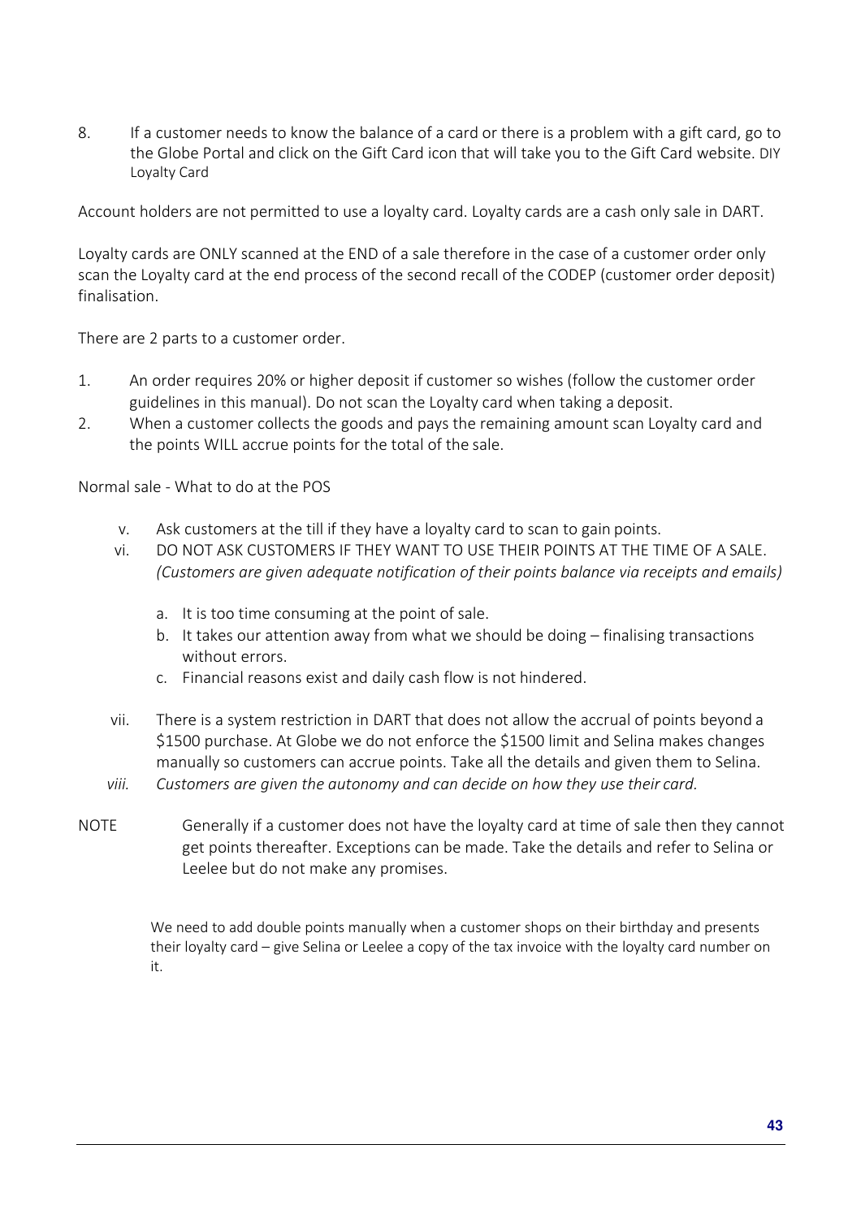8. If a customer needs to know the balance of a card or there is a problem with a gift card, go to the Globe Portal and click on the Gift Card icon that will take you to the Gift Card website. DIY Loyalty Card

Account holders are not permitted to use a loyalty card. Loyalty cards are a cash only sale in DART.

Loyalty cards are ONLY scanned at the END of a sale therefore in the case of a customer order only scan the Loyalty card at the end process of the second recall of the CODEP (customer order deposit) finalisation.

There are 2 parts to a customer order.

1. An order requires 20% or higher deposit if customer so wishes (follow the customer order guidelines in this manual). Do not scan the Loyalty card when taking a deposit.
2. When a customer collects the goods and pays the remaining amount scan Loyalty card and the points WILL accrue points for the total of the sale.

Normal sale - What to do at the POS

v. Ask customers at the till if they have a loyalty card to scan to gain points.

vi. DO NOT ASK CUSTOMERS IF THEY WANT TO USE THEIR POINTS AT THE TIME OF A SALE. *(Customers are given adequate notification of their points balance via receipts and emails)*

   a. It is too time consuming at the point of sale.
   b. It takes our attention away from what we should be doing – finalising transactions without errors.
   c. Financial reasons exist and daily cash flow is not hindered.

vii. There is a system restriction in DART that does not allow the accrual of points beyond a $1500 purchase. At Globe we do not enforce the $1500 limit and Selina makes changes manually so customers can accrue points. Take all the details and given them to Selina.

*viii. Customers are given the autonomy and can decide on how they use their card.*

NOTE Generally if a customer does not have the loyalty card at time of sale then they cannot get points thereafter. Exceptions can be made. Take the details and refer to Selina or Leelee but do not make any promises.

We need to add double points manually when a customer shops on their birthday and presents their loyalty card – give Selina or Leelee a copy of the tax invoice with the loyalty card number on it.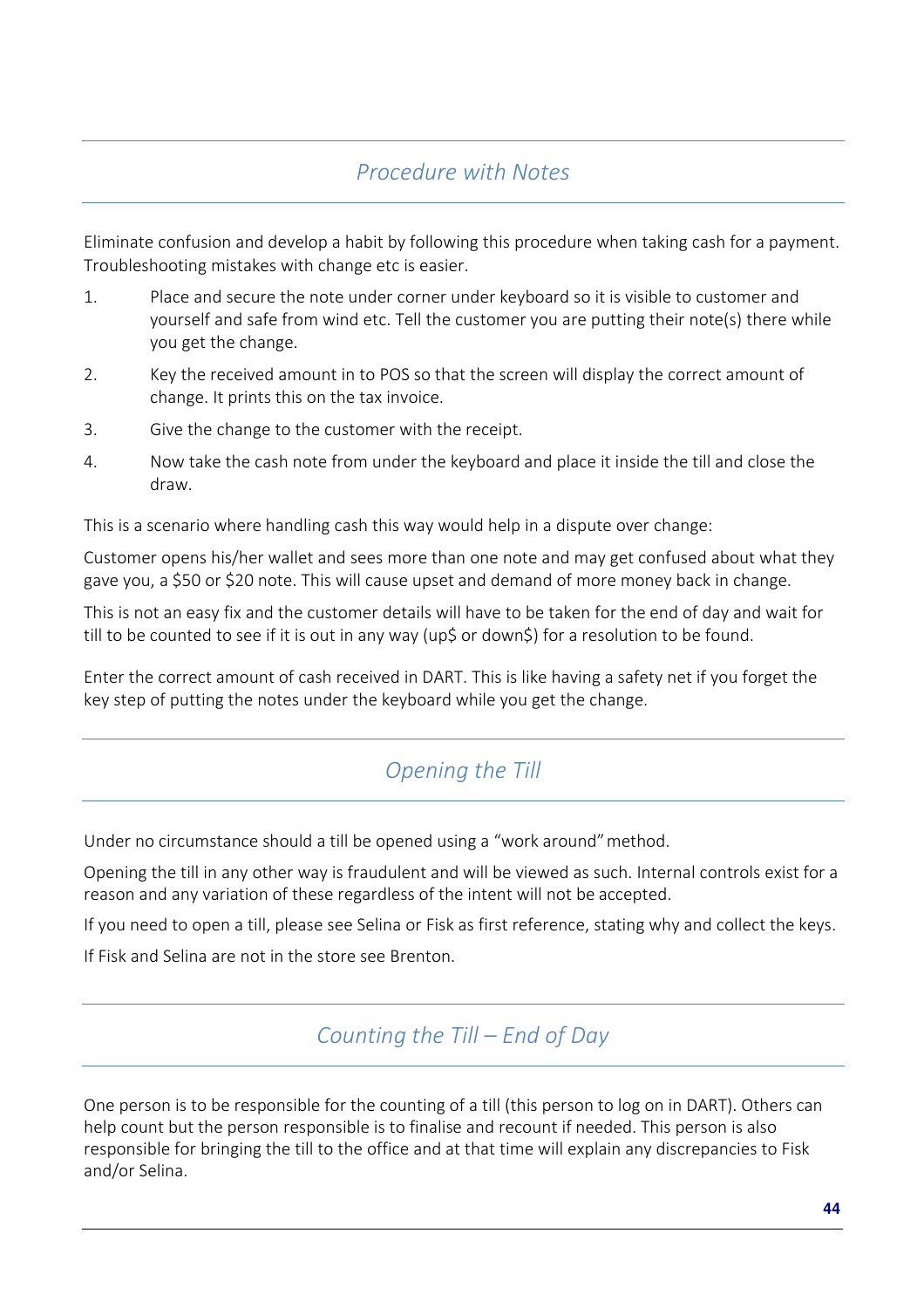## *Procedure with Notes*

Eliminate confusion and develop a habit by following this procedure when taking cash for a payment. Troubleshooting mistakes with change etc is easier.

1. Place and secure the note under corner under keyboard so it is visible to customer and yourself and safe from wind etc. Tell the customer you are putting their note(s) there while you get the change.
2. Key the received amount in to POS so that the screen will display the correct amount of change. It prints this on the tax invoice.
3. Give the change to the customer with the receipt.
4. Now take the cash note from under the keyboard and place it inside the till and close the draw.

This is a scenario where handling cash this way would help in a dispute over change:

Customer opens his/her wallet and sees more than one note and may get confused about what they gave you, a $50 or $20 note. This will cause upset and demand of more money back in change.

This is not an easy fix and the customer details will have to be taken for the end of day and wait for till to be counted to see if it is out in any way (up$ or down$) for a resolution to be found.

Enter the correct amount of cash received in DART. This is like having a safety net if you forget the key step of putting the notes under the keyboard while you get the change.

## *Opening the Till*

Under no circumstance should a till be opened using a “work around” method.

Opening the till in any other way is fraudulent and will be viewed as such. Internal controls exist for a reason and any variation of these regardless of the intent will not be accepted.

If you need to open a till, please see Selina or Fisk as first reference, stating why and collect the keys.

If Fisk and Selina are not in the store see Brenton.

## *Counting the Till – End of Day*

One person is to be responsible for the counting of a till (this person to log on in DART). Others can help count but the person responsible is to finalise and recount if needed. This person is also responsible for bringing the till to the office and at that time will explain any discrepancies to Fisk and/or Selina.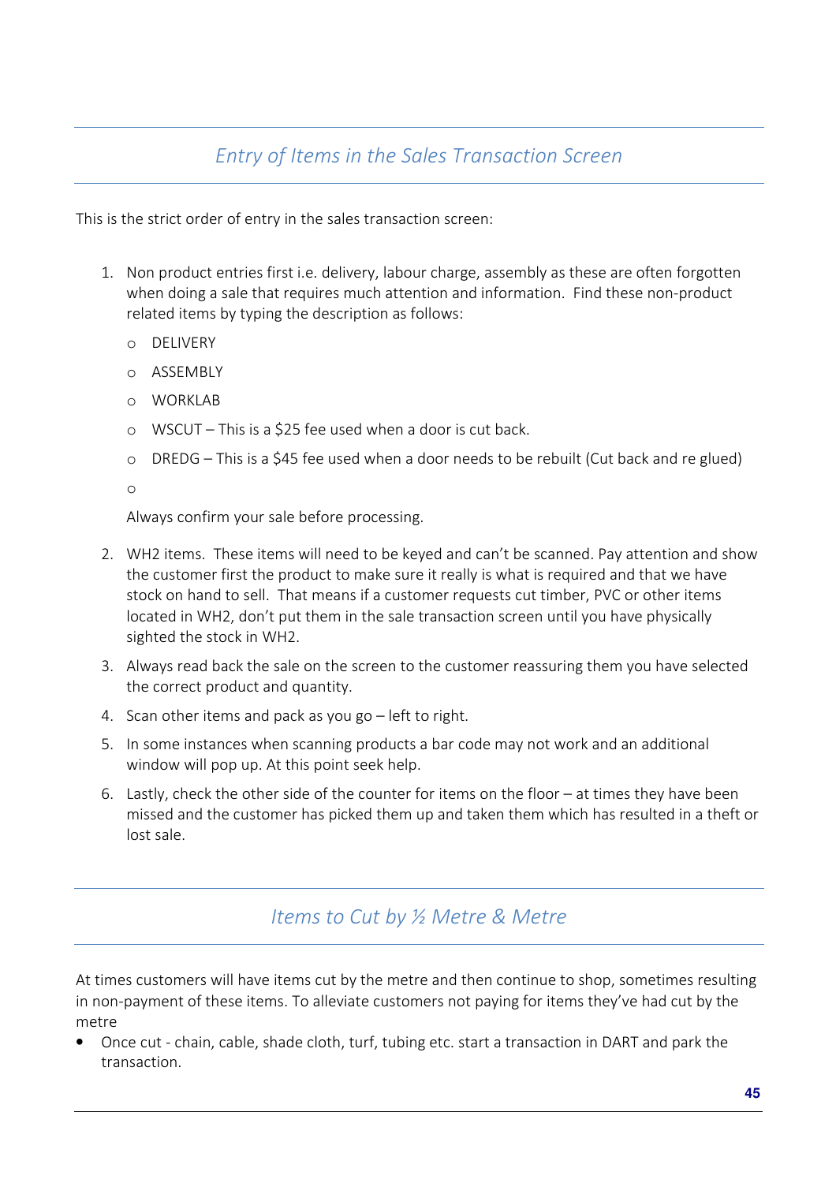## *Entry of Items in the Sales Transaction Screen*

This is the strict order of entry in the sales transaction screen:

1. Non product entries first i.e. delivery, labour charge, assembly as these are often forgotten when doing a sale that requires much attention and information. Find these non-product related items by typing the description as follows:
   - DELIVERY
   - ASSEMBLY
   - WORKLAB
   - WSCUT – This is a $25 fee used when a door is cut back.
   - DREDG – This is a $45 fee used when a door needs to be rebuilt (Cut back and re glued)
   - 

   Always confirm your sale before processing.
2. WH2 items. These items will need to be keyed and can't be scanned. Pay attention and show the customer first the product to make sure it really is what is required and that we have stock on hand to sell. That means if a customer requests cut timber, PVC or other items located in WH2, don't put them in the sale transaction screen until you have physically sighted the stock in WH2.
3. Always read back the sale on the screen to the customer reassuring them you have selected the correct product and quantity.
4. Scan other items and pack as you go – left to right.
5. In some instances when scanning products a bar code may not work and an additional window will pop up. At this point seek help.
6. Lastly, check the other side of the counter for items on the floor – at times they have been missed and the customer has picked them up and taken them which has resulted in a theft or lost sale.

## *Items to Cut by ½ Metre & Metre*

At times customers will have items cut by the metre and then continue to shop, sometimes resulting in non-payment of these items. To alleviate customers not paying for items they've had cut by the metre

- Once cut - chain, cable, shade cloth, turf, tubing etc. start a transaction in DART and park the transaction.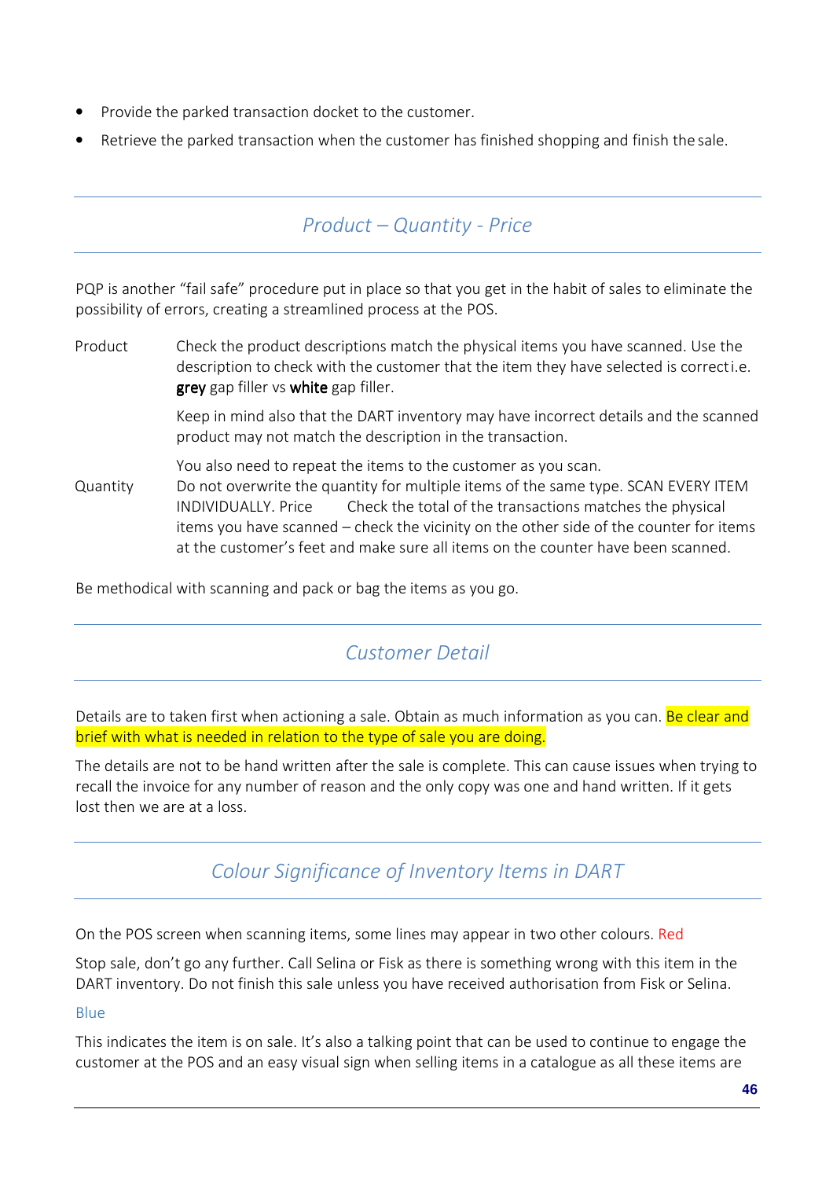- Provide the parked transaction docket to the customer.
- Retrieve the parked transaction when the customer has finished shopping and finish the sale.

## *Product – Quantity - Price*

PQP is another "fail safe" procedure put in place so that you get in the habit of sales to eliminate the possibility of errors, creating a streamlined process at the POS.

Product — Check the product descriptions match the physical items you have scanned. Use the description to check with the customer that the item they have selected is correct i.e. **grey** gap filler vs **white** gap filler.

Keep in mind also that the DART inventory may have incorrect details and the scanned product may not match the description in the transaction.

You also need to repeat the items to the customer as you scan.

Quantity — Do not overwrite the quantity for multiple items of the same type. SCAN EVERY ITEM INDIVIDUALLY.

Price — Check the total of the transactions matches the physical items you have scanned – check the vicinity on the other side of the counter for items at the customer's feet and make sure all items on the counter have been scanned.

Be methodical with scanning and pack or bag the items as you go.

## *Customer Detail*

Details are to taken first when actioning a sale. Obtain as much information as you can. Be clear and brief with what is needed in relation to the type of sale you are doing.

The details are not to be hand written after the sale is complete. This can cause issues when trying to recall the invoice for any number of reason and the only copy was one and hand written. If it gets lost then we are at a loss.

## *Colour Significance of Inventory Items in DART*

On the POS screen when scanning items, some lines may appear in two other colours.

Red

Stop sale, don't go any further. Call Selina or Fisk as there is something wrong with this item in the DART inventory. Do not finish this sale unless you have received authorisation from Fisk or Selina.

Blue

This indicates the item is on sale. It's also a talking point that can be used to continue to engage the customer at the POS and an easy visual sign when selling items in a catalogue as all these items are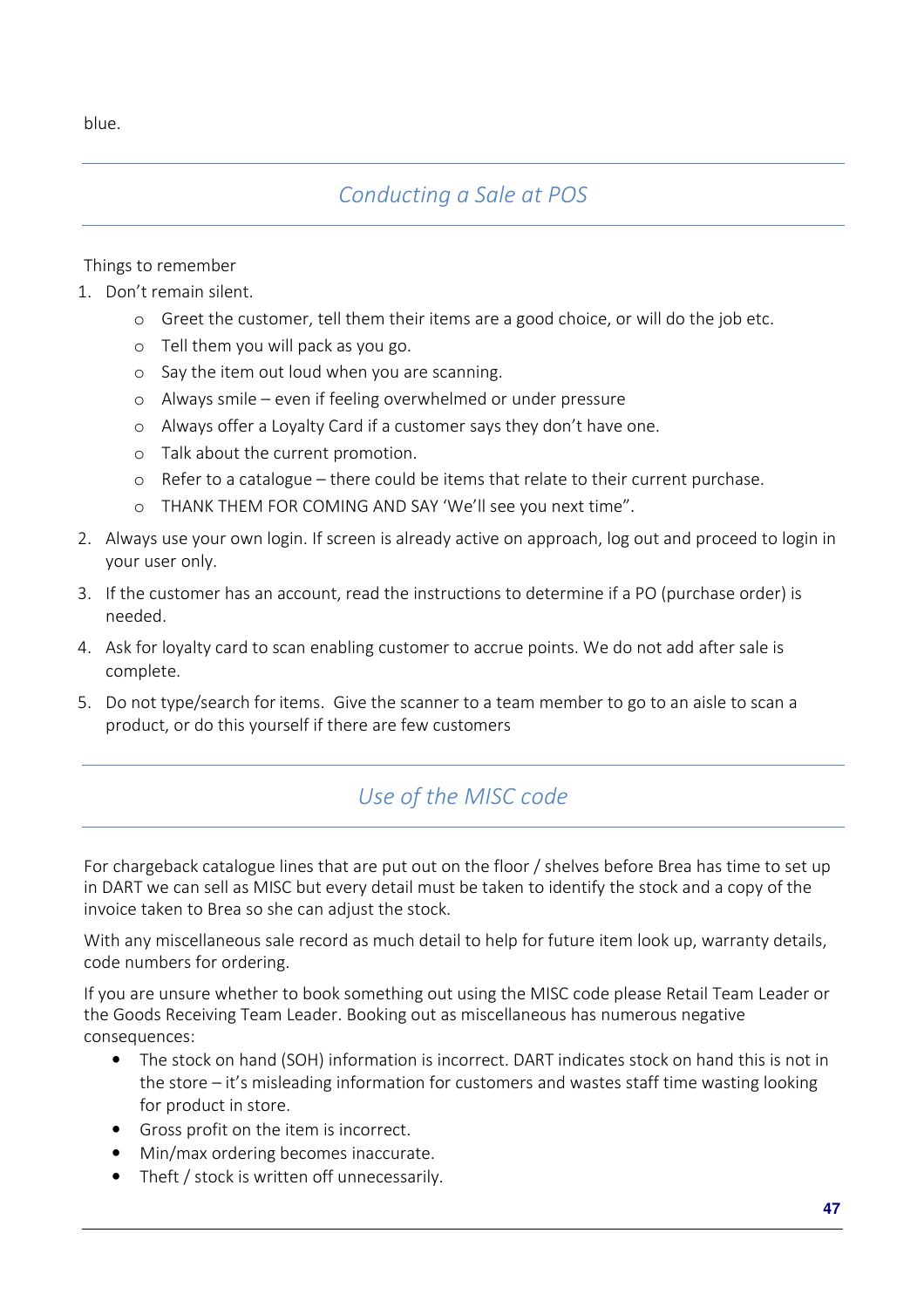blue.

## *Conducting a Sale at POS*

Things to remember

1. Don't remain silent.
    - Greet the customer, tell them their items are a good choice, or will do the job etc.
    - Tell them you will pack as you go.
    - Say the item out loud when you are scanning.
    - Always smile – even if feeling overwhelmed or under pressure
    - Always offer a Loyalty Card if a customer says they don't have one.
    - Talk about the current promotion.
    - Refer to a catalogue – there could be items that relate to their current purchase.
    - THANK THEM FOR COMING AND SAY 'We'll see you next time".
2. Always use your own login. If screen is already active on approach, log out and proceed to login in your user only.
3. If the customer has an account, read the instructions to determine if a PO (purchase order) is needed.
4. Ask for loyalty card to scan enabling customer to accrue points. We do not add after sale is complete.
5. Do not type/search for items. Give the scanner to a team member to go to an aisle to scan a product, or do this yourself if there are few customers

## *Use of the MISC code*

For chargeback catalogue lines that are put out on the floor / shelves before Brea has time to set up in DART we can sell as MISC but every detail must be taken to identify the stock and a copy of the invoice taken to Brea so she can adjust the stock.

With any miscellaneous sale record as much detail to help for future item look up, warranty details, code numbers for ordering.

If you are unsure whether to book something out using the MISC code please Retail Team Leader or the Goods Receiving Team Leader. Booking out as miscellaneous has numerous negative consequences:

- The stock on hand (SOH) information is incorrect. DART indicates stock on hand this is not in the store – it's misleading information for customers and wastes staff time wasting looking for product in store.
- Gross profit on the item is incorrect.
- Min/max ordering becomes inaccurate.
- Theft / stock is written off unnecessarily.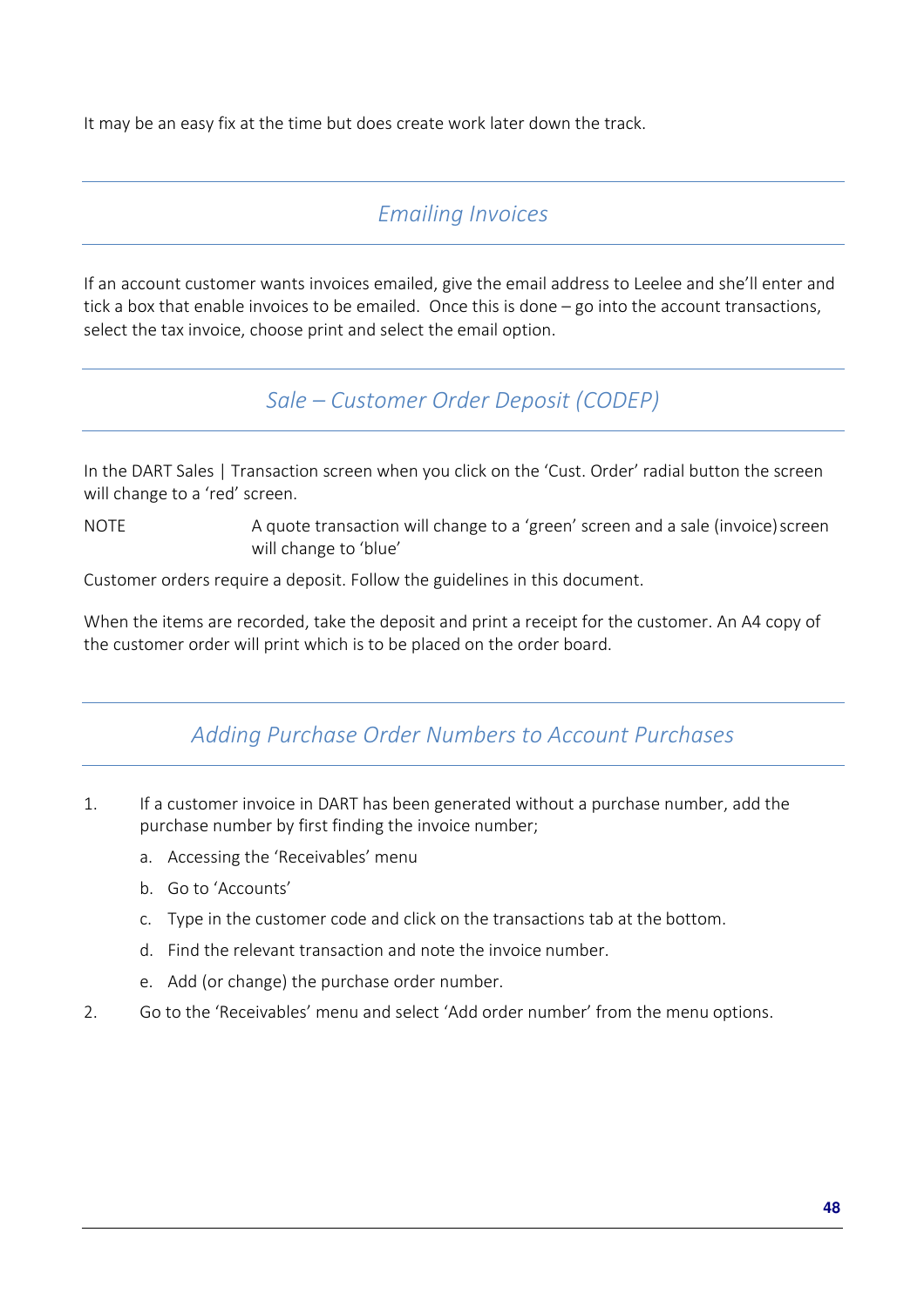It may be an easy fix at the time but does create work later down the track.

## *Emailing Invoices*

If an account customer wants invoices emailed, give the email address to Leelee and she'll enter and tick a box that enable invoices to be emailed. Once this is done – go into the account transactions, select the tax invoice, choose print and select the email option.

## *Sale – Customer Order Deposit (CODEP)*

In the DART Sales | Transaction screen when you click on the 'Cust. Order' radial button the screen will change to a 'red' screen.

NOTE A quote transaction will change to a 'green' screen and a sale (invoice) screen will change to 'blue'

Customer orders require a deposit. Follow the guidelines in this document.

When the items are recorded, take the deposit and print a receipt for the customer. An A4 copy of the customer order will print which is to be placed on the order board.

## *Adding Purchase Order Numbers to Account Purchases*

1. If a customer invoice in DART has been generated without a purchase number, add the purchase number by first finding the invoice number;
   a. Accessing the 'Receivables' menu
   b. Go to 'Accounts'
   c. Type in the customer code and click on the transactions tab at the bottom.
   d. Find the relevant transaction and note the invoice number.
   e. Add (or change) the purchase order number.
2. Go to the 'Receivables' menu and select 'Add order number' from the menu options.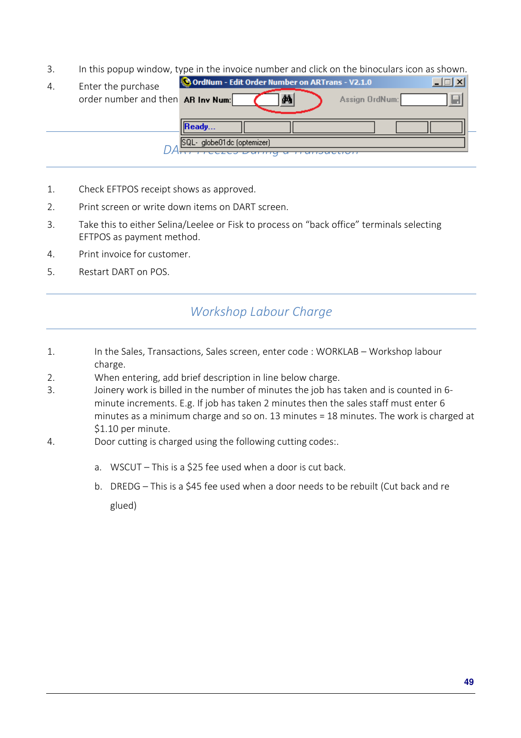3. In this popup window, type in the invoice number and click on the binoculars icon as shown.
4. Enter the purchase order number and then

## DART Freezes During a Transaction

1. Check EFTPOS receipt shows as approved.
2. Print screen or write down items on DART screen.
3. Take this to either Selina/Leelee or Fisk to process on “back office” terminals selecting EFTPOS as payment method.
4. Print invoice for customer.
5. Restart DART on POS.

## Workshop Labour Charge

1. In the Sales, Transactions, Sales screen, enter code : WORKLAB – Workshop labour charge.
2. When entering, add brief description in line below charge.
3. Joinery work is billed in the number of minutes the job has taken and is counted in 6-minute increments. E.g. If job has taken 2 minutes then the sales staff must enter 6 minutes as a minimum charge and so on. 13 minutes = 18 minutes. The work is charged at $1.10 per minute.
4. Door cutting is charged using the following cutting codes:.

   a. WSCUT – This is a $25 fee used when a door is cut back.

   b. DREDG – This is a $45 fee used when a door needs to be rebuilt (Cut back and re glued)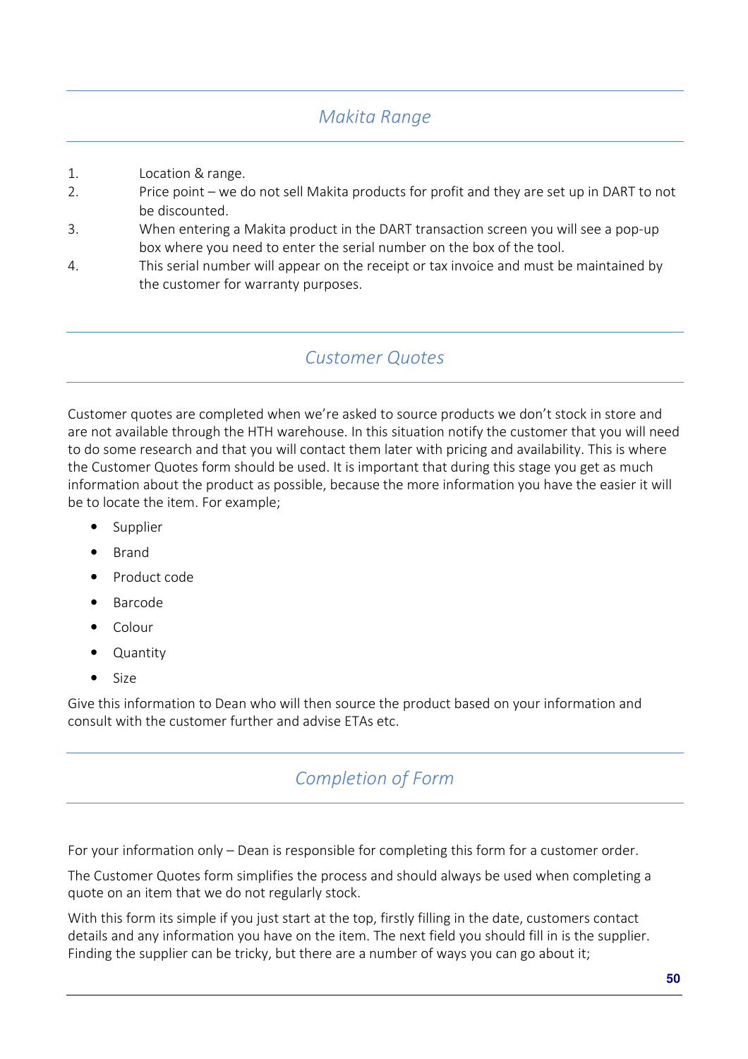## Makita Range

1. Location & range.
2. Price point – we do not sell Makita products for profit and they are set up in DART to not be discounted.
3. When entering a Makita product in the DART transaction screen you will see a pop-up box where you need to enter the serial number on the box of the tool.
4. This serial number will appear on the receipt or tax invoice and must be maintained by the customer for warranty purposes.

## Customer Quotes

Customer quotes are completed when we're asked to source products we don't stock in store and are not available through the HTH warehouse. In this situation notify the customer that you will need to do some research and that you will contact them later with pricing and availability. This is where the Customer Quotes form should be used. It is important that during this stage you get as much information about the product as possible, because the more information you have the easier it will be to locate the item. For example;

- Supplier
- Brand
- Product code
- Barcode
- Colour
- Quantity
- Size

Give this information to Dean who will then source the product based on your information and consult with the customer further and advise ETAs etc.

## Completion of Form

For your information only – Dean is responsible for completing this form for a customer order.

The Customer Quotes form simplifies the process and should always be used when completing a quote on an item that we do not regularly stock.

With this form its simple if you just start at the top, firstly filling in the date, customers contact details and any information you have on the item. The next field you should fill in is the supplier. Finding the supplier can be tricky, but there are a number of ways you can go about it;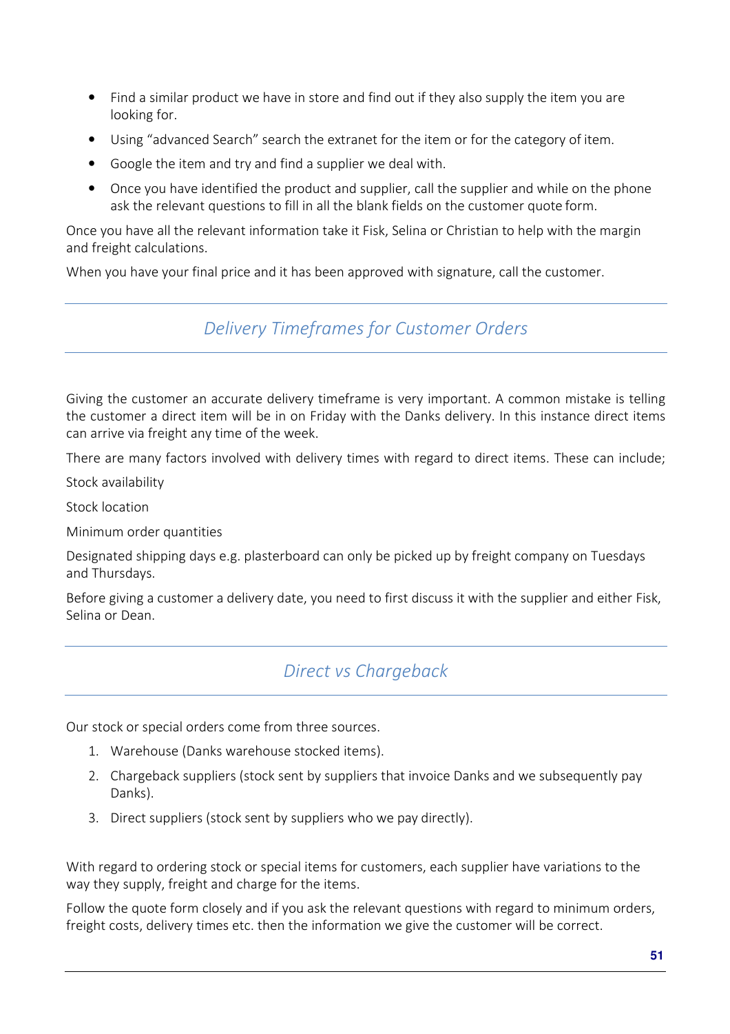- Find a similar product we have in store and find out if they also supply the item you are looking for.
- Using "advanced Search" search the extranet for the item or for the category of item.
- Google the item and try and find a supplier we deal with.
- Once you have identified the product and supplier, call the supplier and while on the phone ask the relevant questions to fill in all the blank fields on the customer quote form.

Once you have all the relevant information take it Fisk, Selina or Christian to help with the margin and freight calculations.

When you have your final price and it has been approved with signature, call the customer.

## *Delivery Timeframes for Customer Orders*

Giving the customer an accurate delivery timeframe is very important. A common mistake is telling the customer a direct item will be in on Friday with the Danks delivery. In this instance direct items can arrive via freight any time of the week.

There are many factors involved with delivery times with regard to direct items. These can include;

Stock availability

Stock location

Minimum order quantities

Designated shipping days e.g. plasterboard can only be picked up by freight company on Tuesdays and Thursdays.

Before giving a customer a delivery date, you need to first discuss it with the supplier and either Fisk, Selina or Dean.

## *Direct vs Chargeback*

Our stock or special orders come from three sources.

1. Warehouse (Danks warehouse stocked items).
2. Chargeback suppliers (stock sent by suppliers that invoice Danks and we subsequently pay Danks).
3. Direct suppliers (stock sent by suppliers who we pay directly).

With regard to ordering stock or special items for customers, each supplier have variations to the way they supply, freight and charge for the items.

Follow the quote form closely and if you ask the relevant questions with regard to minimum orders, freight costs, delivery times etc. then the information we give the customer will be correct.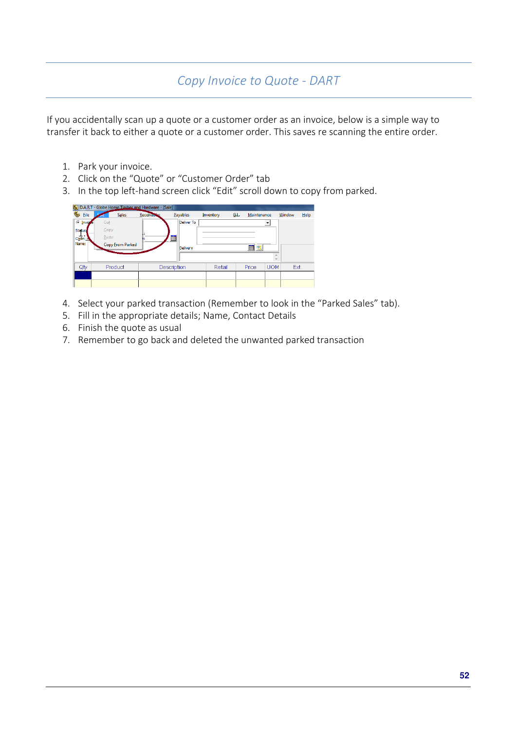# Copy Invoice to Quote - DART

If you accidentally scan up a quote or a customer order as an invoice, below is a simple way to transfer it back to either a quote or a customer order. This saves re scanning the entire order.

1. Park your invoice.
2. Click on the "Quote" or "Customer Order" tab
3. In the top left-hand screen click "Edit" scroll down to copy from parked.
4. Select your parked transaction (Remember to look in the "Parked Sales" tab).
5. Fill in the appropriate details; Name, Contact Details
6. Finish the quote as usual
7. Remember to go back and deleted the unwanted parked transaction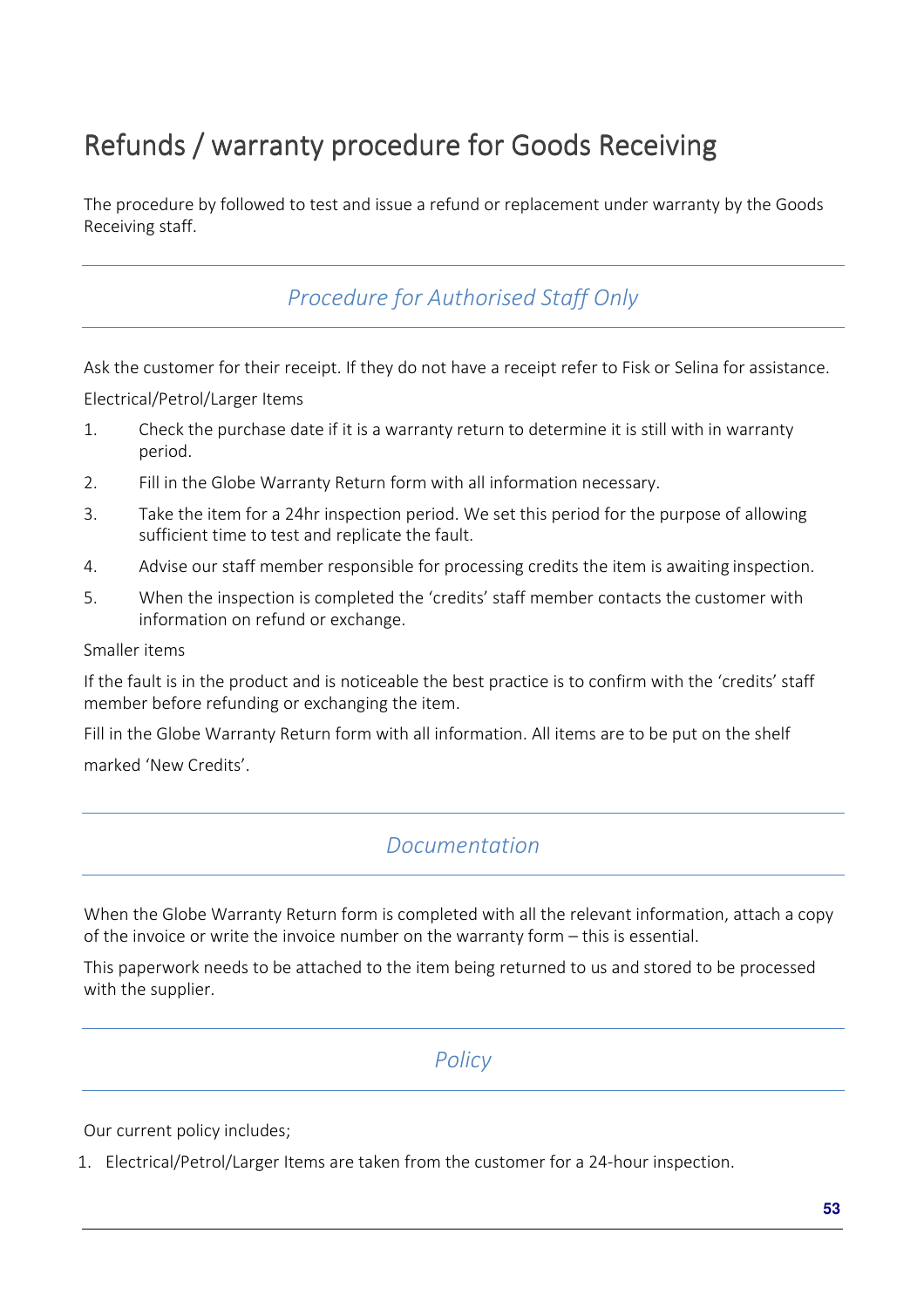# Refunds / warranty procedure for Goods Receiving

The procedure by followed to test and issue a refund or replacement under warranty by the Goods Receiving staff.

## *Procedure for Authorised Staff Only*

Ask the customer for their receipt. If they do not have a receipt refer to Fisk or Selina for assistance.

Electrical/Petrol/Larger Items

1. Check the purchase date if it is a warranty return to determine it is still with in warranty period.
2. Fill in the Globe Warranty Return form with all information necessary.
3. Take the item for a 24hr inspection period. We set this period for the purpose of allowing sufficient time to test and replicate the fault.
4. Advise our staff member responsible for processing credits the item is awaiting inspection.
5. When the inspection is completed the 'credits' staff member contacts the customer with information on refund or exchange.

Smaller items

If the fault is in the product and is noticeable the best practice is to confirm with the 'credits' staff member before refunding or exchanging the item.

Fill in the Globe Warranty Return form with all information. All items are to be put on the shelf

marked 'New Credits'.

## *Documentation*

When the Globe Warranty Return form is completed with all the relevant information, attach a copy of the invoice or write the invoice number on the warranty form – this is essential.

This paperwork needs to be attached to the item being returned to us and stored to be processed with the supplier.

## *Policy*

Our current policy includes;

1. Electrical/Petrol/Larger Items are taken from the customer for a 24-hour inspection.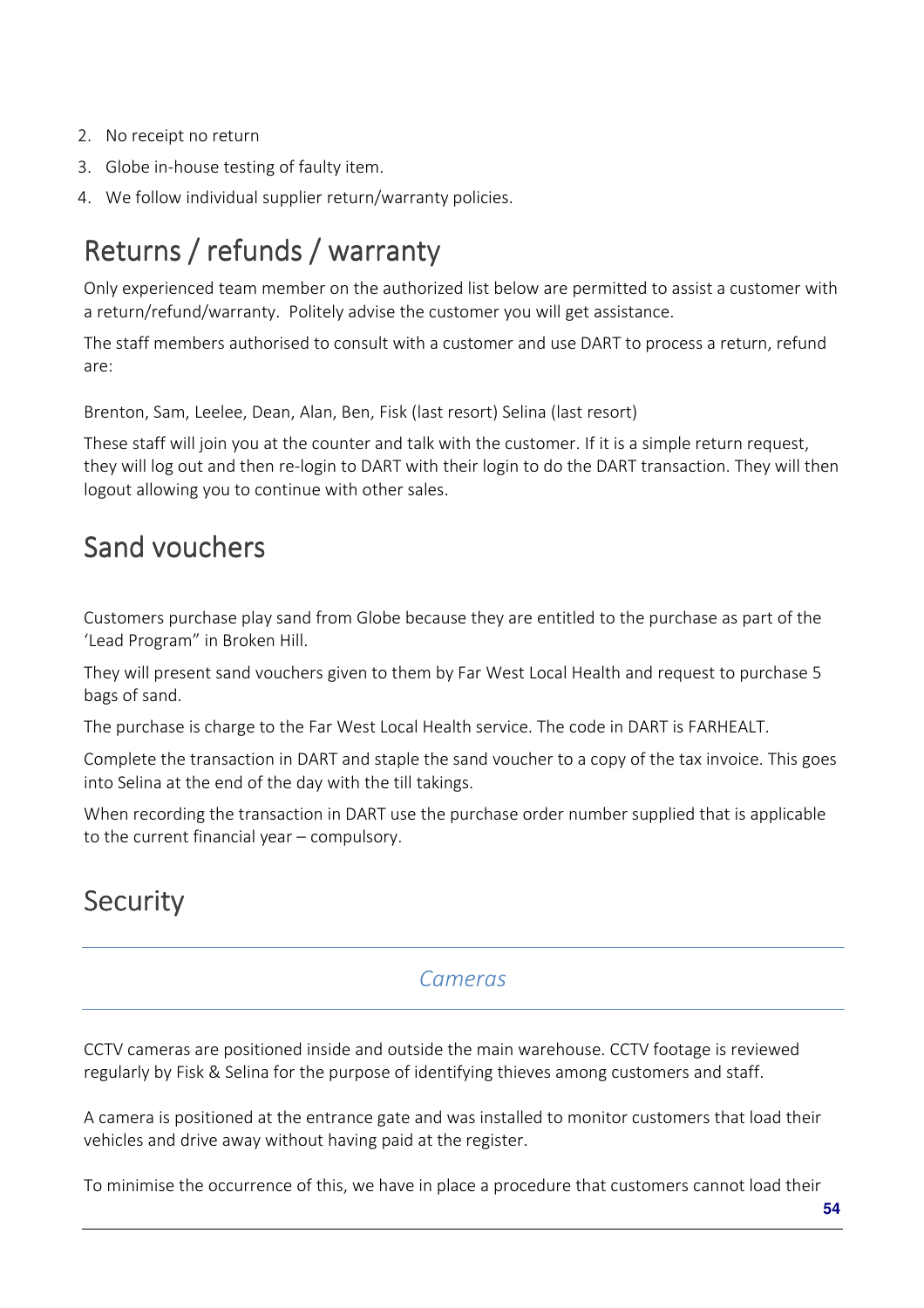2. No receipt no return
3. Globe in-house testing of faulty item.
4. We follow individual supplier return/warranty policies.

# Returns / refunds / warranty

Only experienced team member on the authorized list below are permitted to assist a customer with a return/refund/warranty.  Politely advise the customer you will get assistance.

The staff members authorised to consult with a customer and use DART to process a return, refund are:

Brenton, Sam, Leelee, Dean, Alan, Ben, Fisk (last resort) Selina (last resort)

These staff will join you at the counter and talk with the customer. If it is a simple return request, they will log out and then re-login to DART with their login to do the DART transaction. They will then logout allowing you to continue with other sales.

# Sand vouchers

Customers purchase play sand from Globe because they are entitled to the purchase as part of the 'Lead Program" in Broken Hill.

They will present sand vouchers given to them by Far West Local Health and request to purchase 5 bags of sand.

The purchase is charge to the Far West Local Health service. The code in DART is FARHEALT.

Complete the transaction in DART and staple the sand voucher to a copy of the tax invoice. This goes into Selina at the end of the day with the till takings.

When recording the transaction in DART use the purchase order number supplied that is applicable to the current financial year – compulsory.

# Security

## *Cameras*

CCTV cameras are positioned inside and outside the main warehouse. CCTV footage is reviewed regularly by Fisk & Selina for the purpose of identifying thieves among customers and staff.

A camera is positioned at the entrance gate and was installed to monitor customers that load their vehicles and drive away without having paid at the register.

To minimise the occurrence of this, we have in place a procedure that customers cannot load their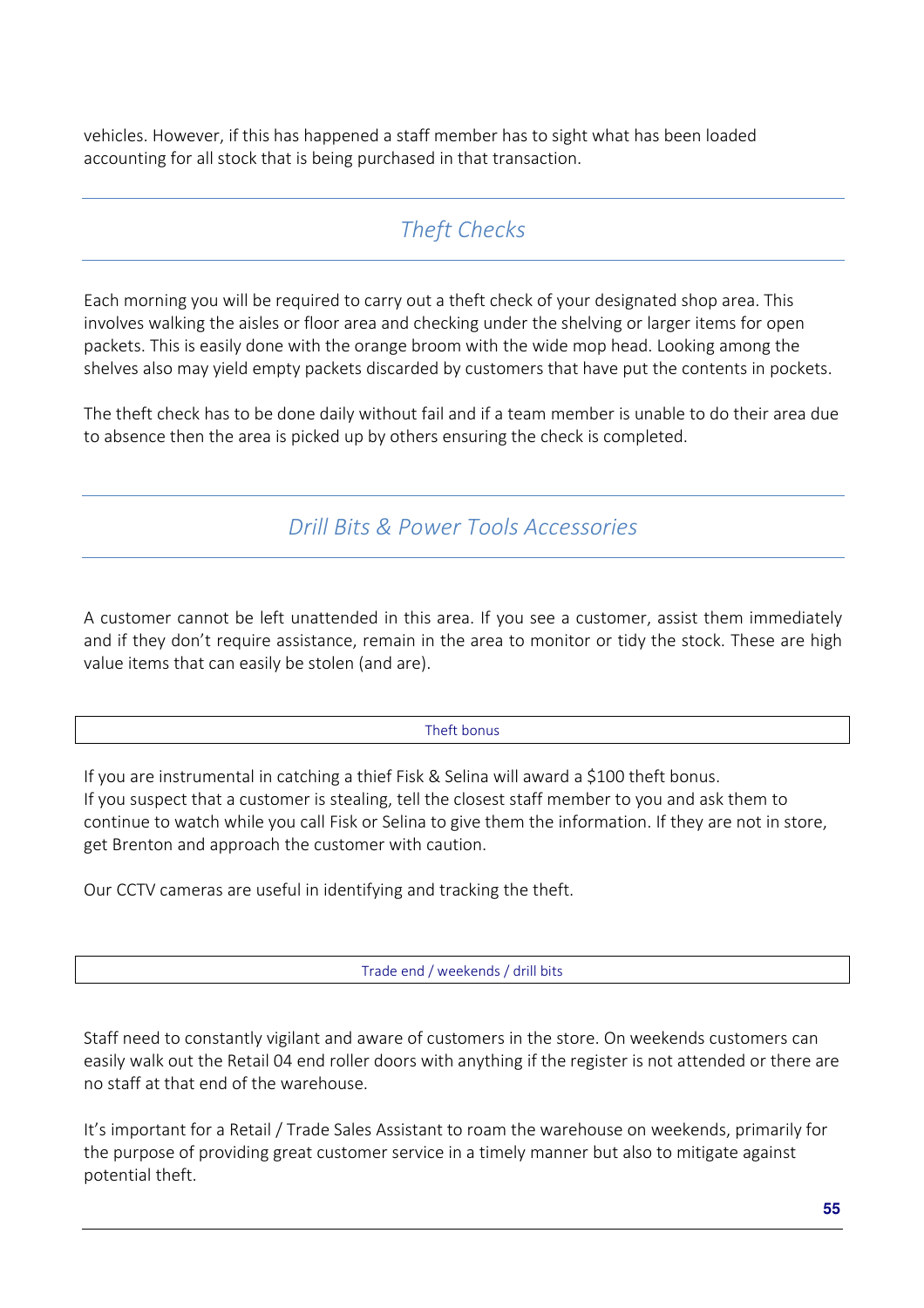vehicles. However, if this has happened a staff member has to sight what has been loaded accounting for all stock that is being purchased in that transaction.

## *Theft Checks*

Each morning you will be required to carry out a theft check of your designated shop area. This involves walking the aisles or floor area and checking under the shelving or larger items for open packets. This is easily done with the orange broom with the wide mop head. Looking among the shelves also may yield empty packets discarded by customers that have put the contents in pockets.

The theft check has to be done daily without fail and if a team member is unable to do their area due to absence then the area is picked up by others ensuring the check is completed.

## *Drill Bits & Power Tools Accessories*

A customer cannot be left unattended in this area. If you see a customer, assist them immediately and if they don't require assistance, remain in the area to monitor or tidy the stock. These are high value items that can easily be stolen (and are).

### Theft bonus

If you are instrumental in catching a thief Fisk & Selina will award a $100 theft bonus.
If you suspect that a customer is stealing, tell the closest staff member to you and ask them to continue to watch while you call Fisk or Selina to give them the information. If they are not in store, get Brenton and approach the customer with caution.

Our CCTV cameras are useful in identifying and tracking the theft.

### Trade end / weekends / drill bits

Staff need to constantly vigilant and aware of customers in the store. On weekends customers can easily walk out the Retail 04 end roller doors with anything if the register is not attended or there are no staff at that end of the warehouse.

It's important for a Retail / Trade Sales Assistant to roam the warehouse on weekends, primarily for the purpose of providing great customer service in a timely manner but also to mitigate against potential theft.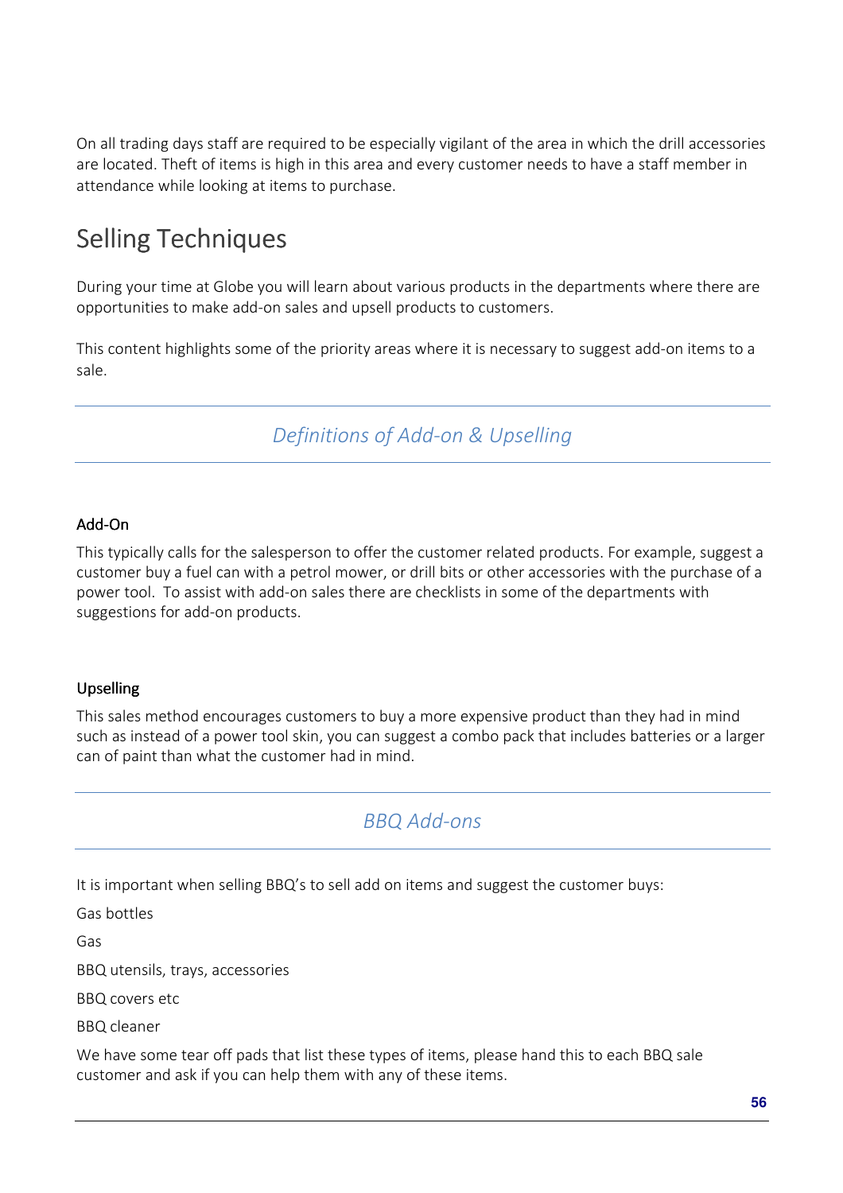On all trading days staff are required to be especially vigilant of the area in which the drill accessories are located. Theft of items is high in this area and every customer needs to have a staff member in attendance while looking at items to purchase.

# Selling Techniques

During your time at Globe you will learn about various products in the departments where there are opportunities to make add-on sales and upsell products to customers.

This content highlights some of the priority areas where it is necessary to suggest add-on items to a sale.

## *Definitions of Add-on & Upselling*

### Add-On

This typically calls for the salesperson to offer the customer related products. For example, suggest a customer buy a fuel can with a petrol mower, or drill bits or other accessories with the purchase of a power tool. To assist with add-on sales there are checklists in some of the departments with suggestions for add-on products.

### Upselling

This sales method encourages customers to buy a more expensive product than they had in mind such as instead of a power tool skin, you can suggest a combo pack that includes batteries or a larger can of paint than what the customer had in mind.

## *BBQ Add-ons*

It is important when selling BBQ's to sell add on items and suggest the customer buys:

Gas bottles

Gas

BBQ utensils, trays, accessories

BBQ covers etc

BBQ cleaner

We have some tear off pads that list these types of items, please hand this to each BBQ sale customer and ask if you can help them with any of these items.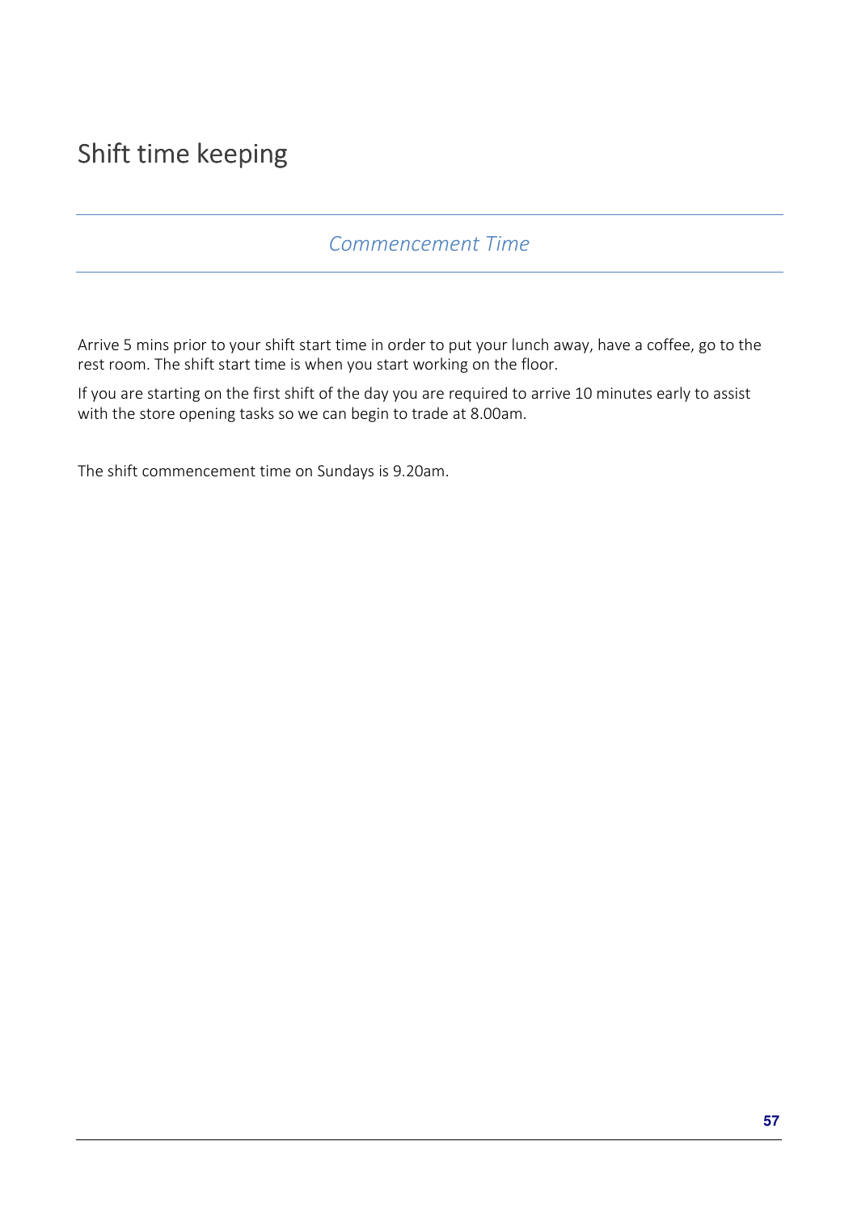# Shift time keeping

## *Commencement Time*

Arrive 5 mins prior to your shift start time in order to put your lunch away, have a coffee, go to the rest room. The shift start time is when you start working on the floor.

If you are starting on the first shift of the day you are required to arrive 10 minutes early to assist with the store opening tasks so we can begin to trade at 8.00am.

The shift commencement time on Sundays is 9.20am.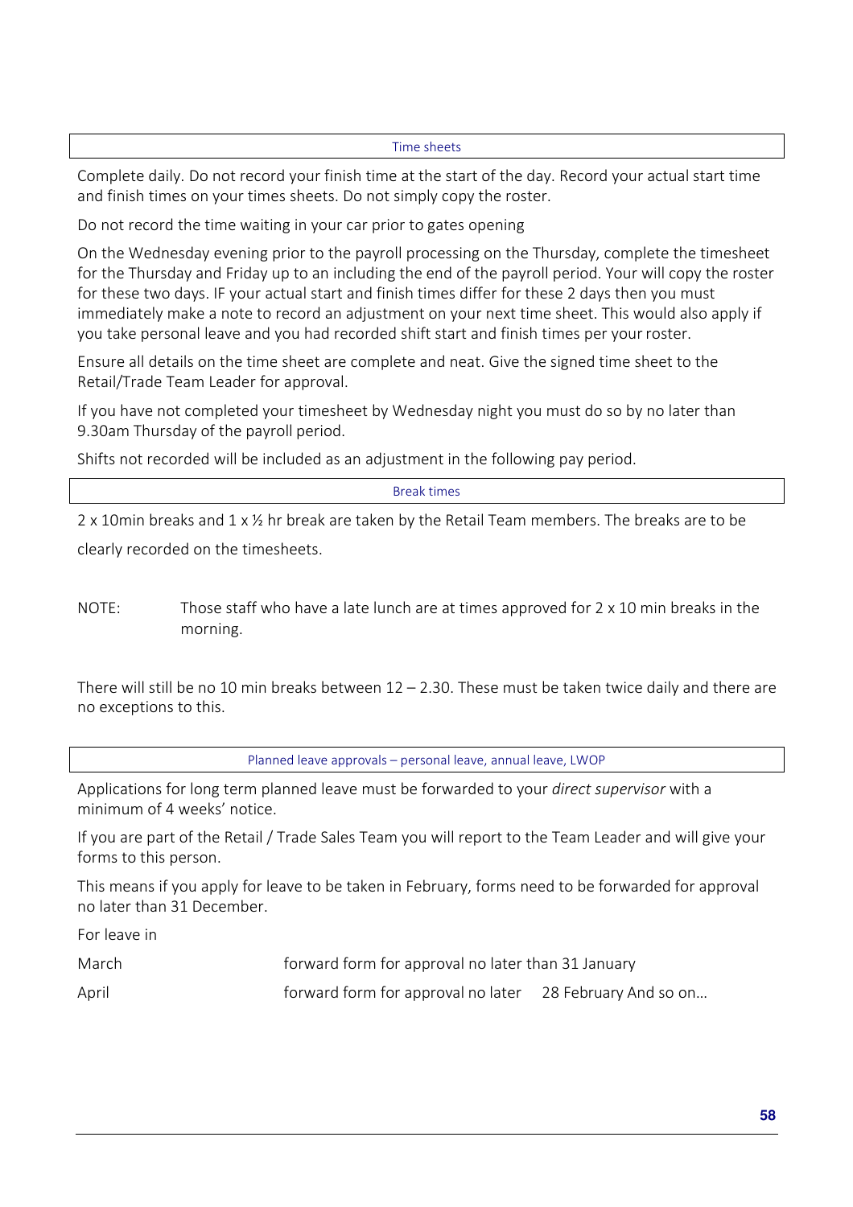## Time sheets

Complete daily. Do not record your finish time at the start of the day. Record your actual start time and finish times on your times sheets. Do not simply copy the roster.

Do not record the time waiting in your car prior to gates opening

On the Wednesday evening prior to the payroll processing on the Thursday, complete the timesheet for the Thursday and Friday up to an including the end of the payroll period. Your will copy the roster for these two days. IF your actual start and finish times differ for these 2 days then you must immediately make a note to record an adjustment on your next time sheet. This would also apply if you take personal leave and you had recorded shift start and finish times per your roster.

Ensure all details on the time sheet are complete and neat. Give the signed time sheet to the Retail/Trade Team Leader for approval.

If you have not completed your timesheet by Wednesday night you must do so by no later than 9.30am Thursday of the payroll period.

Shifts not recorded will be included as an adjustment in the following pay period.

## Break times

2 x 10min breaks and 1 x ½ hr break are taken by the Retail Team members. The breaks are to be clearly recorded on the timesheets.

NOTE: Those staff who have a late lunch are at times approved for 2 x 10 min breaks in the morning.

There will still be no 10 min breaks between 12 – 2.30. These must be taken twice daily and there are no exceptions to this.

## Planned leave approvals – personal leave, annual leave, LWOP

Applications for long term planned leave must be forwarded to your *direct supervisor* with a minimum of 4 weeks' notice.

If you are part of the Retail / Trade Sales Team you will report to the Team Leader and will give your forms to this person.

This means if you apply for leave to be taken in February, forms need to be forwarded for approval no later than 31 December.

For leave in

| | |
|---|---|
| March | forward form for approval no later than 31 January |
| April | forward form for approval no later 28 February And so on… |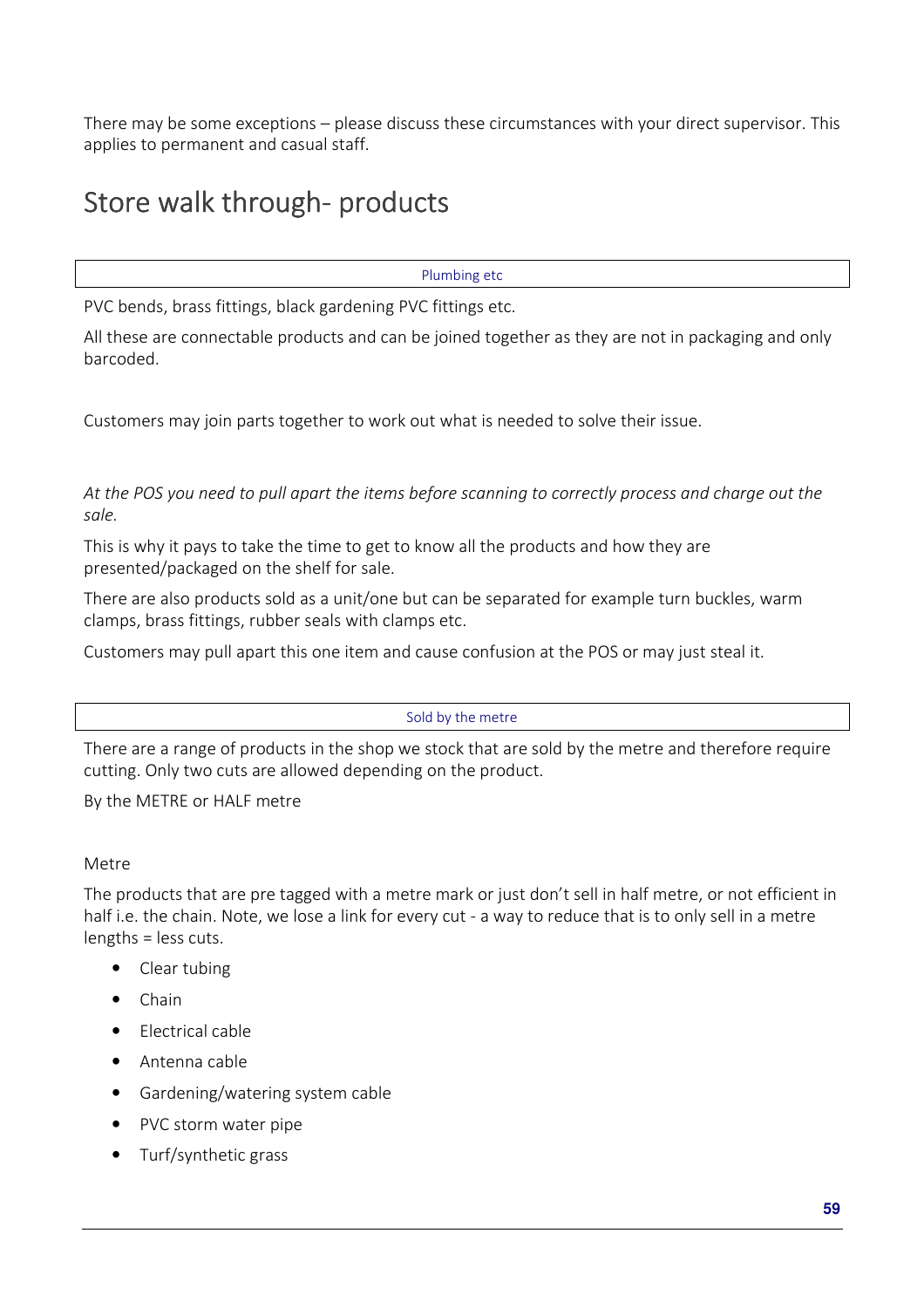There may be some exceptions – please discuss these circumstances with your direct supervisor. This applies to permanent and casual staff.

# Store walk through- products

### Plumbing etc

PVC bends, brass fittings, black gardening PVC fittings etc.

All these are connectable products and can be joined together as they are not in packaging and only barcoded.

Customers may join parts together to work out what is needed to solve their issue.

*At the POS you need to pull apart the items before scanning to correctly process and charge out the sale.*

This is why it pays to take the time to get to know all the products and how they are presented/packaged on the shelf for sale.

There are also products sold as a unit/one but can be separated for example turn buckles, warm clamps, brass fittings, rubber seals with clamps etc.

Customers may pull apart this one item and cause confusion at the POS or may just steal it.

### Sold by the metre

There are a range of products in the shop we stock that are sold by the metre and therefore require cutting. Only two cuts are allowed depending on the product.

By the METRE or HALF metre

Metre

The products that are pre tagged with a metre mark or just don't sell in half metre, or not efficient in half i.e. the chain. Note, we lose a link for every cut - a way to reduce that is to only sell in a metre lengths = less cuts.

- Clear tubing
- Chain
- Electrical cable
- Antenna cable
- Gardening/watering system cable
- PVC storm water pipe
- Turf/synthetic grass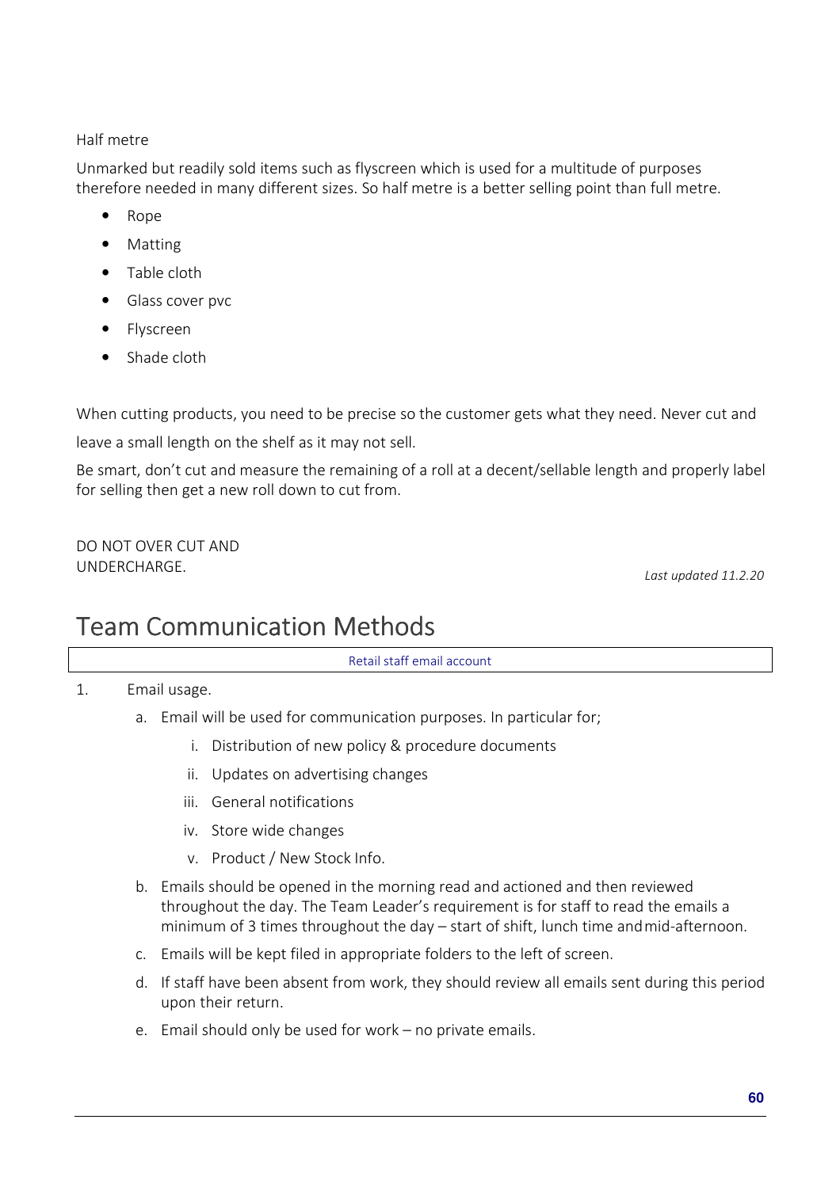Half metre

Unmarked but readily sold items such as flyscreen which is used for a multitude of purposes therefore needed in many different sizes. So half metre is a better selling point than full metre.

- Rope
- Matting
- Table cloth
- Glass cover pvc
- Flyscreen
- Shade cloth

When cutting products, you need to be precise so the customer gets what they need. Never cut and leave a small length on the shelf as it may not sell.

Be smart, don't cut and measure the remaining of a roll at a decent/sellable length and properly label for selling then get a new roll down to cut from.

DO NOT OVER CUT AND UNDERCHARGE.

*Last updated 11.2.20*

# Team Communication Methods

| Retail staff email account |
|---|

1. Email usage.
   a. Email will be used for communication purposes. In particular for;
      i. Distribution of new policy & procedure documents
      ii. Updates on advertising changes
      iii. General notifications
      iv. Store wide changes
      v. Product / New Stock Info.
   b. Emails should be opened in the morning read and actioned and then reviewed throughout the day. The Team Leader's requirement is for staff to read the emails a minimum of 3 times throughout the day – start of shift, lunch time and mid-afternoon.
   c. Emails will be kept filed in appropriate folders to the left of screen.
   d. If staff have been absent from work, they should review all emails sent during this period upon their return.
   e. Email should only be used for work – no private emails.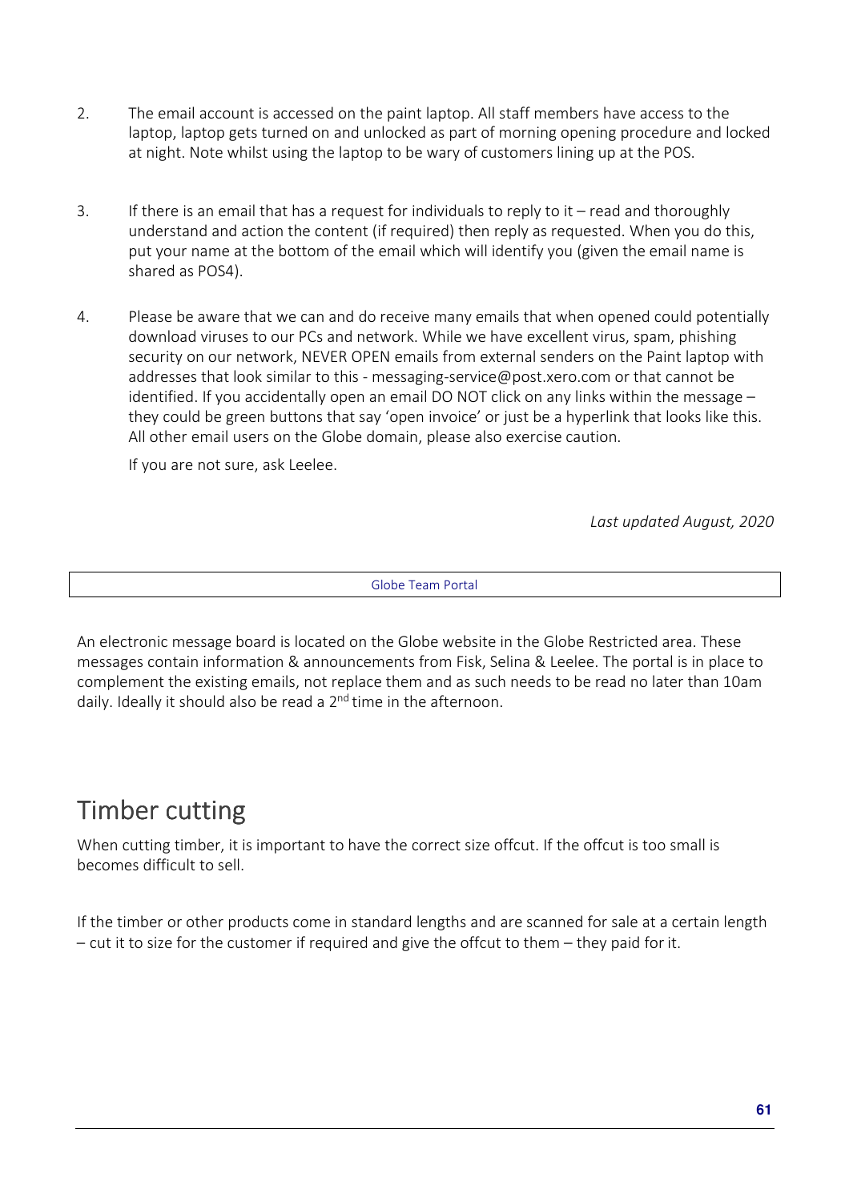2. The email account is accessed on the paint laptop. All staff members have access to the laptop, laptop gets turned on and unlocked as part of morning opening procedure and locked at night. Note whilst using the laptop to be wary of customers lining up at the POS.

3. If there is an email that has a request for individuals to reply to it – read and thoroughly understand and action the content (if required) then reply as requested. When you do this, put your name at the bottom of the email which will identify you (given the email name is shared as POS4).

4. Please be aware that we can and do receive many emails that when opened could potentially download viruses to our PCs and network. While we have excellent virus, spam, phishing security on our network, NEVER OPEN emails from external senders on the Paint laptop with addresses that look similar to this - messaging-service@post.xero.com or that cannot be identified. If you accidentally open an email DO NOT click on any links within the message – they could be green buttons that say 'open invoice' or just be a hyperlink that looks like this. All other email users on the Globe domain, please also exercise caution.

   If you are not sure, ask Leelee.

*Last updated August, 2020*

| Globe Team Portal |
|---|

An electronic message board is located on the Globe website in the Globe Restricted area. These messages contain information & announcements from Fisk, Selina & Leelee. The portal is in place to complement the existing emails, not replace them and as such needs to be read no later than 10am daily. Ideally it should also be read a 2nd time in the afternoon.

# Timber cutting

When cutting timber, it is important to have the correct size offcut. If the offcut is too small is becomes difficult to sell.

If the timber or other products come in standard lengths and are scanned for sale at a certain length – cut it to size for the customer if required and give the offcut to them – they paid for it.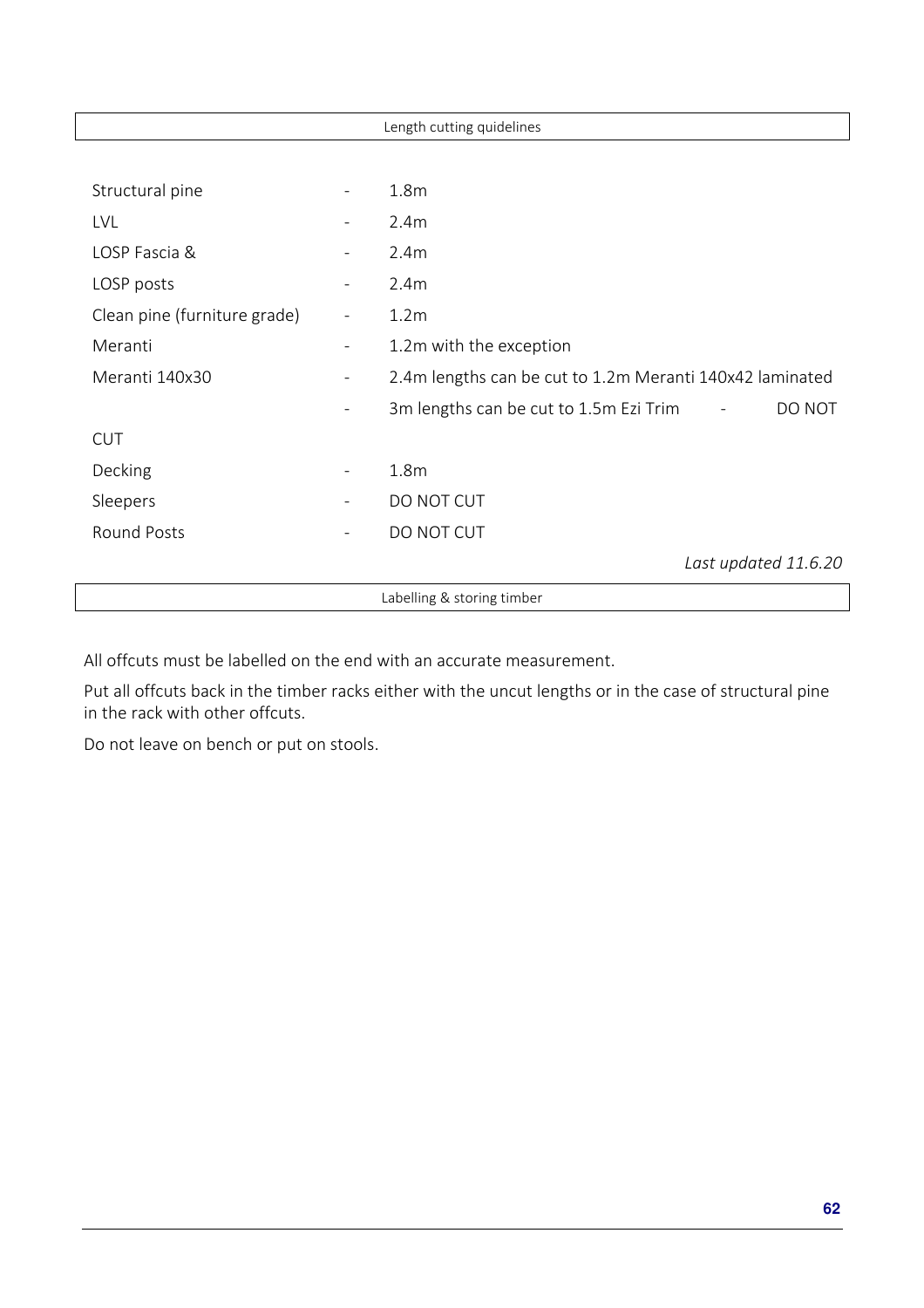## Length cutting quidelines

Structural pine - 1.8m

LVL - 2.4m

LOSP Fascia & - 2.4m

LOSP posts - 2.4m

Clean pine (furniture grade) - 1.2m

Meranti - 1.2m with the exception

Meranti 140x30 - 2.4m lengths can be cut to 1.2m Meranti 140x42 laminated

- 3m lengths can be cut to 1.5m Ezi Trim - DO NOT CUT

Decking - 1.8m

Sleepers - DO NOT CUT

Round Posts - DO NOT CUT

*Last updated 11.6.20*

## Labelling & storing timber

All offcuts must be labelled on the end with an accurate measurement.

Put all offcuts back in the timber racks either with the uncut lengths or in the case of structural pine in the rack with other offcuts.

Do not leave on bench or put on stools.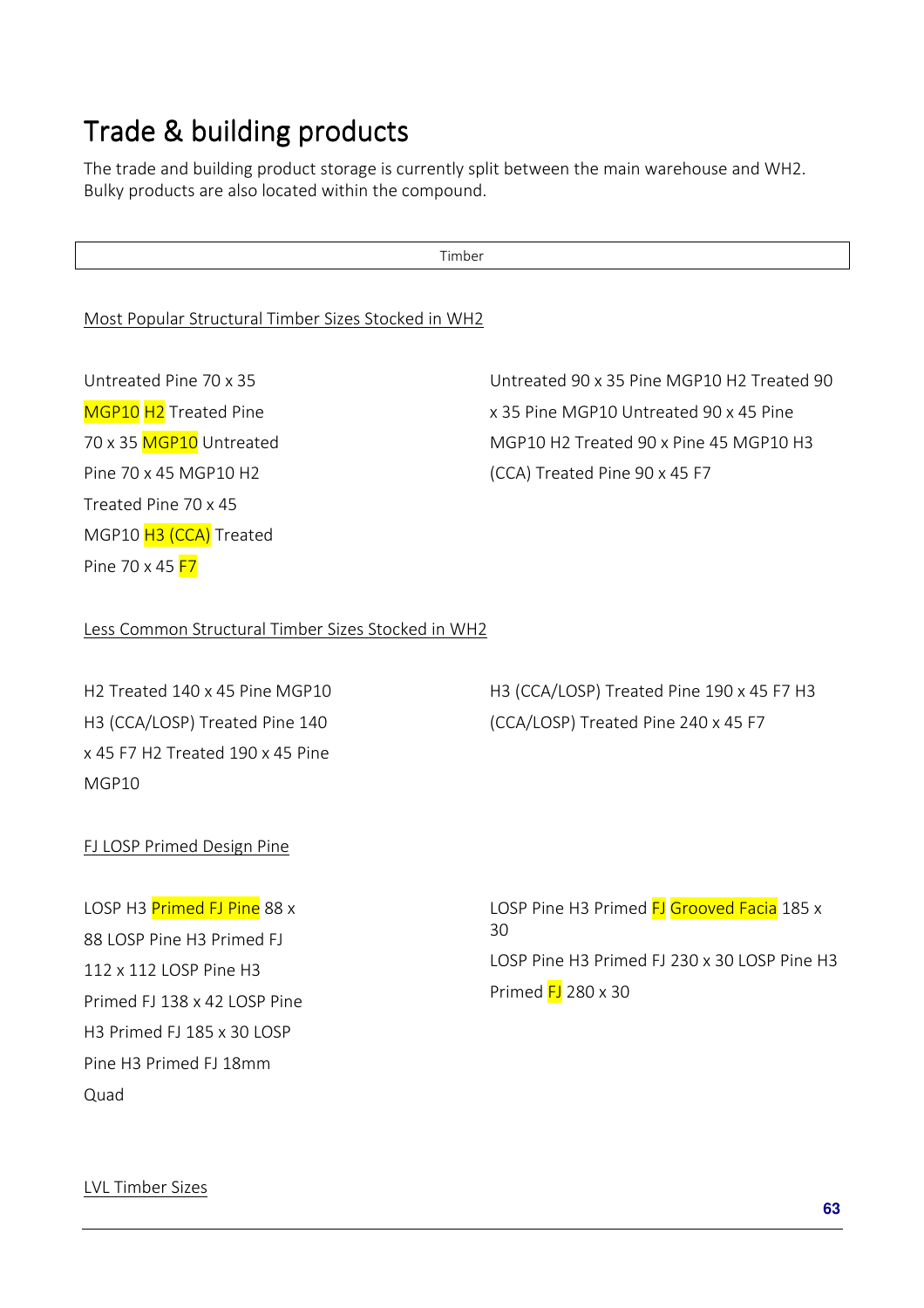# Trade & building products

The trade and building product storage is currently split between the main warehouse and WH2. Bulky products are also located within the compound.

| Timber |
|---|

Most Popular Structural Timber Sizes Stocked in WH2

Untreated Pine 70 x 35 MGP10 H2 Treated Pine 70 x 35 MGP10 Untreated Pine 70 x 45 MGP10 H2 Treated Pine 70 x 45 MGP10 H3 (CCA) Treated Pine 70 x 45 F7

Untreated 90 x 35 Pine MGP10 H2 Treated 90 x 35 Pine MGP10 Untreated 90 x 45 Pine MGP10 H2 Treated 90 x Pine 45 MGP10 H3 (CCA) Treated Pine 90 x 45 F7

Less Common Structural Timber Sizes Stocked in WH2

H2 Treated 140 x 45 Pine MGP10 H3 (CCA/LOSP) Treated Pine 140 x 45 F7 H2 Treated 190 x 45 Pine MGP10

H3 (CCA/LOSP) Treated Pine 190 x 45 F7 H3 (CCA/LOSP) Treated Pine 240 x 45 F7

FJ LOSP Primed Design Pine

LOSP H3 Primed FJ Pine 88 x 88 LOSP Pine H3 Primed FJ 112 x 112 LOSP Pine H3 Primed FJ 138 x 42 LOSP Pine H3 Primed FJ 185 x 30 LOSP Pine H3 Primed FJ 18mm Quad

LOSP Pine H3 Primed FJ Grooved Facia 185 x 30

LOSP Pine H3 Primed FJ 230 x 30 LOSP Pine H3 Primed FJ 280 x 30

LVL Timber Sizes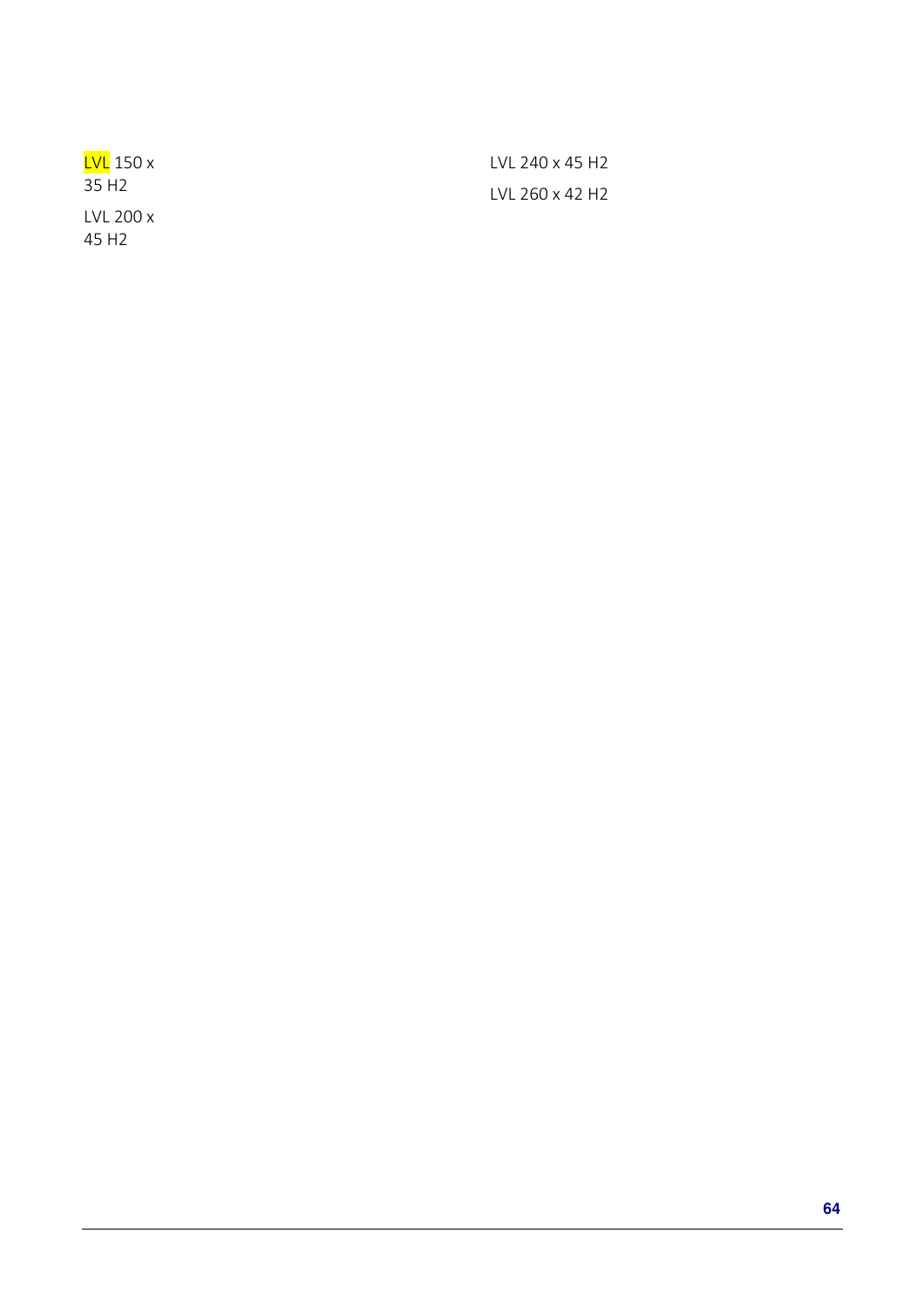LVL 150 x 35 H2

LVL 200 x 45 H2

LVL 240 x 45 H2

LVL 260 x 42 H2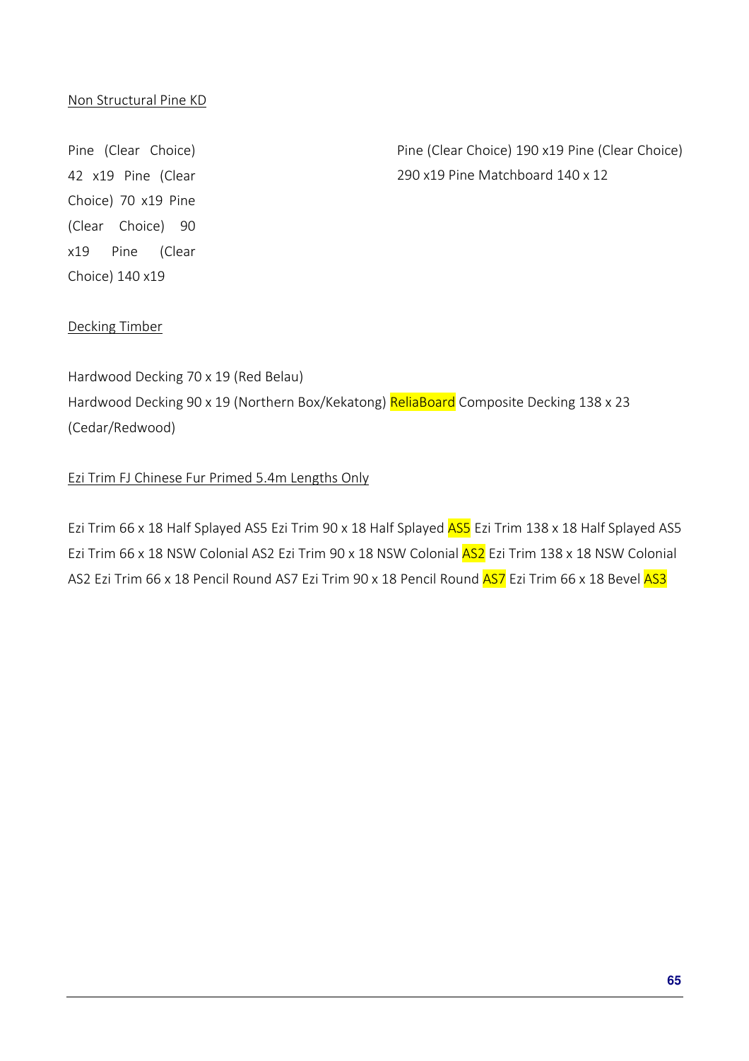Non Structural Pine KD

Pine (Clear Choice) 42 x19 Pine (Clear Choice) 70 x19 Pine (Clear Choice) 90 x19 Pine (Clear Choice) 140 x19 Pine (Clear Choice) 190 x19 Pine (Clear Choice) 290 x19 Pine Matchboard 140 x 12

Decking Timber

Hardwood Decking 70 x 19 (Red Belau)
Hardwood Decking 90 x 19 (Northern Box/Kekatong) ReliaBoard Composite Decking 138 x 23 (Cedar/Redwood)

Ezi Trim FJ Chinese Fur Primed 5.4m Lengths Only

Ezi Trim 66 x 18 Half Splayed AS5 Ezi Trim 90 x 18 Half Splayed AS5 Ezi Trim 138 x 18 Half Splayed AS5 Ezi Trim 66 x 18 NSW Colonial AS2 Ezi Trim 90 x 18 NSW Colonial AS2 Ezi Trim 138 x 18 NSW Colonial AS2 Ezi Trim 66 x 18 Pencil Round AS7 Ezi Trim 90 x 18 Pencil Round AS7 Ezi Trim 66 x 18 Bevel AS3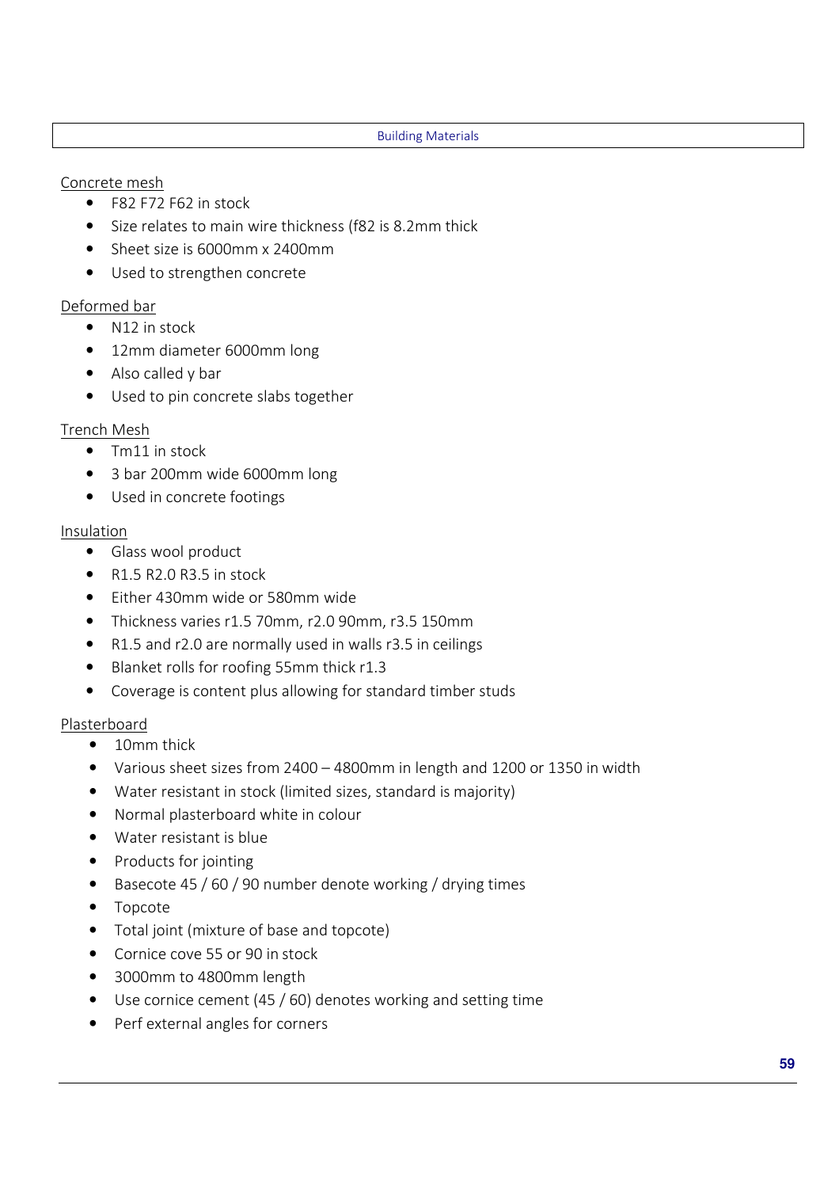Concrete mesh

- F82 F72 F62 in stock
- Size relates to main wire thickness (f82 is 8.2mm thick
- Sheet size is 6000mm x 2400mm
- Used to strengthen concrete

Deformed bar

- N12 in stock
- 12mm diameter 6000mm long
- Also called y bar
- Used to pin concrete slabs together

Trench Mesh

- Tm11 in stock
- 3 bar 200mm wide 6000mm long
- Used in concrete footings

Insulation

- Glass wool product
- R1.5 R2.0 R3.5 in stock
- Either 430mm wide or 580mm wide
- Thickness varies r1.5 70mm, r2.0 90mm, r3.5 150mm
- R1.5 and r2.0 are normally used in walls r3.5 in ceilings
- Blanket rolls for roofing 55mm thick r1.3
- Coverage is content plus allowing for standard timber studs

Plasterboard

- 10mm thick
- Various sheet sizes from 2400 – 4800mm in length and 1200 or 1350 in width
- Water resistant in stock (limited sizes, standard is majority)
- Normal plasterboard white in colour
- Water resistant is blue
- Products for jointing
- Basecote 45 / 60 / 90 number denote working / drying times
- Topcote
- Total joint (mixture of base and topcote)
- Cornice cove 55 or 90 in stock
- 3000mm to 4800mm length
- Use cornice cement (45 / 60) denotes working and setting time
- Perf external angles for corners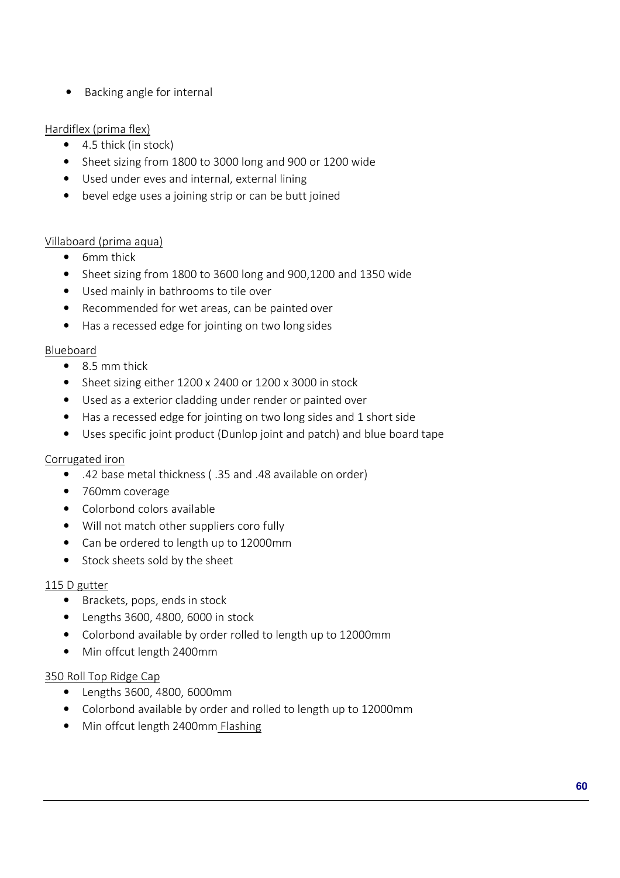- Backing angle for internal

<u>Hardiflex (prima flex)</u>

- 4.5 thick (in stock)
- Sheet sizing from 1800 to 3000 long and 900 or 1200 wide
- Used under eves and internal, external lining
- bevel edge uses a joining strip or can be butt joined

<u>Villaboard (prima aqua)</u>

- 6mm thick
- Sheet sizing from 1800 to 3600 long and 900,1200 and 1350 wide
- Used mainly in bathrooms to tile over
- Recommended for wet areas, can be painted over
- Has a recessed edge for jointing on two long sides

<u>Blueboard</u>

- 8.5 mm thick
- Sheet sizing either 1200 x 2400 or 1200 x 3000 in stock
- Used as a exterior cladding under render or painted over
- Has a recessed edge for jointing on two long sides and 1 short side
- Uses specific joint product (Dunlop joint and patch) and blue board tape

<u>Corrugated iron</u>

- .42 base metal thickness ( .35 and .48 available on order)
- 760mm coverage
- Colorbond colors available
- Will not match other suppliers coro fully
- Can be ordered to length up to 12000mm
- Stock sheets sold by the sheet

<u>115 D gutter</u>

- Brackets, pops, ends in stock
- Lengths 3600, 4800, 6000 in stock
- Colorbond available by order rolled to length up to 12000mm
- Min offcut length 2400mm

<u>350 Roll Top Ridge Cap</u>

- Lengths 3600, 4800, 6000mm
- Colorbond available by order and rolled to length up to 12000mm
- Min offcut length 2400mm <u>Flashing</u>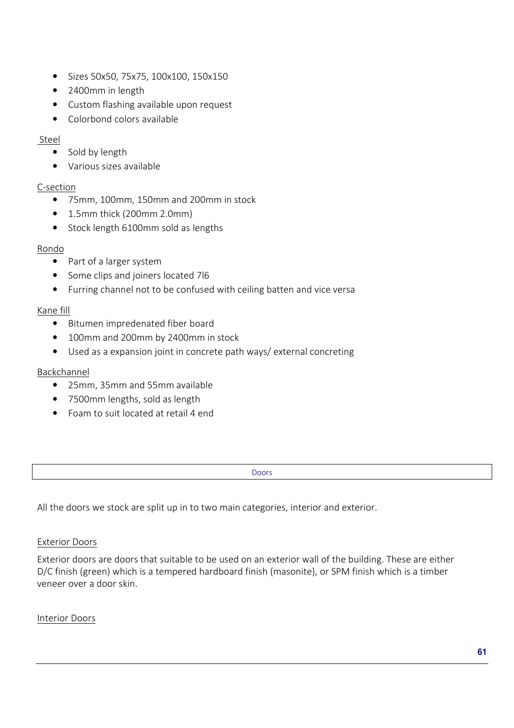- Sizes 50x50, 75x75, 100x100, 150x150
- 2400mm in length
- Custom flashing available upon request
- Colorbond colors available

Steel

- Sold by length
- Various sizes available

C-section

- 75mm, 100mm, 150mm and 200mm in stock
- 1.5mm thick (200mm 2.0mm)
- Stock length 6100mm sold as lengths

Rondo

- Part of a larger system
- Some clips and joiners located 7l6
- Furring channel not to be confused with ceiling batten and vice versa

Kane fill

- Bitumen impredenated fiber board
- 100mm and 200mm by 2400mm in stock
- Used as a expansion joint in concrete path ways/ external concreting

Backchannel

- 25mm, 35mm and 55mm available
- 7500mm lengths, sold as length
- Foam to suit located at retail 4 end

## Doors

All the doors we stock are split up in to two main categories, interior and exterior.

Exterior Doors

Exterior doors are doors that suitable to be used on an exterior wall of the building. These are either D/C finish (green) which is a tempered hardboard finish (masonite), or SPM finish which is a timber veneer over a door skin.

Interior Doors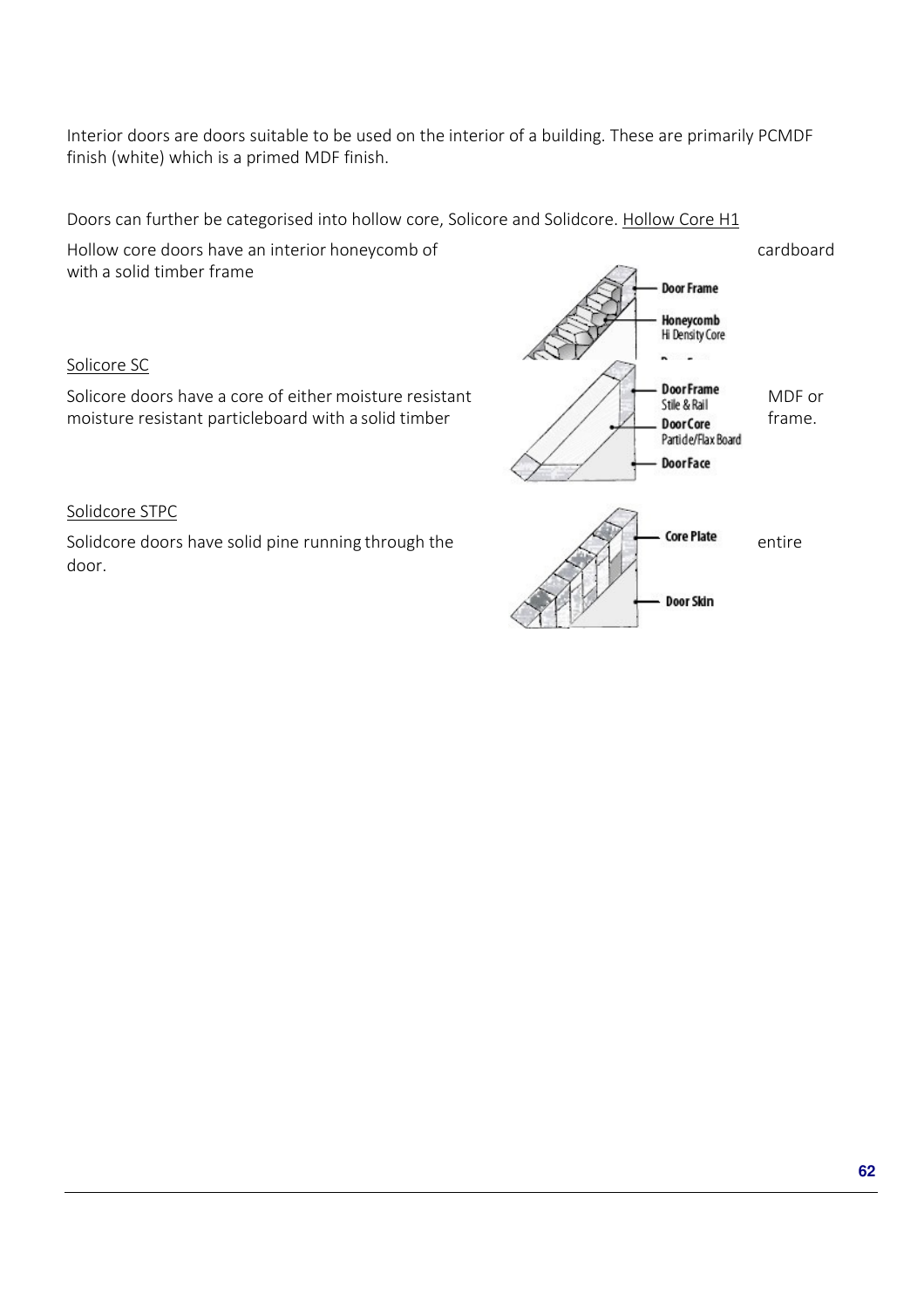Interior doors are doors suitable to be used on the interior of a building. These are primarily PCMDF finish (white) which is a primed MDF finish.

Doors can further be categorised into hollow core, Solicore and Solidcore. Hollow Core H1

Hollow core doors have an interior honeycomb of cardboard with a solid timber frame

Solicore SC

Solicore doors have a core of either moisture resistant MDF or moisture resistant particleboard with a solid timber frame.

Solidcore STPC

Solidcore doors have solid pine running through the entire door.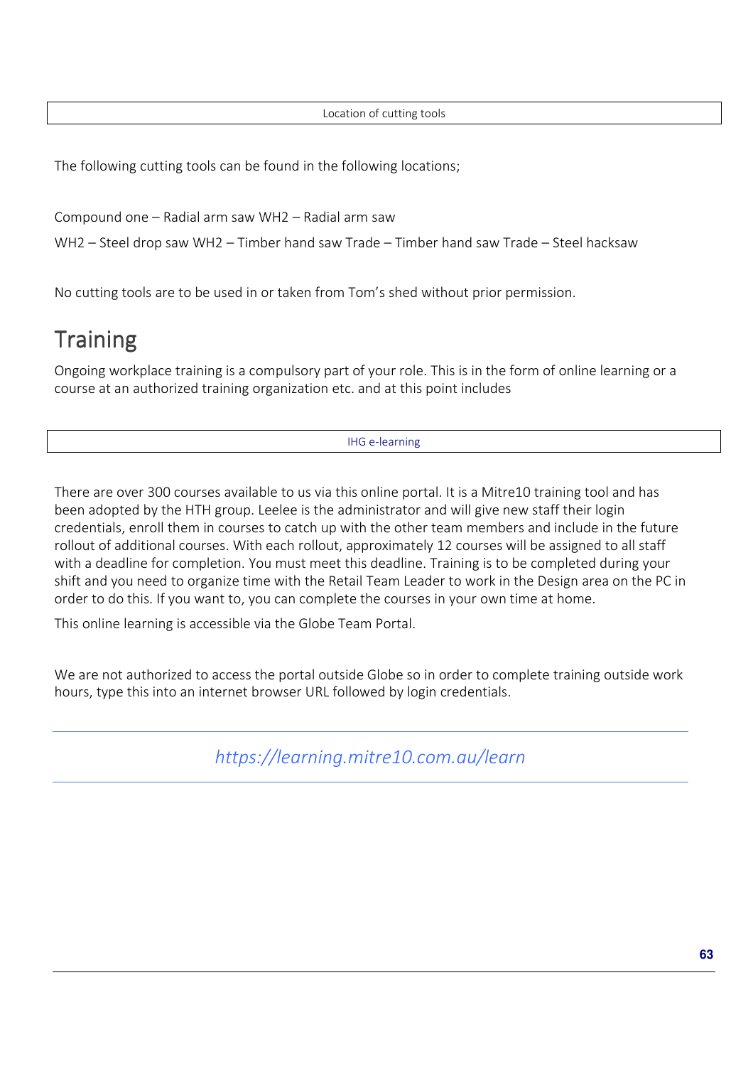| Location of cutting tools |
|---|

The following cutting tools can be found in the following locations;

Compound one – Radial arm saw WH2 – Radial arm saw

WH2 – Steel drop saw WH2 – Timber hand saw Trade – Timber hand saw Trade – Steel hacksaw

No cutting tools are to be used in or taken from Tom's shed without prior permission.

# Training

Ongoing workplace training is a compulsory part of your role. This is in the form of online learning or a course at an authorized training organization etc. and at this point includes

| IHG e-learning |
|---|

There are over 300 courses available to us via this online portal. It is a Mitre10 training tool and has been adopted by the HTH group. Leelee is the administrator and will give new staff their login credentials, enroll them in courses to catch up with the other team members and include in the future rollout of additional courses. With each rollout, approximately 12 courses will be assigned to all staff with a deadline for completion. You must meet this deadline. Training is to be completed during your shift and you need to organize time with the Retail Team Leader to work in the Design area on the PC in order to do this. If you want to, you can complete the courses in your own time at home.

This online learning is accessible via the Globe Team Portal.

We are not authorized to access the portal outside Globe so in order to complete training outside work hours, type this into an internet browser URL followed by login credentials.

---

*https://learning.mitre10.com.au/learn*

---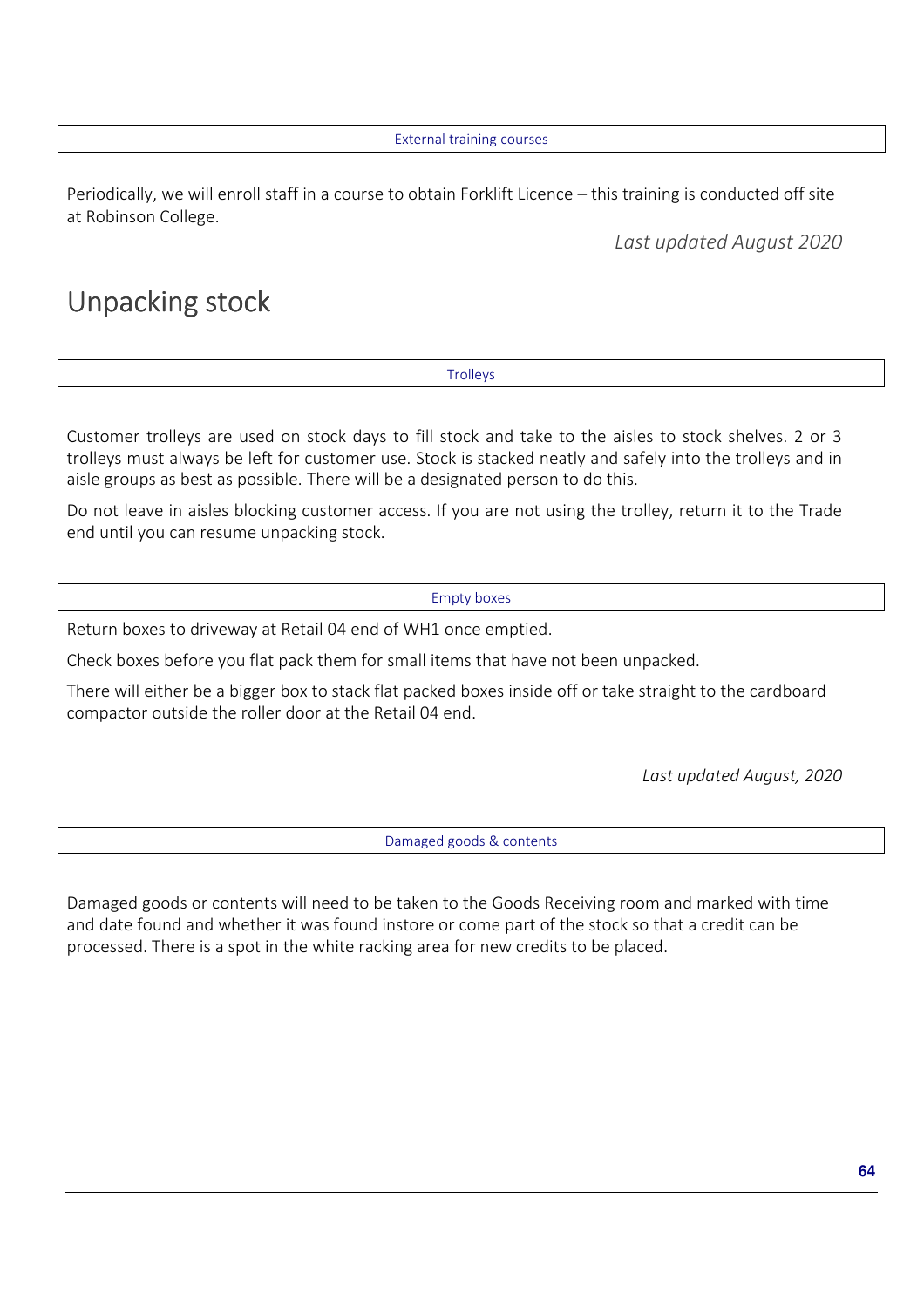### External training courses

Periodically, we will enroll staff in a course to obtain Forklift Licence – this training is conducted off site at Robinson College.

*Last updated August 2020*

## Unpacking stock

### Trolleys

Customer trolleys are used on stock days to fill stock and take to the aisles to stock shelves. 2 or 3 trolleys must always be left for customer use. Stock is stacked neatly and safely into the trolleys and in aisle groups as best as possible. There will be a designated person to do this.

Do not leave in aisles blocking customer access. If you are not using the trolley, return it to the Trade end until you can resume unpacking stock.

### Empty boxes

Return boxes to driveway at Retail 04 end of WH1 once emptied.

Check boxes before you flat pack them for small items that have not been unpacked.

There will either be a bigger box to stack flat packed boxes inside off or take straight to the cardboard compactor outside the roller door at the Retail 04 end.

*Last updated August, 2020*

### Damaged goods & contents

Damaged goods or contents will need to be taken to the Goods Receiving room and marked with time and date found and whether it was found instore or come part of the stock so that a credit can be processed. There is a spot in the white racking area for new credits to be placed.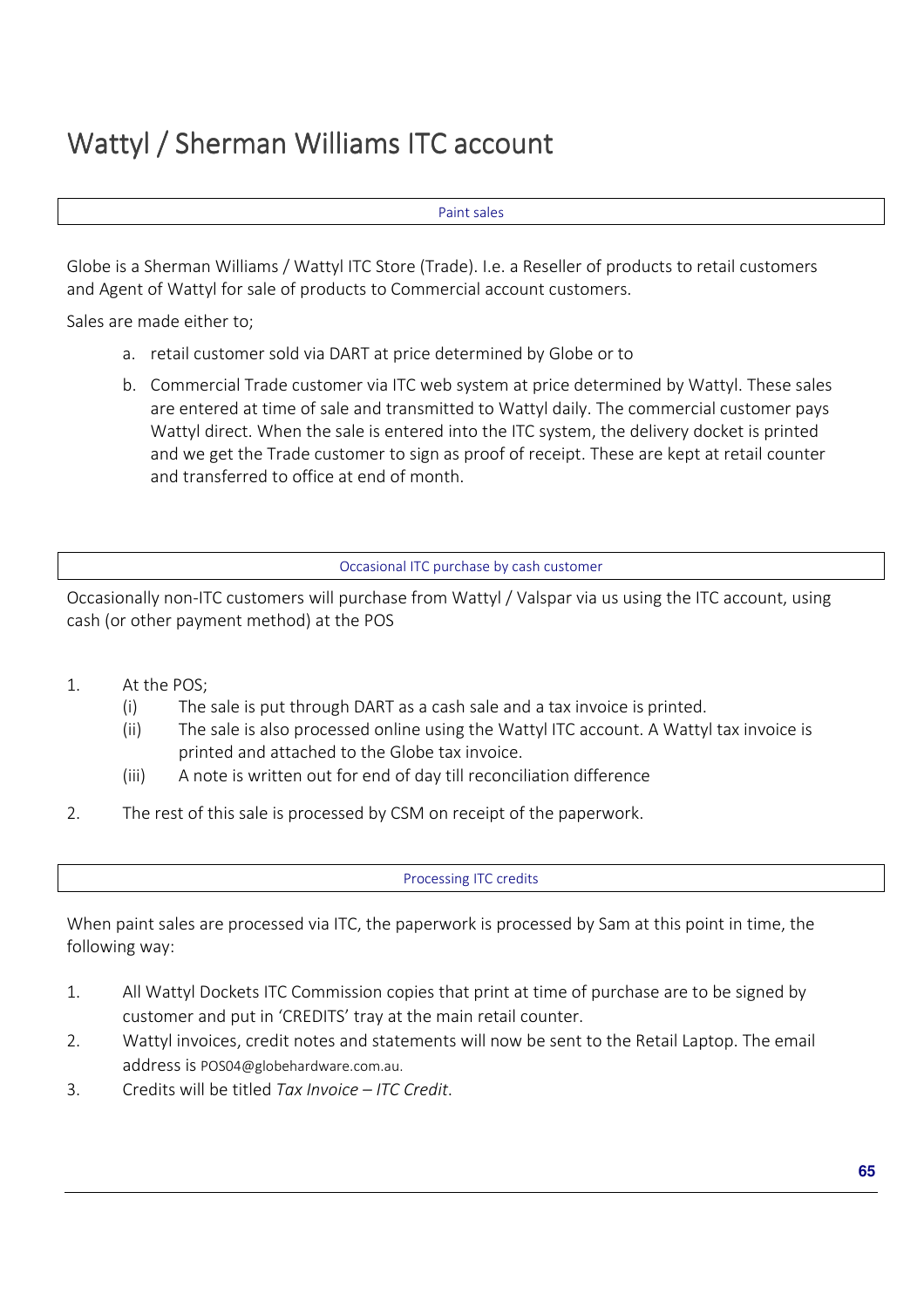# Wattyl / Sherman Williams ITC account

## Paint sales

Globe is a Sherman Williams / Wattyl ITC Store (Trade). I.e. a Reseller of products to retail customers and Agent of Wattyl for sale of products to Commercial account customers.

Sales are made either to;

a. retail customer sold via DART at price determined by Globe or to

b. Commercial Trade customer via ITC web system at price determined by Wattyl. These sales are entered at time of sale and transmitted to Wattyl daily. The commercial customer pays Wattyl direct. When the sale is entered into the ITC system, the delivery docket is printed and we get the Trade customer to sign as proof of receipt. These are kept at retail counter and transferred to office at end of month.

## Occasional ITC purchase by cash customer

Occasionally non-ITC customers will purchase from Wattyl / Valspar via us using the ITC account, using cash (or other payment method) at the POS

1. At the POS;
   (i) The sale is put through DART as a cash sale and a tax invoice is printed.
   (ii) The sale is also processed online using the Wattyl ITC account. A Wattyl tax invoice is printed and attached to the Globe tax invoice.
   (iii) A note is written out for end of day till reconciliation difference

2. The rest of this sale is processed by CSM on receipt of the paperwork.

## Processing ITC credits

When paint sales are processed via ITC, the paperwork is processed by Sam at this point in time, the following way:

1. All Wattyl Dockets ITC Commission copies that print at time of purchase are to be signed by customer and put in 'CREDITS' tray at the main retail counter.
2. Wattyl invoices, credit notes and statements will now be sent to the Retail Laptop. The email address is POS04@globehardware.com.au.
3. Credits will be titled *Tax Invoice – ITC Credit*.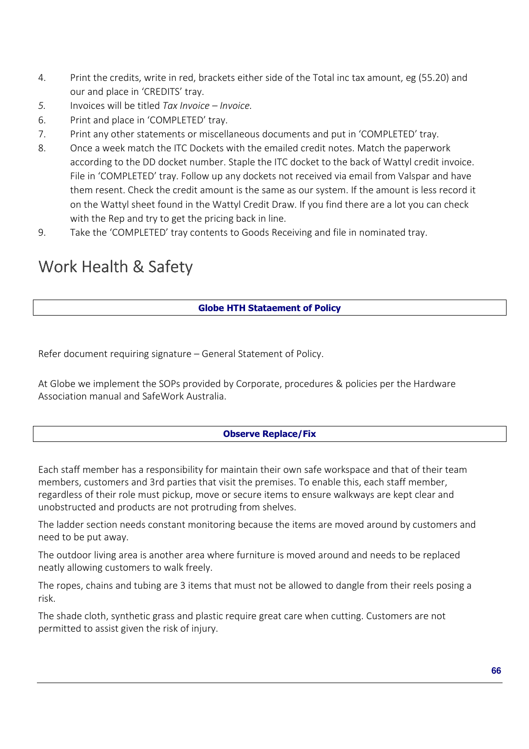4. Print the credits, write in red, brackets either side of the Total inc tax amount, eg (55.20) and our and place in 'CREDITS' tray.
5. Invoices will be titled *Tax Invoice – Invoice.*
6. Print and place in 'COMPLETED' tray.
7. Print any other statements or miscellaneous documents and put in 'COMPLETED' tray.
8. Once a week match the ITC Dockets with the emailed credit notes. Match the paperwork according to the DD docket number. Staple the ITC docket to the back of Wattyl credit invoice. File in 'COMPLETED' tray. Follow up any dockets not received via email from Valspar and have them resent. Check the credit amount is the same as our system. If the amount is less record it on the Wattyl sheet found in the Wattyl Credit Draw. If you find there are a lot you can check with the Rep and try to get the pricing back in line.
9. Take the 'COMPLETED' tray contents to Goods Receiving and file in nominated tray.

# Work Health & Safety

## Globe HTH Stataement of Policy

Refer document requiring signature – General Statement of Policy.

At Globe we implement the SOPs provided by Corporate, procedures & policies per the Hardware Association manual and SafeWork Australia.

## Observe Replace/Fix

Each staff member has a responsibility for maintain their own safe workspace and that of their team members, customers and 3rd parties that visit the premises. To enable this, each staff member, regardless of their role must pickup, move or secure items to ensure walkways are kept clear and unobstructed and products are not protruding from shelves.

The ladder section needs constant monitoring because the items are moved around by customers and need to be put away.

The outdoor living area is another area where furniture is moved around and needs to be replaced neatly allowing customers to walk freely.

The ropes, chains and tubing are 3 items that must not be allowed to dangle from their reels posing a risk.

The shade cloth, synthetic grass and plastic require great care when cutting. Customers are not permitted to assist given the risk of injury.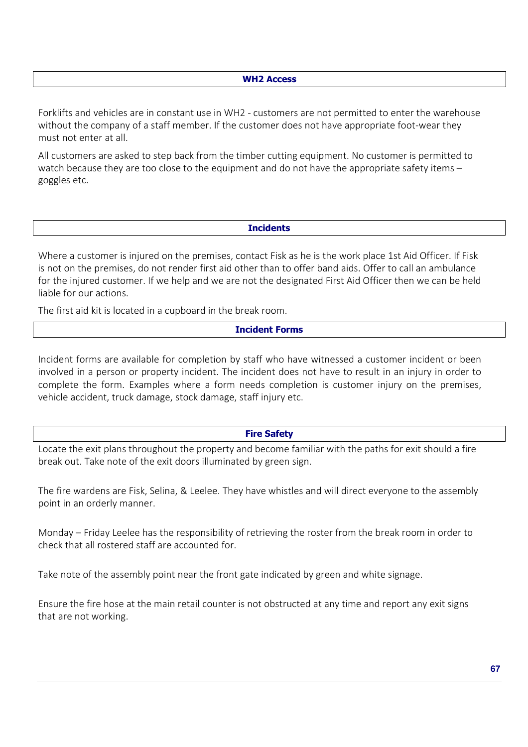## WH2 Access

Forklifts and vehicles are in constant use in WH2 - customers are not permitted to enter the warehouse without the company of a staff member. If the customer does not have appropriate foot-wear they must not enter at all.

All customers are asked to step back from the timber cutting equipment. No customer is permitted to watch because they are too close to the equipment and do not have the appropriate safety items – goggles etc.

## Incidents

Where a customer is injured on the premises, contact Fisk as he is the work place 1st Aid Officer. If Fisk is not on the premises, do not render first aid other than to offer band aids. Offer to call an ambulance for the injured customer. If we help and we are not the designated First Aid Officer then we can be held liable for our actions.

The first aid kit is located in a cupboard in the break room.

## Incident Forms

Incident forms are available for completion by staff who have witnessed a customer incident or been involved in a person or property incident. The incident does not have to result in an injury in order to complete the form. Examples where a form needs completion is customer injury on the premises, vehicle accident, truck damage, stock damage, staff injury etc.

## Fire Safety

Locate the exit plans throughout the property and become familiar with the paths for exit should a fire break out. Take note of the exit doors illuminated by green sign.

The fire wardens are Fisk, Selina, & Leelee. They have whistles and will direct everyone to the assembly point in an orderly manner.

Monday – Friday Leelee has the responsibility of retrieving the roster from the break room in order to check that all rostered staff are accounted for.

Take note of the assembly point near the front gate indicated by green and white signage.

Ensure the fire hose at the main retail counter is not obstructed at any time and report any exit signs that are not working.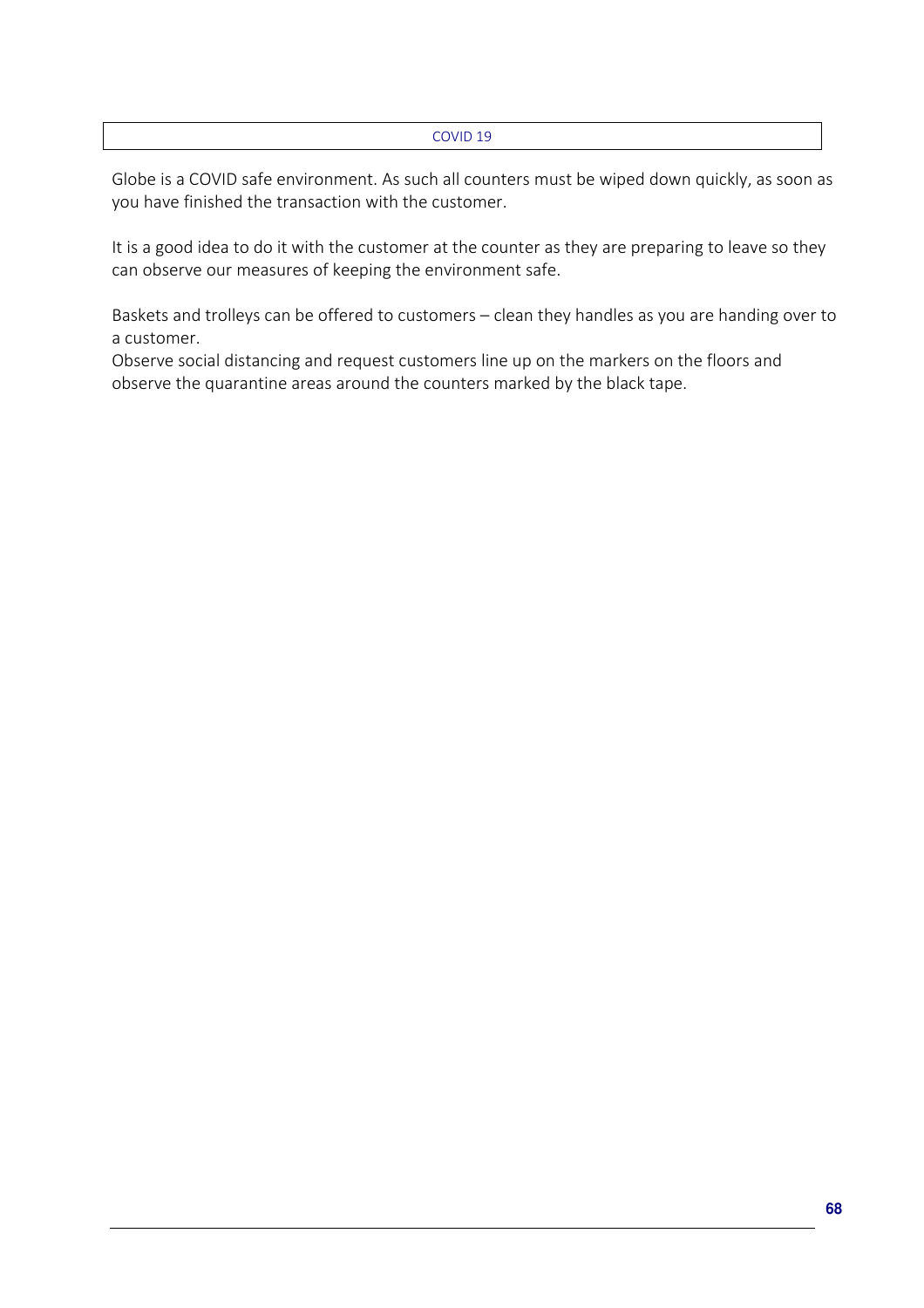## COVID 19

Globe is a COVID safe environment. As such all counters must be wiped down quickly, as soon as you have finished the transaction with the customer.

It is a good idea to do it with the customer at the counter as they are preparing to leave so they can observe our measures of keeping the environment safe.

Baskets and trolleys can be offered to customers – clean they handles as you are handing over to a customer.

Observe social distancing and request customers line up on the markers on the floors and observe the quarantine areas around the counters marked by the black tape.